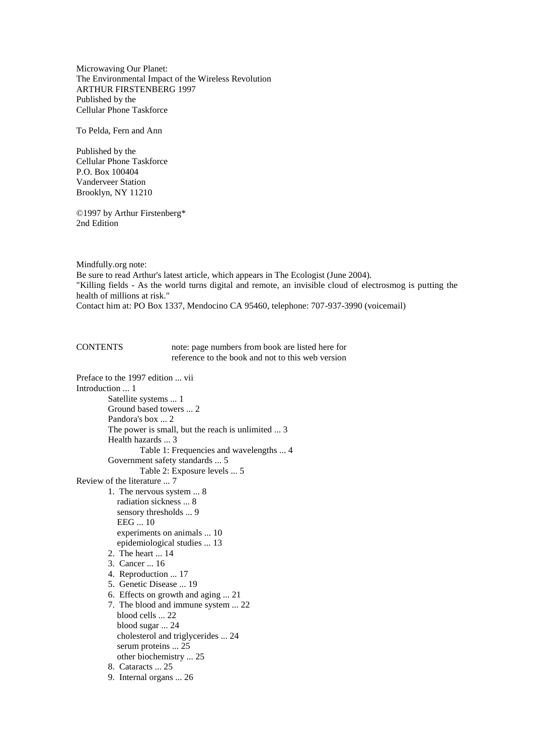Microwaving Our Planet:
The Environmental Impact of the Wireless Revolution
ARTHUR FIRSTENBERG 1997
Published by the
Cellular Phone Taskforce

To Pelda, Fern and Ann

Published by the
Cellular Phone Taskforce
P.O. Box 100404
Vanderveer Station
Brooklyn, NY 11210

©1997 by Arthur Firstenberg*
2nd Edition

Mindfully.org note:
Be sure to read Arthur's latest article, which appears in The Ecologist (June 2004).
"Killing fields - As the world turns digital and remote, an invisible cloud of electrosmog is putting the health of millions at risk."
Contact him at: PO Box 1337, Mendocino CA 95460, telephone: 707-937-3990 (voicemail)

CONTENTS — note: page numbers from book are listed here for reference to the book and not to this web version

Preface to the 1997 edition ... vii
Introduction ... 1
- Satellite systems ... 1
- Ground based towers ... 2
- Pandora's box ... 2
- The power is small, but the reach is unlimited ... 3
- Health hazards ... 3
  - Table 1: Frequencies and wavelengths ... 4
- Government safety standards ... 5
  - Table 2: Exposure levels ... 5

Review of the literature ... 7
1. The nervous system ... 8
   - radiation sickness ... 8
   - sensory thresholds ... 9
   - EEG ... 10
   - experiments on animals ... 10
   - epidemiological studies ... 13
2. The heart ... 14
3. Cancer ... 16
4. Reproduction ... 17
5. Genetic Disease ... 19
6. Effects on growth and aging ... 21
7. The blood and immune system ... 22
   - blood cells ... 22
   - blood sugar ... 24
   - cholesterol and triglycerides ... 24
   - serum proteins ... 25
   - other biochemistry ... 25
8. Cataracts ... 25
9. Internal organs ... 26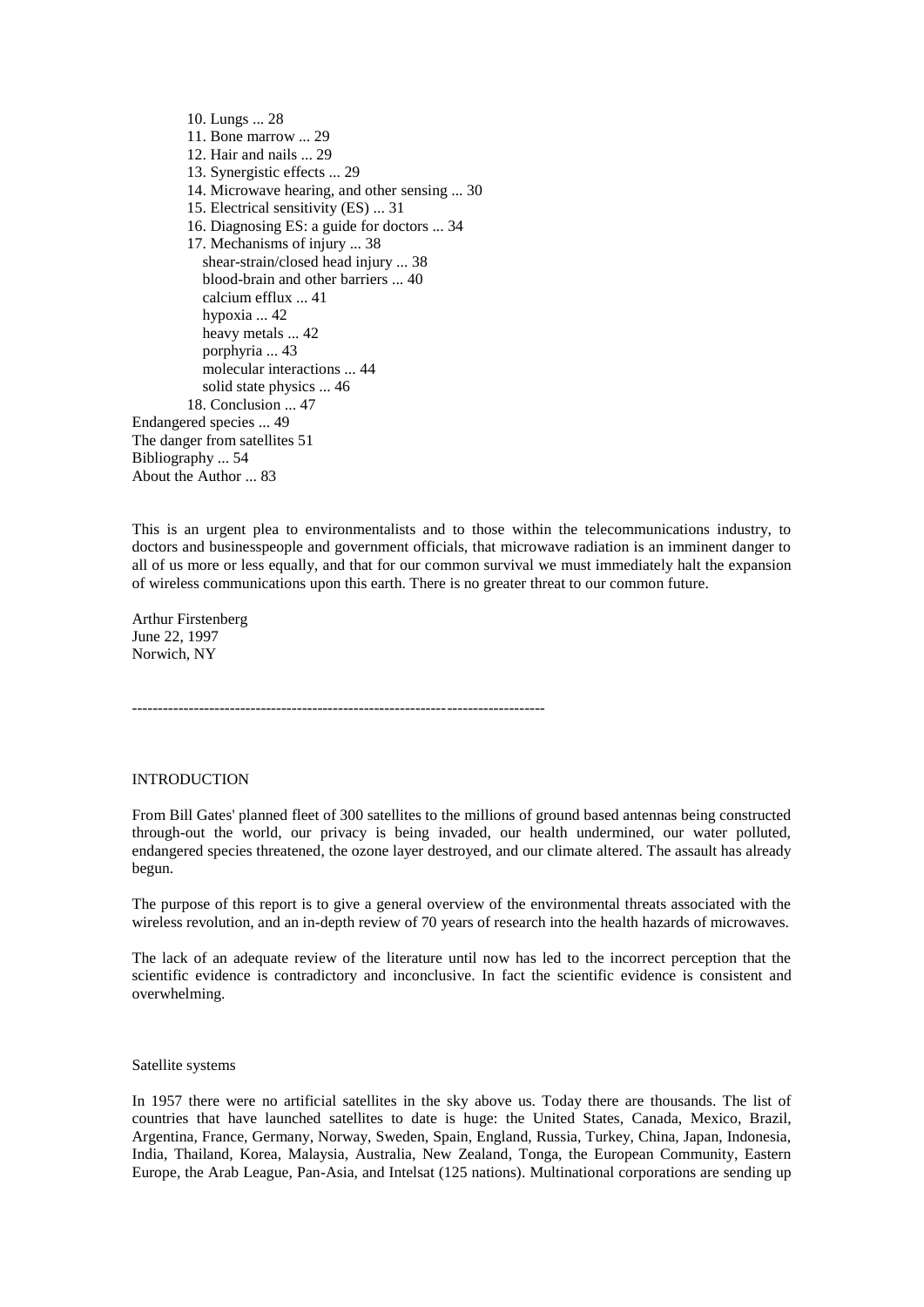10. Lungs ... 28
11. Bone marrow ... 29
12. Hair and nails ... 29
13. Synergistic effects ... 29
14. Microwave hearing, and other sensing ... 30
15. Electrical sensitivity (ES) ... 31
16. Diagnosing ES: a guide for doctors ... 34
17. Mechanisms of injury ... 38
    - shear-strain/closed head injury ... 38
    - blood-brain and other barriers ... 40
    - calcium efflux ... 41
    - hypoxia ... 42
    - heavy metals ... 42
    - porphyria ... 43
    - molecular interactions ... 44
    - solid state physics ... 46
18. Conclusion ... 47

Endangered species ... 49
The danger from satellites 51
Bibliography ... 54
About the Author ... 83

This is an urgent plea to environmentalists and to those within the telecommunications industry, to doctors and businesspeople and government officials, that microwave radiation is an imminent danger to all of us more or less equally, and that for our common survival we must immediately halt the expansion of wireless communications upon this earth. There is no greater threat to our common future.

Arthur Firstenberg
June 22, 1997
Norwich, NY

--------------------------------------------------------------------------------

## INTRODUCTION

From Bill Gates' planned fleet of 300 satellites to the millions of ground based antennas being constructed through-out the world, our privacy is being invaded, our health undermined, our water polluted, endangered species threatened, the ozone layer destroyed, and our climate altered. The assault has already begun.

The purpose of this report is to give a general overview of the environmental threats associated with the wireless revolution, and an in-depth review of 70 years of research into the health hazards of microwaves.

The lack of an adequate review of the literature until now has led to the incorrect perception that the scientific evidence is contradictory and inconclusive. In fact the scientific evidence is consistent and overwhelming.

### Satellite systems

In 1957 there were no artificial satellites in the sky above us. Today there are thousands. The list of countries that have launched satellites to date is huge: the United States, Canada, Mexico, Brazil, Argentina, France, Germany, Norway, Sweden, Spain, England, Russia, Turkey, China, Japan, Indonesia, India, Thailand, Korea, Malaysia, Australia, New Zealand, Tonga, the European Community, Eastern Europe, the Arab League, Pan-Asia, and Intelsat (125 nations). Multinational corporations are sending up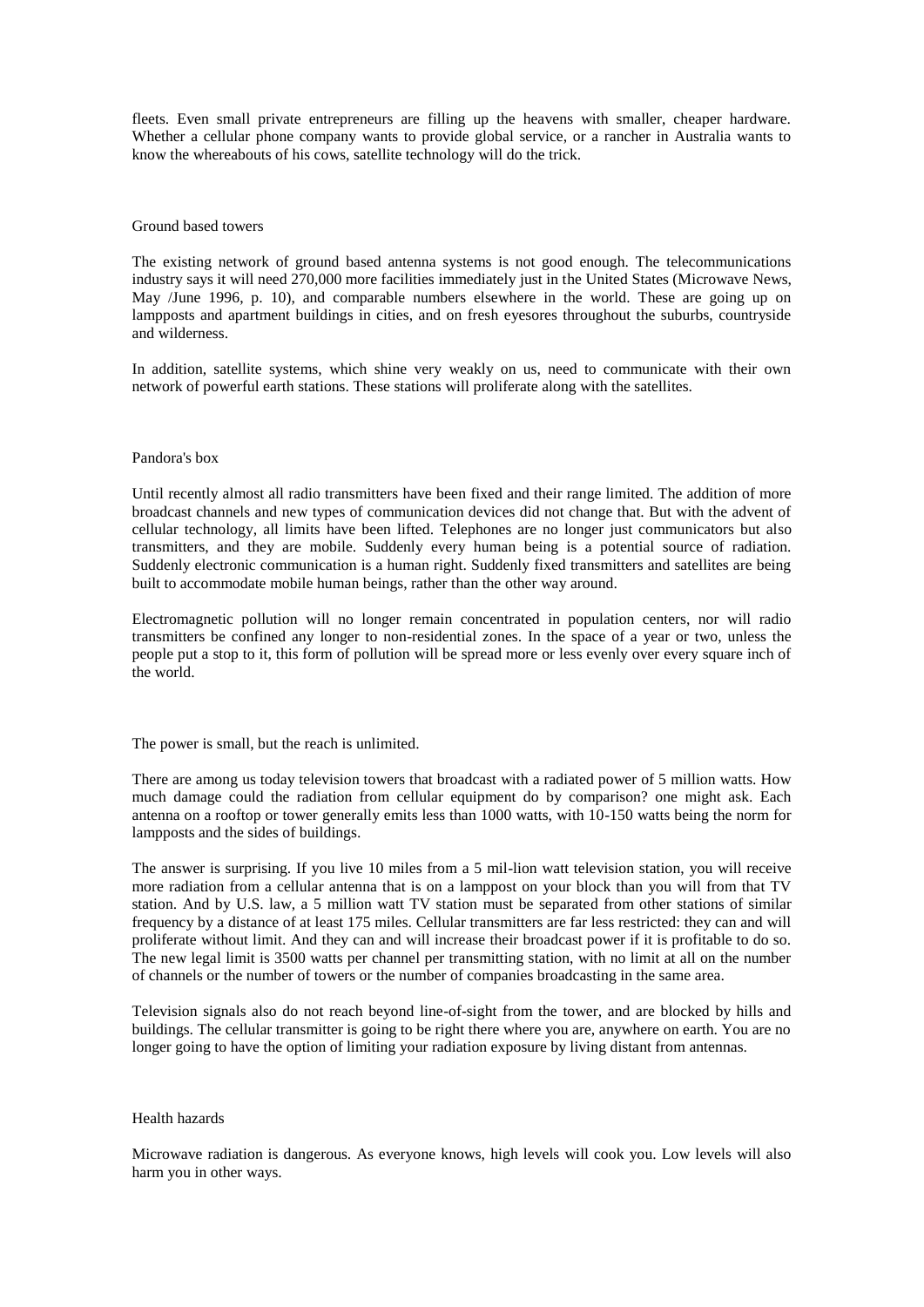fleets. Even small private entrepreneurs are filling up the heavens with smaller, cheaper hardware. Whether a cellular phone company wants to provide global service, or a rancher in Australia wants to know the whereabouts of his cows, satellite technology will do the trick.

## Ground based towers

The existing network of ground based antenna systems is not good enough. The telecommunications industry says it will need 270,000 more facilities immediately just in the United States (Microwave News, May /June 1996, p. 10), and comparable numbers elsewhere in the world. These are going up on lampposts and apartment buildings in cities, and on fresh eyesores throughout the suburbs, countryside and wilderness.

In addition, satellite systems, which shine very weakly on us, need to communicate with their own network of powerful earth stations. These stations will proliferate along with the satellites.

## Pandora's box

Until recently almost all radio transmitters have been fixed and their range limited. The addition of more broadcast channels and new types of communication devices did not change that. But with the advent of cellular technology, all limits have been lifted. Telephones are no longer just communicators but also transmitters, and they are mobile. Suddenly every human being is a potential source of radiation. Suddenly electronic communication is a human right. Suddenly fixed transmitters and satellites are being built to accommodate mobile human beings, rather than the other way around.

Electromagnetic pollution will no longer remain concentrated in population centers, nor will radio transmitters be confined any longer to non-residential zones. In the space of a year or two, unless the people put a stop to it, this form of pollution will be spread more or less evenly over every square inch of the world.

## The power is small, but the reach is unlimited.

There are among us today television towers that broadcast with a radiated power of 5 million watts. How much damage could the radiation from cellular equipment do by comparison? one might ask. Each antenna on a rooftop or tower generally emits less than 1000 watts, with 10-150 watts being the norm for lampposts and the sides of buildings.

The answer is surprising. If you live 10 miles from a 5 mil-lion watt television station, you will receive more radiation from a cellular antenna that is on a lamppost on your block than you will from that TV station. And by U.S. law, a 5 million watt TV station must be separated from other stations of similar frequency by a distance of at least 175 miles. Cellular transmitters are far less restricted: they can and will proliferate without limit. And they can and will increase their broadcast power if it is profitable to do so. The new legal limit is 3500 watts per channel per transmitting station, with no limit at all on the number of channels or the number of towers or the number of companies broadcasting in the same area.

Television signals also do not reach beyond line-of-sight from the tower, and are blocked by hills and buildings. The cellular transmitter is going to be right there where you are, anywhere on earth. You are no longer going to have the option of limiting your radiation exposure by living distant from antennas.

## Health hazards

Microwave radiation is dangerous. As everyone knows, high levels will cook you. Low levels will also harm you in other ways.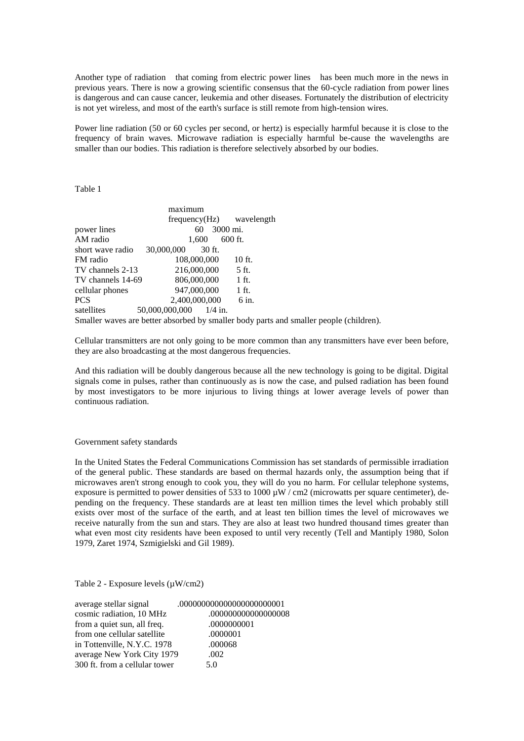Another type of radiation that coming from electric power lines has been much more in the news in previous years. There is now a growing scientific consensus that the 60-cycle radiation from power lines is dangerous and can cause cancer, leukemia and other diseases. Fortunately the distribution of electricity is not yet wireless, and most of the earth's surface is still remote from high-tension wires.

Power line radiation (50 or 60 cycles per second, or hertz) is especially harmful because it is close to the frequency of brain waves. Microwave radiation is especially harmful be-cause the wavelengths are smaller than our bodies. This radiation is therefore selectively absorbed by our bodies.

Table 1

| | maximum frequency(Hz) | wavelength |
|---|---|---|
| power lines | 60 | 3000 mi. |
| AM radio | 1,600 | 600 ft. |
| short wave radio | 30,000,000 | 30 ft. |
| FM radio | 108,000,000 | 10 ft. |
| TV channels 2-13 | 216,000,000 | 5 ft. |
| TV channels 14-69 | 806,000,000 | 1 ft. |
| cellular phones | 947,000,000 | 1 ft. |
| PCS | 2,400,000,000 | 6 in. |
| satellites | 50,000,000,000 | 1/4 in. |

Smaller waves are better absorbed by smaller body parts and smaller people (children).

Cellular transmitters are not only going to be more common than any transmitters have ever been before, they are also broadcasting at the most dangerous frequencies.

And this radiation will be doubly dangerous because all the new technology is going to be digital. Digital signals come in pulses, rather than continuously as is now the case, and pulsed radiation has been found by most investigators to be more injurious to living things at lower average levels of power than continuous radiation.

## Government safety standards

In the United States the Federal Communications Commission has set standards of permissible irradiation of the general public. These standards are based on thermal hazards only, the assumption being that if microwaves aren't strong enough to cook you, they will do you no harm. For cellular telephone systems, exposure is permitted to power densities of 533 to 1000 µW / cm2 (microwatts per square centimeter), de-pending on the frequency. These standards are at least ten million times the level which probably still exists over most of the surface of the earth, and at least ten billion times the level of microwaves we receive naturally from the sun and stars. They are also at least two hundred thousand times greater than what even most city residents have been exposed to until very recently (Tell and Mantiply 1980, Solon 1979, Zaret 1974, Szmigielski and Gil 1989).

Table 2 - Exposure levels (µW/cm2)

| | |
|---|---|
| average stellar signal | .000000000000000000000001 |
| cosmic radiation, 10 MHz | .000000000000000008 |
| from a quiet sun, all freq. | .0000000001 |
| from one cellular satellite | .0000001 |
| in Tottenville, N.Y.C. 1978 | .000068 |
| average New York City 1979 | .002 |
| 300 ft. from a cellular tower | 5.0 |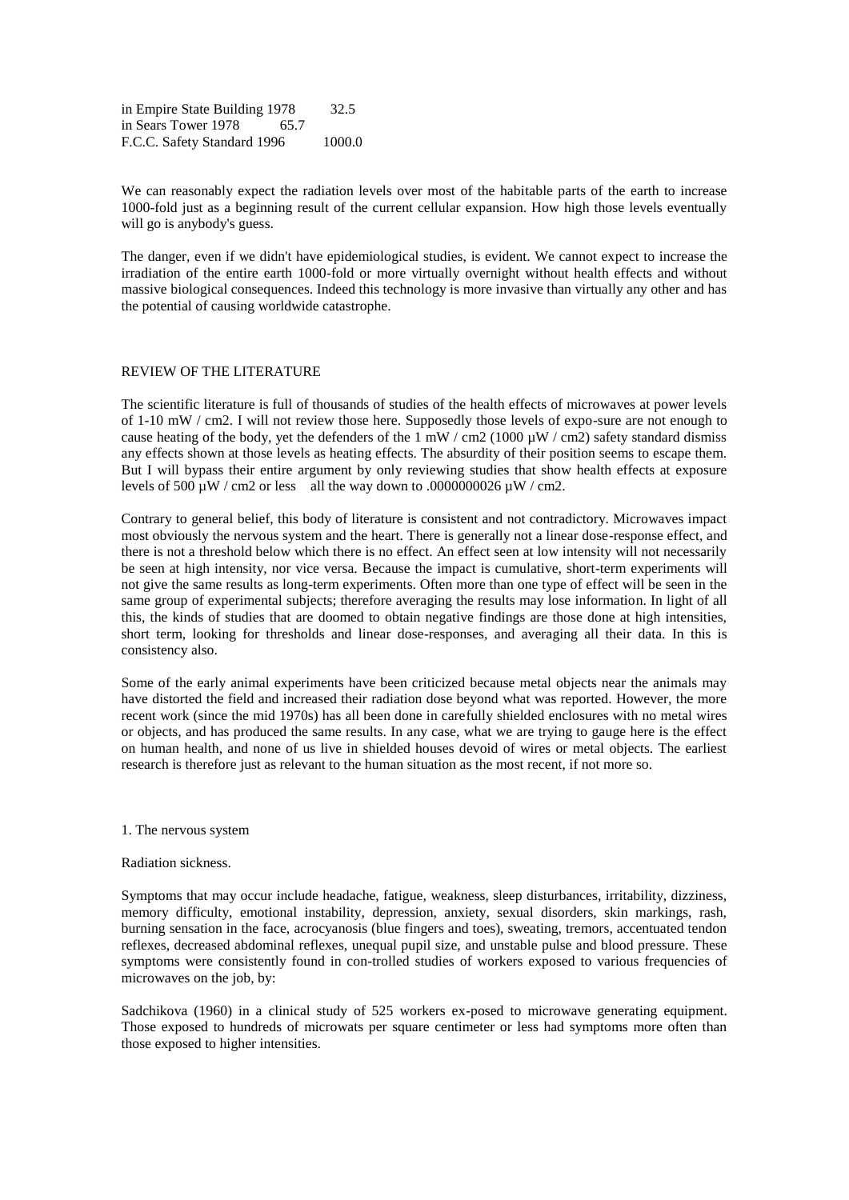| | |
|---|---|
| in Empire State Building 1978 | 32.5 |
| in Sears Tower 1978 | 65.7 |
| F.C.C. Safety Standard 1996 | 1000.0 |

We can reasonably expect the radiation levels over most of the habitable parts of the earth to increase 1000-fold just as a beginning result of the current cellular expansion. How high those levels eventually will go is anybody's guess.

The danger, even if we didn't have epidemiological studies, is evident. We cannot expect to increase the irradiation of the entire earth 1000-fold or more virtually overnight without health effects and without massive biological consequences. Indeed this technology is more invasive than virtually any other and has the potential of causing worldwide catastrophe.

## REVIEW OF THE LITERATURE

The scientific literature is full of thousands of studies of the health effects of microwaves at power levels of 1-10 mW / cm2. I will not review those here. Supposedly those levels of expo-sure are not enough to cause heating of the body, yet the defenders of the 1 mW / cm2 (1000 µW / cm2) safety standard dismiss any effects shown at those levels as heating effects. The absurdity of their position seems to escape them. But I will bypass their entire argument by only reviewing studies that show health effects at exposure levels of 500 µW / cm2 or less all the way down to .0000000026 µW / cm2.

Contrary to general belief, this body of literature is consistent and not contradictory. Microwaves impact most obviously the nervous system and the heart. There is generally not a linear dose-response effect, and there is not a threshold below which there is no effect. An effect seen at low intensity will not necessarily be seen at high intensity, nor vice versa. Because the impact is cumulative, short-term experiments will not give the same results as long-term experiments. Often more than one type of effect will be seen in the same group of experimental subjects; therefore averaging the results may lose information. In light of all this, the kinds of studies that are doomed to obtain negative findings are those done at high intensities, short term, looking for thresholds and linear dose-responses, and averaging all their data. In this is consistency also.

Some of the early animal experiments have been criticized because metal objects near the animals may have distorted the field and increased their radiation dose beyond what was reported. However, the more recent work (since the mid 1970s) has all been done in carefully shielded enclosures with no metal wires or objects, and has produced the same results. In any case, what we are trying to gauge here is the effect on human health, and none of us live in shielded houses devoid of wires or metal objects. The earliest research is therefore just as relevant to the human situation as the most recent, if not more so.

### 1. The nervous system

Radiation sickness.

Symptoms that may occur include headache, fatigue, weakness, sleep disturbances, irritability, dizziness, memory difficulty, emotional instability, depression, anxiety, sexual disorders, skin markings, rash, burning sensation in the face, acrocyanosis (blue fingers and toes), sweating, tremors, accentuated tendon reflexes, decreased abdominal reflexes, unequal pupil size, and unstable pulse and blood pressure. These symptoms were consistently found in con-trolled studies of workers exposed to various frequencies of microwaves on the job, by:

Sadchikova (1960) in a clinical study of 525 workers ex-posed to microwave generating equipment. Those exposed to hundreds of microwats per square centimeter or less had symptoms more often than those exposed to higher intensities.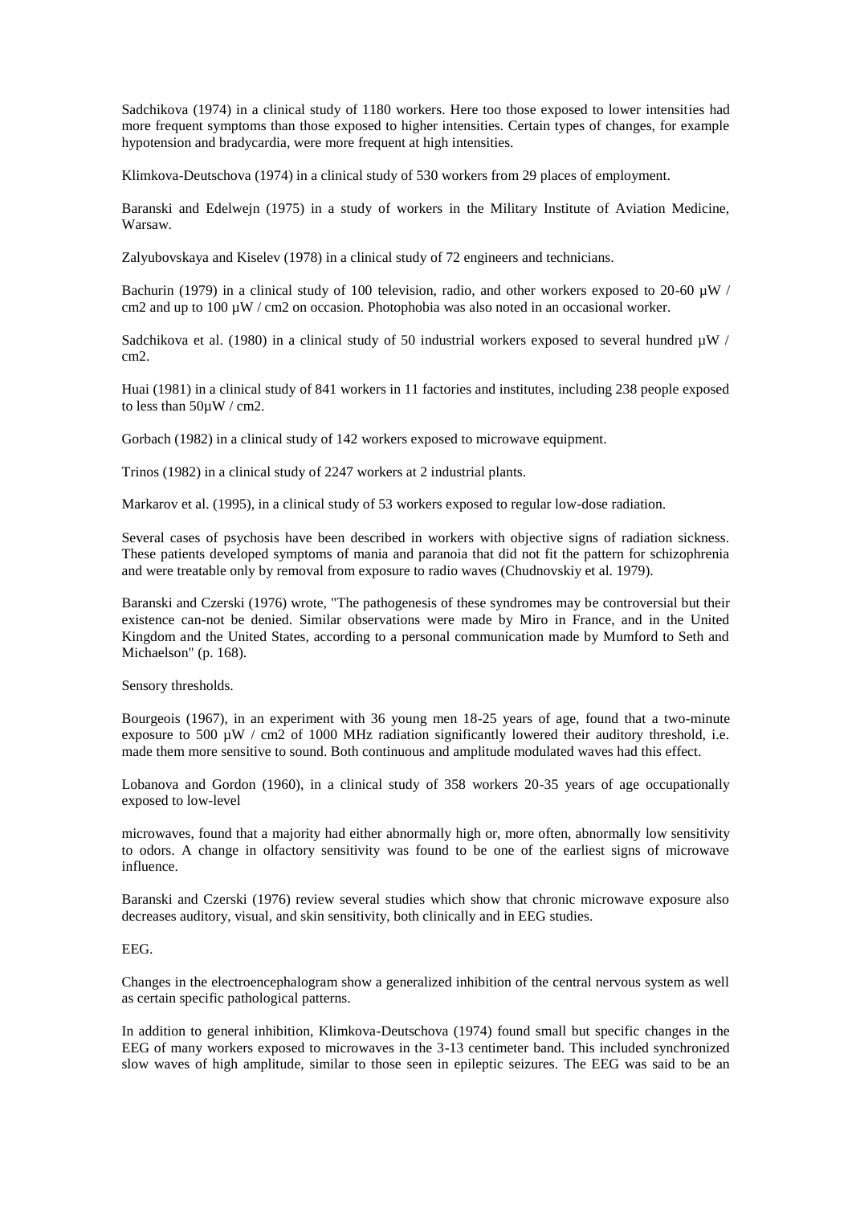Sadchikova (1974) in a clinical study of 1180 workers. Here too those exposed to lower intensities had more frequent symptoms than those exposed to higher intensities. Certain types of changes, for example hypotension and bradycardia, were more frequent at high intensities.

Klimkova-Deutschova (1974) in a clinical study of 530 workers from 29 places of employment.

Baranski and Edelwejn (1975) in a study of workers in the Military Institute of Aviation Medicine, Warsaw.

Zalyubovskaya and Kiselev (1978) in a clinical study of 72 engineers and technicians.

Bachurin (1979) in a clinical study of 100 television, radio, and other workers exposed to 20-60 μW / cm2 and up to 100 μW / cm2 on occasion. Photophobia was also noted in an occasional worker.

Sadchikova et al. (1980) in a clinical study of 50 industrial workers exposed to several hundred μW / cm2.

Huai (1981) in a clinical study of 841 workers in 11 factories and institutes, including 238 people exposed to less than 50μW / cm2.

Gorbach (1982) in a clinical study of 142 workers exposed to microwave equipment.

Trinos (1982) in a clinical study of 2247 workers at 2 industrial plants.

Markarov et al. (1995), in a clinical study of 53 workers exposed to regular low-dose radiation.

Several cases of psychosis have been described in workers with objective signs of radiation sickness. These patients developed symptoms of mania and paranoia that did not fit the pattern for schizophrenia and were treatable only by removal from exposure to radio waves (Chudnovskiy et al. 1979).

Baranski and Czerski (1976) wrote, "The pathogenesis of these syndromes may be controversial but their existence can-not be denied. Similar observations were made by Miro in France, and in the United Kingdom and the United States, according to a personal communication made by Mumford to Seth and Michaelson" (p. 168).

Sensory thresholds.

Bourgeois (1967), in an experiment with 36 young men 18-25 years of age, found that a two-minute exposure to 500 μW / cm2 of 1000 MHz radiation significantly lowered their auditory threshold, i.e. made them more sensitive to sound. Both continuous and amplitude modulated waves had this effect.

Lobanova and Gordon (1960), in a clinical study of 358 workers 20-35 years of age occupationally exposed to low-level microwaves, found that a majority had either abnormally high or, more often, abnormally low sensitivity to odors. A change in olfactory sensitivity was found to be one of the earliest signs of microwave influence.

Baranski and Czerski (1976) review several studies which show that chronic microwave exposure also decreases auditory, visual, and skin sensitivity, both clinically and in EEG studies.

EEG.

Changes in the electroencephalogram show a generalized inhibition of the central nervous system as well as certain specific pathological patterns.

In addition to general inhibition, Klimkova-Deutschova (1974) found small but specific changes in the EEG of many workers exposed to microwaves in the 3-13 centimeter band. This included synchronized slow waves of high amplitude, similar to those seen in epileptic seizures. The EEG was said to be an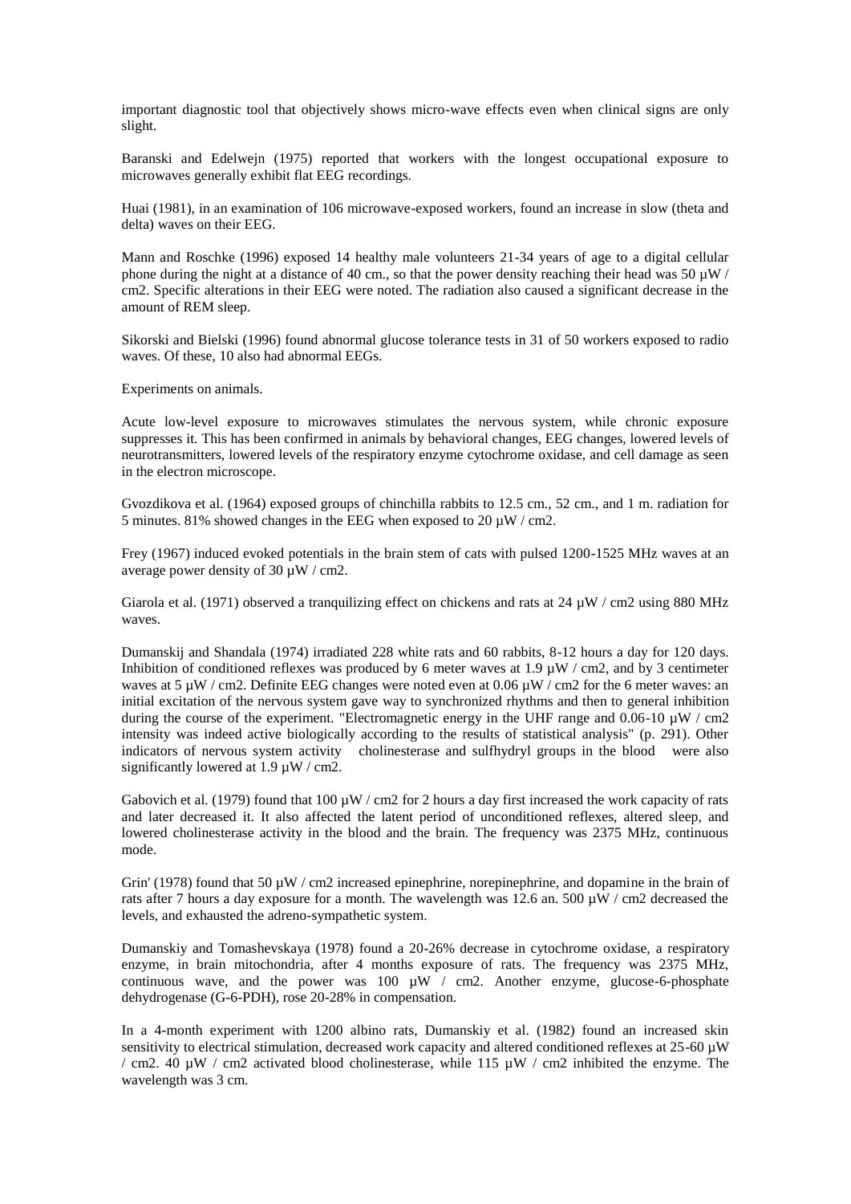important diagnostic tool that objectively shows micro-wave effects even when clinical signs are only slight.

Baranski and Edelwejn (1975) reported that workers with the longest occupational exposure to microwaves generally exhibit flat EEG recordings.

Huai (1981), in an examination of 106 microwave-exposed workers, found an increase in slow (theta and delta) waves on their EEG.

Mann and Roschke (1996) exposed 14 healthy male volunteers 21-34 years of age to a digital cellular phone during the night at a distance of 40 cm., so that the power density reaching their head was 50 µW / cm2. Specific alterations in their EEG were noted. The radiation also caused a significant decrease in the amount of REM sleep.

Sikorski and Bielski (1996) found abnormal glucose tolerance tests in 31 of 50 workers exposed to radio waves. Of these, 10 also had abnormal EEGs.

Experiments on animals.

Acute low-level exposure to microwaves stimulates the nervous system, while chronic exposure suppresses it. This has been confirmed in animals by behavioral changes, EEG changes, lowered levels of neurotransmitters, lowered levels of the respiratory enzyme cytochrome oxidase, and cell damage as seen in the electron microscope.

Gvozdikova et al. (1964) exposed groups of chinchilla rabbits to 12.5 cm., 52 cm., and 1 m. radiation for 5 minutes. 81% showed changes in the EEG when exposed to 20 µW / cm2.

Frey (1967) induced evoked potentials in the brain stem of cats with pulsed 1200-1525 MHz waves at an average power density of 30 µW / cm2.

Giarola et al. (1971) observed a tranquilizing effect on chickens and rats at 24 µW / cm2 using 880 MHz waves.

Dumanskij and Shandala (1974) irradiated 228 white rats and 60 rabbits, 8-12 hours a day for 120 days. Inhibition of conditioned reflexes was produced by 6 meter waves at 1.9 µW / cm2, and by 3 centimeter waves at 5 µW / cm2. Definite EEG changes were noted even at 0.06 µW / cm2 for the 6 meter waves: an initial excitation of the nervous system gave way to synchronized rhythms and then to general inhibition during the course of the experiment. "Electromagnetic energy in the UHF range and 0.06-10 µW / cm2 intensity was indeed active biologically according to the results of statistical analysis" (p. 291). Other indicators of nervous system activity   cholinesterase and sulfhydryl groups in the blood   were also significantly lowered at 1.9 µW / cm2.

Gabovich et al. (1979) found that 100 µW / cm2 for 2 hours a day first increased the work capacity of rats and later decreased it. It also affected the latent period of unconditioned reflexes, altered sleep, and lowered cholinesterase activity in the blood and the brain. The frequency was 2375 MHz, continuous mode.

Grin' (1978) found that 50 µW / cm2 increased epinephrine, norepinephrine, and dopamine in the brain of rats after 7 hours a day exposure for a month. The wavelength was 12.6 an. 500 µW / cm2 decreased the levels, and exhausted the adreno-sympathetic system.

Dumanskiy and Tomashevskaya (1978) found a 20-26% decrease in cytochrome oxidase, a respiratory enzyme, in brain mitochondria, after 4 months exposure of rats. The frequency was 2375 MHz, continuous wave, and the power was 100 µW / cm2. Another enzyme, glucose-6-phosphate dehydrogenase (G-6-PDH), rose 20-28% in compensation.

In a 4-month experiment with 1200 albino rats, Dumanskiy et al. (1982) found an increased skin sensitivity to electrical stimulation, decreased work capacity and altered conditioned reflexes at 25-60 µW / cm2. 40 µW / cm2 activated blood cholinesterase, while 115 µW / cm2 inhibited the enzyme. The wavelength was 3 cm.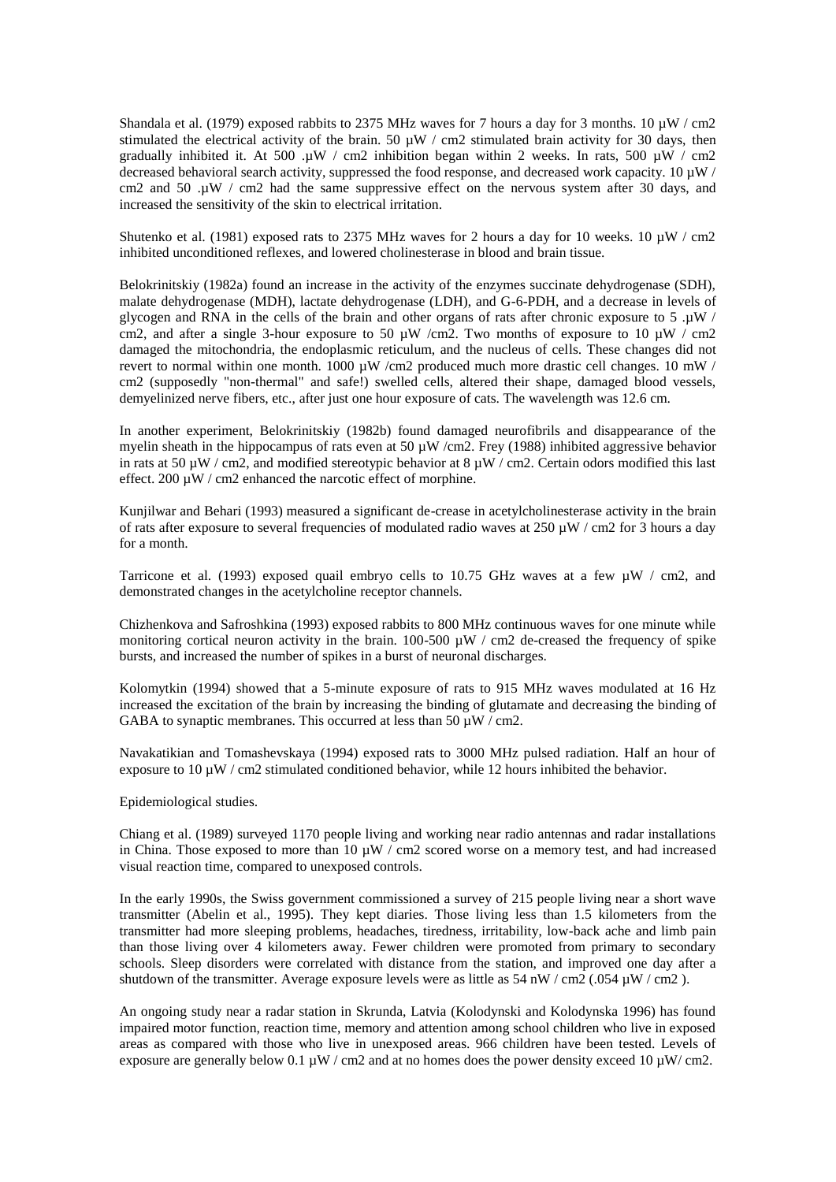Shandala et al. (1979) exposed rabbits to 2375 MHz waves for 7 hours a day for 3 months. 10 µW / cm2 stimulated the electrical activity of the brain. 50 µW / cm2 stimulated brain activity for 30 days, then gradually inhibited it. At 500 .µW / cm2 inhibition began within 2 weeks. In rats, 500 µW / cm2 decreased behavioral search activity, suppressed the food response, and decreased work capacity. 10 µW / cm2 and 50 .µW / cm2 had the same suppressive effect on the nervous system after 30 days, and increased the sensitivity of the skin to electrical irritation.

Shutenko et al. (1981) exposed rats to 2375 MHz waves for 2 hours a day for 10 weeks. 10 µW / cm2 inhibited unconditioned reflexes, and lowered cholinesterase in blood and brain tissue.

Belokrinitskiy (1982a) found an increase in the activity of the enzymes succinate dehydrogenase (SDH), malate dehydrogenase (MDH), lactate dehydrogenase (LDH), and G-6-PDH, and a decrease in levels of glycogen and RNA in the cells of the brain and other organs of rats after chronic exposure to 5 .µW / cm2, and after a single 3-hour exposure to 50 µW /cm2. Two months of exposure to 10 µW / cm2 damaged the mitochondria, the endoplasmic reticulum, and the nucleus of cells. These changes did not revert to normal within one month. 1000 µW /cm2 produced much more drastic cell changes. 10 mW / cm2 (supposedly "non-thermal" and safe!) swelled cells, altered their shape, damaged blood vessels, demyelinized nerve fibers, etc., after just one hour exposure of cats. The wavelength was 12.6 cm.

In another experiment, Belokrinitskiy (1982b) found damaged neurofibrils and disappearance of the myelin sheath in the hippocampus of rats even at 50 µW /cm2. Frey (1988) inhibited aggressive behavior in rats at 50 µW / cm2, and modified stereotypic behavior at 8 µW / cm2. Certain odors modified this last effect. 200 µW / cm2 enhanced the narcotic effect of morphine.

Kunjilwar and Behari (1993) measured a significant de-crease in acetylcholinesterase activity in the brain of rats after exposure to several frequencies of modulated radio waves at 250 µW / cm2 for 3 hours a day for a month.

Tarricone et al. (1993) exposed quail embryo cells to 10.75 GHz waves at a few µW / cm2, and demonstrated changes in the acetylcholine receptor channels.

Chizhenkova and Safroshkina (1993) exposed rabbits to 800 MHz continuous waves for one minute while monitoring cortical neuron activity in the brain. 100-500 µW / cm2 de-creased the frequency of spike bursts, and increased the number of spikes in a burst of neuronal discharges.

Kolomytkin (1994) showed that a 5-minute exposure of rats to 915 MHz waves modulated at 16 Hz increased the excitation of the brain by increasing the binding of glutamate and decreasing the binding of GABA to synaptic membranes. This occurred at less than 50 µW / cm2.

Navakatikian and Tomashevskaya (1994) exposed rats to 3000 MHz pulsed radiation. Half an hour of exposure to 10 µW / cm2 stimulated conditioned behavior, while 12 hours inhibited the behavior.

Epidemiological studies.

Chiang et al. (1989) surveyed 1170 people living and working near radio antennas and radar installations in China. Those exposed to more than 10 µW / cm2 scored worse on a memory test, and had increased visual reaction time, compared to unexposed controls.

In the early 1990s, the Swiss government commissioned a survey of 215 people living near a short wave transmitter (Abelin et al., 1995). They kept diaries. Those living less than 1.5 kilometers from the transmitter had more sleeping problems, headaches, tiredness, irritability, low-back ache and limb pain than those living over 4 kilometers away. Fewer children were promoted from primary to secondary schools. Sleep disorders were correlated with distance from the station, and improved one day after a shutdown of the transmitter. Average exposure levels were as little as 54 nW / cm2 (.054 µW / cm2 ).

An ongoing study near a radar station in Skrunda, Latvia (Kolodynski and Kolodynska 1996) has found impaired motor function, reaction time, memory and attention among school children who live in exposed areas as compared with those who live in unexposed areas. 966 children have been tested. Levels of exposure are generally below 0.1 µW / cm2 and at no homes does the power density exceed 10 µW/ cm2.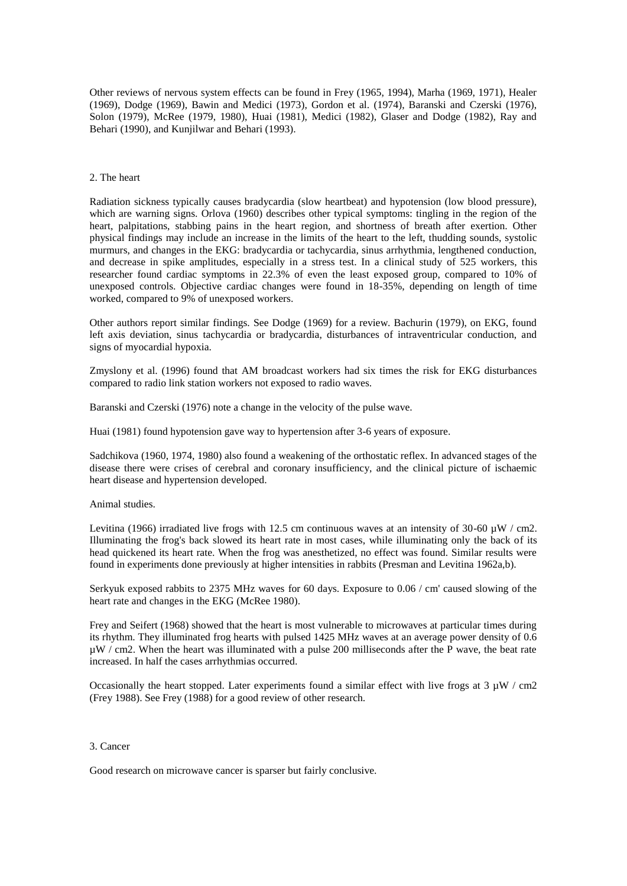Other reviews of nervous system effects can be found in Frey (1965, 1994), Marha (1969, 1971), Healer (1969), Dodge (1969), Bawin and Medici (1973), Gordon et al. (1974), Baranski and Czerski (1976), Solon (1979), McRee (1979, 1980), Huai (1981), Medici (1982), Glaser and Dodge (1982), Ray and Behari (1990), and Kunjilwar and Behari (1993).

## 2. The heart

Radiation sickness typically causes bradycardia (slow heartbeat) and hypotension (low blood pressure), which are warning signs. Orlova (1960) describes other typical symptoms: tingling in the region of the heart, palpitations, stabbing pains in the heart region, and shortness of breath after exertion. Other physical findings may include an increase in the limits of the heart to the left, thudding sounds, systolic murmurs, and changes in the EKG: bradycardia or tachycardia, sinus arrhythmia, lengthened conduction, and decrease in spike amplitudes, especially in a stress test. In a clinical study of 525 workers, this researcher found cardiac symptoms in 22.3% of even the least exposed group, compared to 10% of unexposed controls. Objective cardiac changes were found in 18-35%, depending on length of time worked, compared to 9% of unexposed workers.

Other authors report similar findings. See Dodge (1969) for a review. Bachurin (1979), on EKG, found left axis deviation, sinus tachycardia or bradycardia, disturbances of intraventricular conduction, and signs of myocardial hypoxia.

Zmyslony et al. (1996) found that AM broadcast workers had six times the risk for EKG disturbances compared to radio link station workers not exposed to radio waves.

Baranski and Czerski (1976) note a change in the velocity of the pulse wave.

Huai (1981) found hypotension gave way to hypertension after 3-6 years of exposure.

Sadchikova (1960, 1974, 1980) also found a weakening of the orthostatic reflex. In advanced stages of the disease there were crises of cerebral and coronary insufficiency, and the clinical picture of ischaemic heart disease and hypertension developed.

Animal studies.

Levitina (1966) irradiated live frogs with 12.5 cm continuous waves at an intensity of 30-60 µW / cm2. Illuminating the frog's back slowed its heart rate in most cases, while illuminating only the back of its head quickened its heart rate. When the frog was anesthetized, no effect was found. Similar results were found in experiments done previously at higher intensities in rabbits (Presman and Levitina 1962a,b).

Serkyuk exposed rabbits to 2375 MHz waves for 60 days. Exposure to 0.06 / cm' caused slowing of the heart rate and changes in the EKG (McRee 1980).

Frey and Seifert (1968) showed that the heart is most vulnerable to microwaves at particular times during its rhythm. They illuminated frog hearts with pulsed 1425 MHz waves at an average power density of 0.6 µW / cm2. When the heart was illuminated with a pulse 200 milliseconds after the P wave, the beat rate increased. In half the cases arrhythmias occurred.

Occasionally the heart stopped. Later experiments found a similar effect with live frogs at 3 µW / cm2 (Frey 1988). See Frey (1988) for a good review of other research.

## 3. Cancer

Good research on microwave cancer is sparser but fairly conclusive.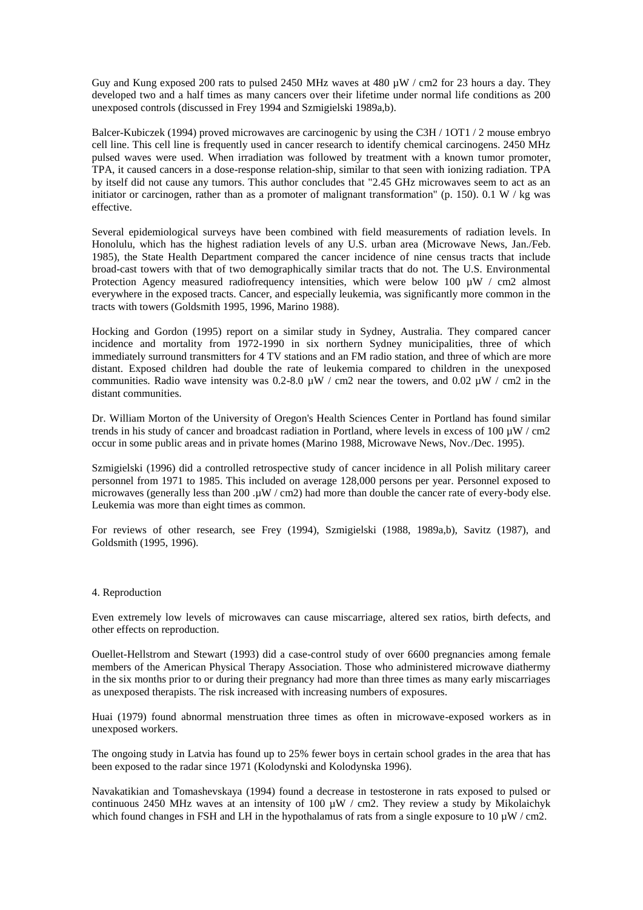Guy and Kung exposed 200 rats to pulsed 2450 MHz waves at 480 µW / cm2 for 23 hours a day. They developed two and a half times as many cancers over their lifetime under normal life conditions as 200 unexposed controls (discussed in Frey 1994 and Szmigielski 1989a,b).

Balcer-Kubiczek (1994) proved microwaves are carcinogenic by using the C3H / 1OT1 / 2 mouse embryo cell line. This cell line is frequently used in cancer research to identify chemical carcinogens. 2450 MHz pulsed waves were used. When irradiation was followed by treatment with a known tumor promoter, TPA, it caused cancers in a dose-response relation-ship, similar to that seen with ionizing radiation. TPA by itself did not cause any tumors. This author concludes that "2.45 GHz microwaves seem to act as an initiator or carcinogen, rather than as a promoter of malignant transformation" (p. 150). 0.1 W / kg was effective.

Several epidemiological surveys have been combined with field measurements of radiation levels. In Honolulu, which has the highest radiation levels of any U.S. urban area (Microwave News, Jan./Feb. 1985), the State Health Department compared the cancer incidence of nine census tracts that include broad-cast towers with that of two demographically similar tracts that do not. The U.S. Environmental Protection Agency measured radiofrequency intensities, which were below 100 µW / cm2 almost everywhere in the exposed tracts. Cancer, and especially leukemia, was significantly more common in the tracts with towers (Goldsmith 1995, 1996, Marino 1988).

Hocking and Gordon (1995) report on a similar study in Sydney, Australia. They compared cancer incidence and mortality from 1972-1990 in six northern Sydney municipalities, three of which immediately surround transmitters for 4 TV stations and an FM radio station, and three of which are more distant. Exposed children had double the rate of leukemia compared to children in the unexposed communities. Radio wave intensity was 0.2-8.0 µW / cm2 near the towers, and 0.02 µW / cm2 in the distant communities.

Dr. William Morton of the University of Oregon's Health Sciences Center in Portland has found similar trends in his study of cancer and broadcast radiation in Portland, where levels in excess of 100 µW / cm2 occur in some public areas and in private homes (Marino 1988, Microwave News, Nov./Dec. 1995).

Szmigielski (1996) did a controlled retrospective study of cancer incidence in all Polish military career personnel from 1971 to 1985. This included on average 128,000 persons per year. Personnel exposed to microwaves (generally less than 200 .µW / cm2) had more than double the cancer rate of every-body else. Leukemia was more than eight times as common.

For reviews of other research, see Frey (1994), Szmigielski (1988, 1989a,b), Savitz (1987), and Goldsmith (1995, 1996).

## 4. Reproduction

Even extremely low levels of microwaves can cause miscarriage, altered sex ratios, birth defects, and other effects on reproduction.

Ouellet-Hellstrom and Stewart (1993) did a case-control study of over 6600 pregnancies among female members of the American Physical Therapy Association. Those who administered microwave diathermy in the six months prior to or during their pregnancy had more than three times as many early miscarriages as unexposed therapists. The risk increased with increasing numbers of exposures.

Huai (1979) found abnormal menstruation three times as often in microwave-exposed workers as in unexposed workers.

The ongoing study in Latvia has found up to 25% fewer boys in certain school grades in the area that has been exposed to the radar since 1971 (Kolodynski and Kolodynska 1996).

Navakatikian and Tomashevskaya (1994) found a decrease in testosterone in rats exposed to pulsed or continuous 2450 MHz waves at an intensity of 100 µW / cm2. They review a study by Mikolaichyk which found changes in FSH and LH in the hypothalamus of rats from a single exposure to 10 µW / cm2.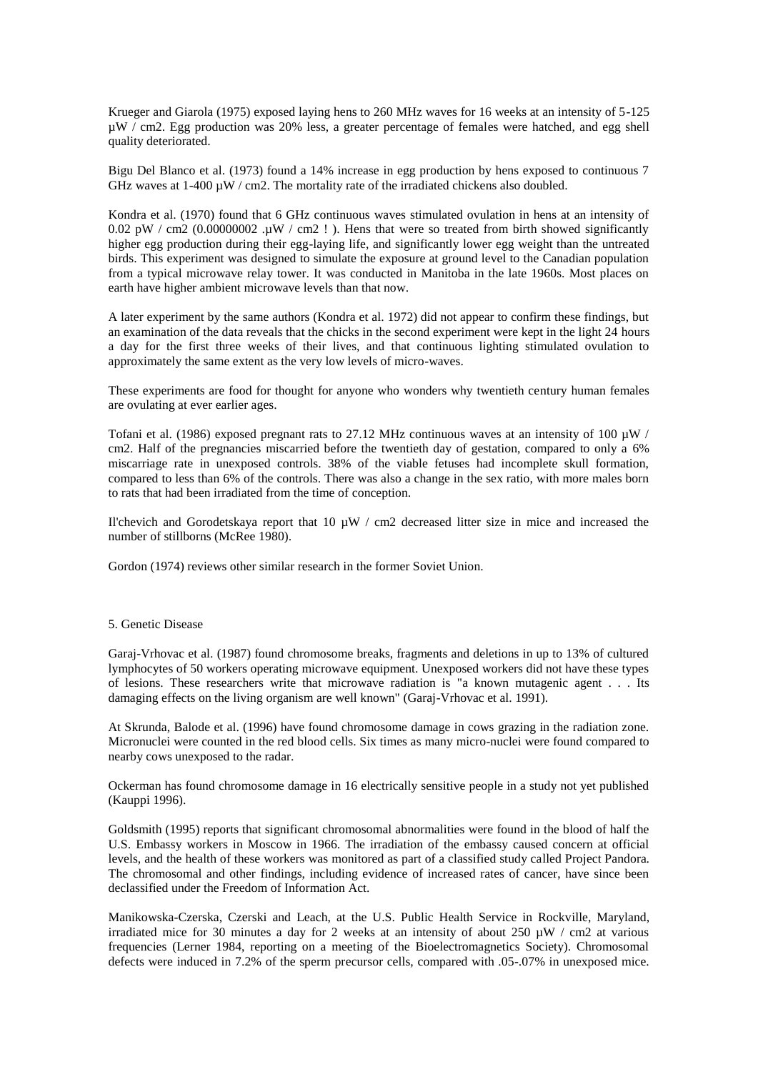Krueger and Giarola (1975) exposed laying hens to 260 MHz waves for 16 weeks at an intensity of 5-125 µW / cm2. Egg production was 20% less, a greater percentage of females were hatched, and egg shell quality deteriorated.

Bigu Del Blanco et al. (1973) found a 14% increase in egg production by hens exposed to continuous 7 GHz waves at 1-400 µW / cm2. The mortality rate of the irradiated chickens also doubled.

Kondra et al. (1970) found that 6 GHz continuous waves stimulated ovulation in hens at an intensity of 0.02 pW / cm2 (0.00000002 .µW / cm2 ! ). Hens that were so treated from birth showed significantly higher egg production during their egg-laying life, and significantly lower egg weight than the untreated birds. This experiment was designed to simulate the exposure at ground level to the Canadian population from a typical microwave relay tower. It was conducted in Manitoba in the late 1960s. Most places on earth have higher ambient microwave levels than that now.

A later experiment by the same authors (Kondra et al. 1972) did not appear to confirm these findings, but an examination of the data reveals that the chicks in the second experiment were kept in the light 24 hours a day for the first three weeks of their lives, and that continuous lighting stimulated ovulation to approximately the same extent as the very low levels of micro-waves.

These experiments are food for thought for anyone who wonders why twentieth century human females are ovulating at ever earlier ages.

Tofani et al. (1986) exposed pregnant rats to 27.12 MHz continuous waves at an intensity of 100 µW / cm2. Half of the pregnancies miscarried before the twentieth day of gestation, compared to only a 6% miscarriage rate in unexposed controls. 38% of the viable fetuses had incomplete skull formation, compared to less than 6% of the controls. There was also a change in the sex ratio, with more males born to rats that had been irradiated from the time of conception.

Il'chevich and Gorodetskaya report that 10 µW / cm2 decreased litter size in mice and increased the number of stillborns (McRee 1980).

Gordon (1974) reviews other similar research in the former Soviet Union.

## 5. Genetic Disease

Garaj-Vrhovac et al. (1987) found chromosome breaks, fragments and deletions in up to 13% of cultured lymphocytes of 50 workers operating microwave equipment. Unexposed workers did not have these types of lesions. These researchers write that microwave radiation is "a known mutagenic agent . . . Its damaging effects on the living organism are well known" (Garaj-Vrhovac et al. 1991).

At Skrunda, Balode et al. (1996) have found chromosome damage in cows grazing in the radiation zone. Micronuclei were counted in the red blood cells. Six times as many micro-nuclei were found compared to nearby cows unexposed to the radar.

Ockerman has found chromosome damage in 16 electrically sensitive people in a study not yet published (Kauppi 1996).

Goldsmith (1995) reports that significant chromosomal abnormalities were found in the blood of half the U.S. Embassy workers in Moscow in 1966. The irradiation of the embassy caused concern at official levels, and the health of these workers was monitored as part of a classified study called Project Pandora. The chromosomal and other findings, including evidence of increased rates of cancer, have since been declassified under the Freedom of Information Act.

Manikowska-Czerska, Czerski and Leach, at the U.S. Public Health Service in Rockville, Maryland, irradiated mice for 30 minutes a day for 2 weeks at an intensity of about 250 µW / cm2 at various frequencies (Lerner 1984, reporting on a meeting of the Bioelectromagnetics Society). Chromosomal defects were induced in 7.2% of the sperm precursor cells, compared with .05-.07% in unexposed mice.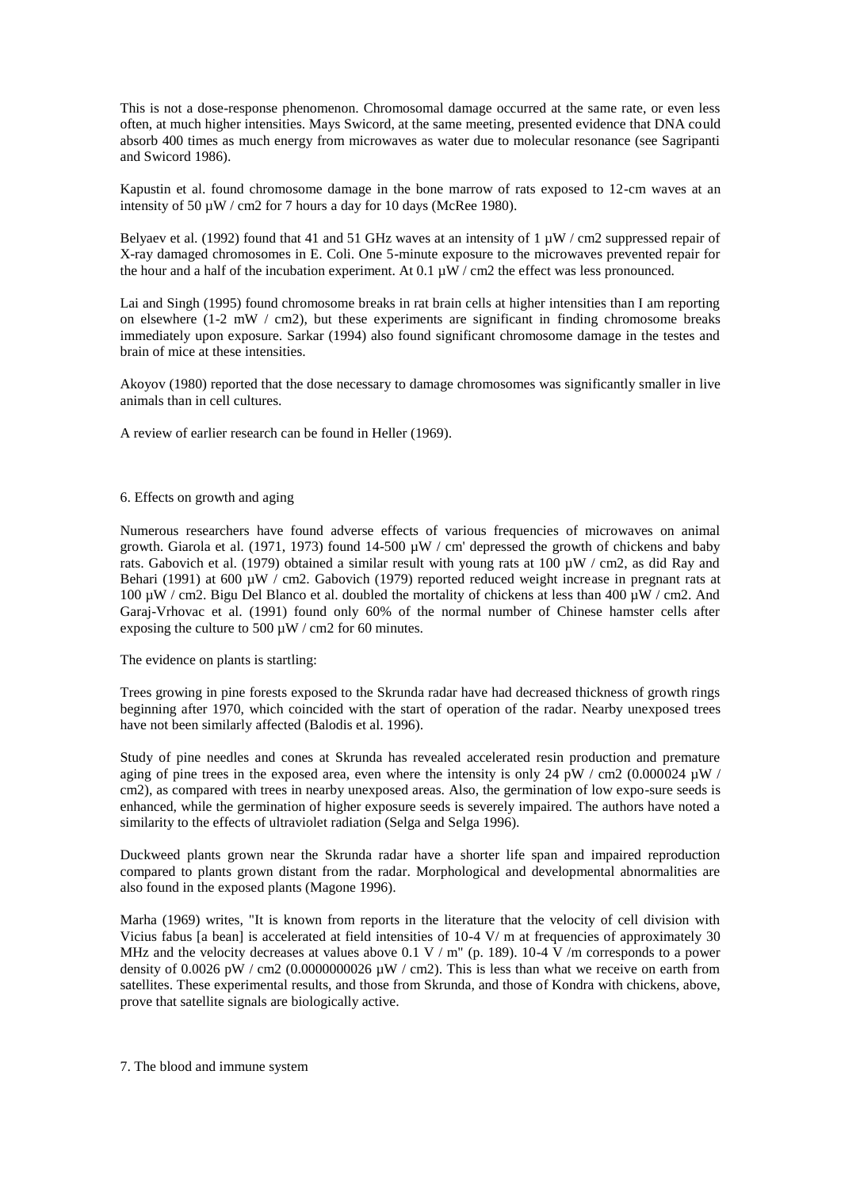This is not a dose-response phenomenon. Chromosomal damage occurred at the same rate, or even less often, at much higher intensities. Mays Swicord, at the same meeting, presented evidence that DNA could absorb 400 times as much energy from microwaves as water due to molecular resonance (see Sagripanti and Swicord 1986).

Kapustin et al. found chromosome damage in the bone marrow of rats exposed to 12-cm waves at an intensity of 50 µW / cm2 for 7 hours a day for 10 days (McRee 1980).

Belyaev et al. (1992) found that 41 and 51 GHz waves at an intensity of 1 µW / cm2 suppressed repair of X-ray damaged chromosomes in E. Coli. One 5-minute exposure to the microwaves prevented repair for the hour and a half of the incubation experiment. At 0.1 µW / cm2 the effect was less pronounced.

Lai and Singh (1995) found chromosome breaks in rat brain cells at higher intensities than I am reporting on elsewhere (1-2 mW / cm2), but these experiments are significant in finding chromosome breaks immediately upon exposure. Sarkar (1994) also found significant chromosome damage in the testes and brain of mice at these intensities.

Akoyov (1980) reported that the dose necessary to damage chromosomes was significantly smaller in live animals than in cell cultures.

A review of earlier research can be found in Heller (1969).

## 6. Effects on growth and aging

Numerous researchers have found adverse effects of various frequencies of microwaves on animal growth. Giarola et al. (1971, 1973) found 14-500 µW / cm' depressed the growth of chickens and baby rats. Gabovich et al. (1979) obtained a similar result with young rats at 100 µW / cm2, as did Ray and Behari (1991) at 600 µW / cm2. Gabovich (1979) reported reduced weight increase in pregnant rats at 100 µW / cm2. Bigu Del Blanco et al. doubled the mortality of chickens at less than 400 µW / cm2. And Garaj-Vrhovac et al. (1991) found only 60% of the normal number of Chinese hamster cells after exposing the culture to 500 µW / cm2 for 60 minutes.

The evidence on plants is startling:

Trees growing in pine forests exposed to the Skrunda radar have had decreased thickness of growth rings beginning after 1970, which coincided with the start of operation of the radar. Nearby unexposed trees have not been similarly affected (Balodis et al. 1996).

Study of pine needles and cones at Skrunda has revealed accelerated resin production and premature aging of pine trees in the exposed area, even where the intensity is only 24 pW / cm2 (0.000024 µW / cm2), as compared with trees in nearby unexposed areas. Also, the germination of low expo-sure seeds is enhanced, while the germination of higher exposure seeds is severely impaired. The authors have noted a similarity to the effects of ultraviolet radiation (Selga and Selga 1996).

Duckweed plants grown near the Skrunda radar have a shorter life span and impaired reproduction compared to plants grown distant from the radar. Morphological and developmental abnormalities are also found in the exposed plants (Magone 1996).

Marha (1969) writes, "It is known from reports in the literature that the velocity of cell division with Vicius fabus [a bean] is accelerated at field intensities of 10-4 V/ m at frequencies of approximately 30 MHz and the velocity decreases at values above 0.1 V / m" (p. 189). 10-4 V /m corresponds to a power density of 0.0026 pW / cm2 (0.0000000026 µW / cm2). This is less than what we receive on earth from satellites. These experimental results, and those from Skrunda, and those of Kondra with chickens, above, prove that satellite signals are biologically active.

## 7. The blood and immune system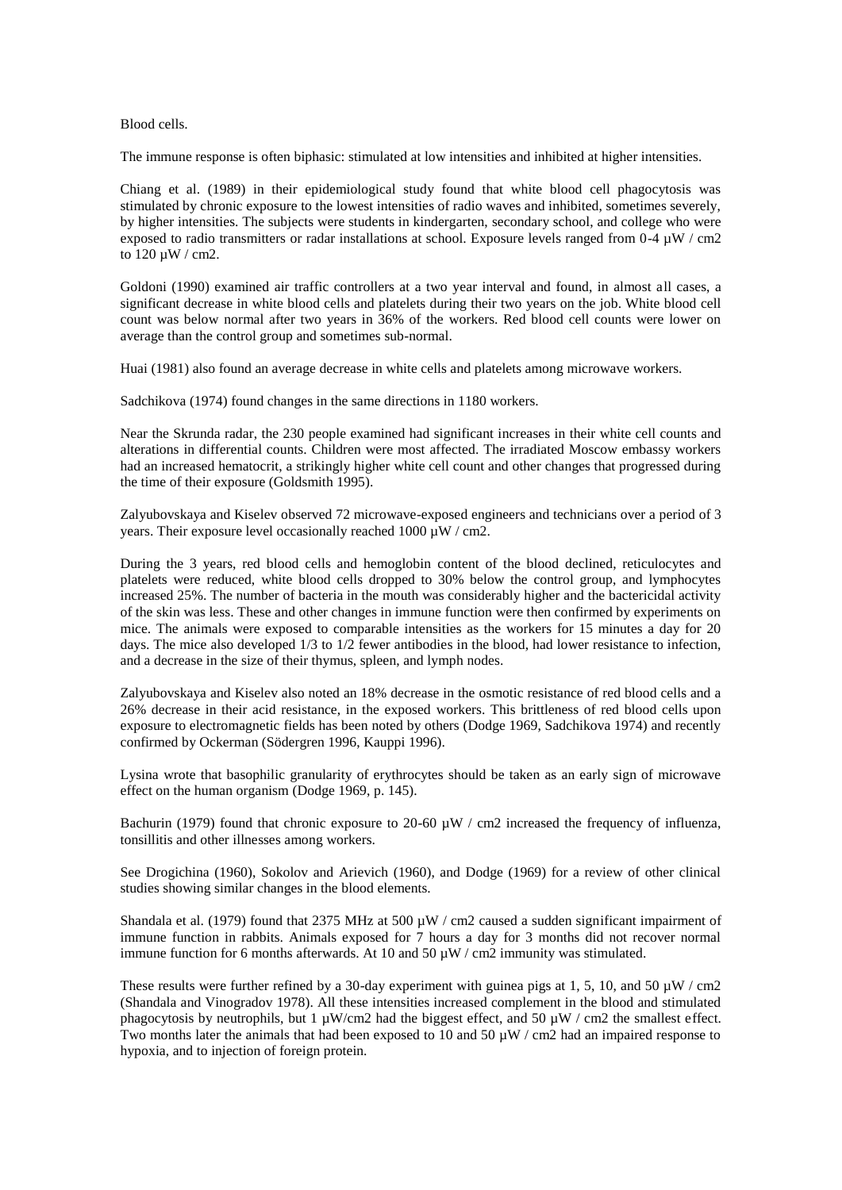Blood cells.

The immune response is often biphasic: stimulated at low intensities and inhibited at higher intensities.

Chiang et al. (1989) in their epidemiological study found that white blood cell phagocytosis was stimulated by chronic exposure to the lowest intensities of radio waves and inhibited, sometimes severely, by higher intensities. The subjects were students in kindergarten, secondary school, and college who were exposed to radio transmitters or radar installations at school. Exposure levels ranged from 0-4 µW / cm2 to 120 µW / cm2.

Goldoni (1990) examined air traffic controllers at a two year interval and found, in almost all cases, a significant decrease in white blood cells and platelets during their two years on the job. White blood cell count was below normal after two years in 36% of the workers. Red blood cell counts were lower on average than the control group and sometimes sub-normal.

Huai (1981) also found an average decrease in white cells and platelets among microwave workers.

Sadchikova (1974) found changes in the same directions in 1180 workers.

Near the Skrunda radar, the 230 people examined had significant increases in their white cell counts and alterations in differential counts. Children were most affected. The irradiated Moscow embassy workers had an increased hematocrit, a strikingly higher white cell count and other changes that progressed during the time of their exposure (Goldsmith 1995).

Zalyubovskaya and Kiselev observed 72 microwave-exposed engineers and technicians over a period of 3 years. Their exposure level occasionally reached 1000 µW / cm2.

During the 3 years, red blood cells and hemoglobin content of the blood declined, reticulocytes and platelets were reduced, white blood cells dropped to 30% below the control group, and lymphocytes increased 25%. The number of bacteria in the mouth was considerably higher and the bactericidal activity of the skin was less. These and other changes in immune function were then confirmed by experiments on mice. The animals were exposed to comparable intensities as the workers for 15 minutes a day for 20 days. The mice also developed 1/3 to 1/2 fewer antibodies in the blood, had lower resistance to infection, and a decrease in the size of their thymus, spleen, and lymph nodes.

Zalyubovskaya and Kiselev also noted an 18% decrease in the osmotic resistance of red blood cells and a 26% decrease in their acid resistance, in the exposed workers. This brittleness of red blood cells upon exposure to electromagnetic fields has been noted by others (Dodge 1969, Sadchikova 1974) and recently confirmed by Ockerman (Södergren 1996, Kauppi 1996).

Lysina wrote that basophilic granularity of erythrocytes should be taken as an early sign of microwave effect on the human organism (Dodge 1969, p. 145).

Bachurin (1979) found that chronic exposure to 20-60 µW / cm2 increased the frequency of influenza, tonsillitis and other illnesses among workers.

See Drogichina (1960), Sokolov and Arievich (1960), and Dodge (1969) for a review of other clinical studies showing similar changes in the blood elements.

Shandala et al. (1979) found that 2375 MHz at 500 µW / cm2 caused a sudden significant impairment of immune function in rabbits. Animals exposed for 7 hours a day for 3 months did not recover normal immune function for 6 months afterwards. At 10 and 50 µW / cm2 immunity was stimulated.

These results were further refined by a 30-day experiment with guinea pigs at 1, 5, 10, and 50 µW / cm2 (Shandala and Vinogradov 1978). All these intensities increased complement in the blood and stimulated phagocytosis by neutrophils, but 1 µW/cm2 had the biggest effect, and 50 µW / cm2 the smallest effect. Two months later the animals that had been exposed to 10 and 50 µW / cm2 had an impaired response to hypoxia, and to injection of foreign protein.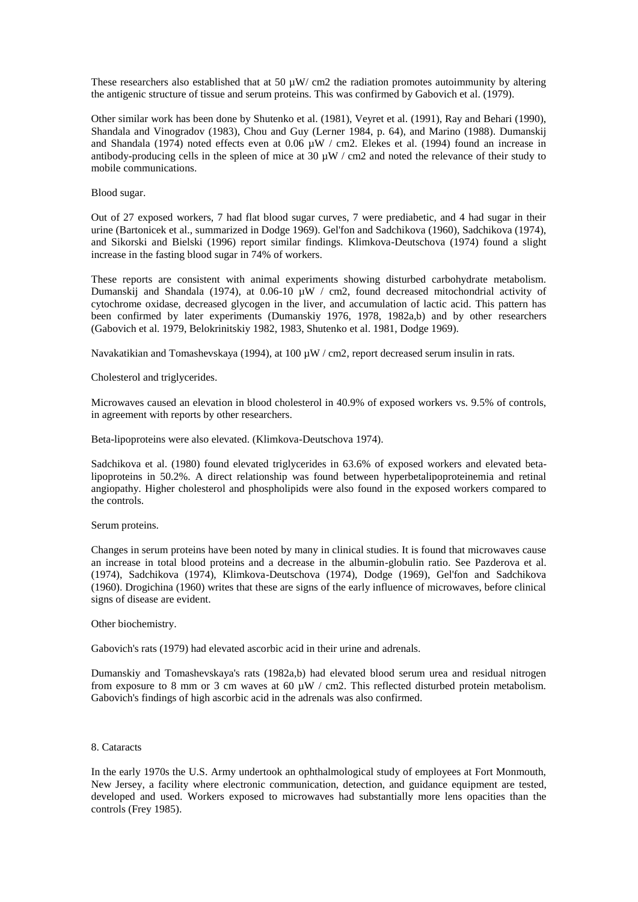These researchers also established that at 50 µW/ cm2 the radiation promotes autoimmunity by altering the antigenic structure of tissue and serum proteins. This was confirmed by Gabovich et al. (1979).

Other similar work has been done by Shutenko et al. (1981), Veyret et al. (1991), Ray and Behari (1990), Shandala and Vinogradov (1983), Chou and Guy (Lerner 1984, p. 64), and Marino (1988). Dumanskij and Shandala (1974) noted effects even at 0.06 µW / cm2. Elekes et al. (1994) found an increase in antibody-producing cells in the spleen of mice at 30 µW / cm2 and noted the relevance of their study to mobile communications.

Blood sugar.

Out of 27 exposed workers, 7 had flat blood sugar curves, 7 were prediabetic, and 4 had sugar in their urine (Bartonicek et al., summarized in Dodge 1969). Gel'fon and Sadchikova (1960), Sadchikova (1974), and Sikorski and Bielski (1996) report similar findings. Klimkova-Deutschova (1974) found a slight increase in the fasting blood sugar in 74% of workers.

These reports are consistent with animal experiments showing disturbed carbohydrate metabolism. Dumanskij and Shandala (1974), at 0.06-10 µW / cm2, found decreased mitochondrial activity of cytochrome oxidase, decreased glycogen in the liver, and accumulation of lactic acid. This pattern has been confirmed by later experiments (Dumanskiy 1976, 1978, 1982a,b) and by other researchers (Gabovich et al. 1979, Belokrinitskiy 1982, 1983, Shutenko et al. 1981, Dodge 1969).

Navakatikian and Tomashevskaya (1994), at 100 µW / cm2, report decreased serum insulin in rats.

Cholesterol and triglycerides.

Microwaves caused an elevation in blood cholesterol in 40.9% of exposed workers vs. 9.5% of controls, in agreement with reports by other researchers.

Beta-lipoproteins were also elevated. (Klimkova-Deutschova 1974).

Sadchikova et al. (1980) found elevated triglycerides in 63.6% of exposed workers and elevated beta-lipoproteins in 50.2%. A direct relationship was found between hyperbetalipoproteinemia and retinal angiopathy. Higher cholesterol and phospholipids were also found in the exposed workers compared to the controls.

Serum proteins.

Changes in serum proteins have been noted by many in clinical studies. It is found that microwaves cause an increase in total blood proteins and a decrease in the albumin-globulin ratio. See Pazderova et al. (1974), Sadchikova (1974), Klimkova-Deutschova (1974), Dodge (1969), Gel'fon and Sadchikova (1960). Drogichina (1960) writes that these are signs of the early influence of microwaves, before clinical signs of disease are evident.

Other biochemistry.

Gabovich's rats (1979) had elevated ascorbic acid in their urine and adrenals.

Dumanskiy and Tomashevskaya's rats (1982a,b) had elevated blood serum urea and residual nitrogen from exposure to 8 mm or 3 cm waves at 60 µW / cm2. This reflected disturbed protein metabolism. Gabovich's findings of high ascorbic acid in the adrenals was also confirmed.

## 8. Cataracts

In the early 1970s the U.S. Army undertook an ophthalmological study of employees at Fort Monmouth, New Jersey, a facility where electronic communication, detection, and guidance equipment are tested, developed and used. Workers exposed to microwaves had substantially more lens opacities than the controls (Frey 1985).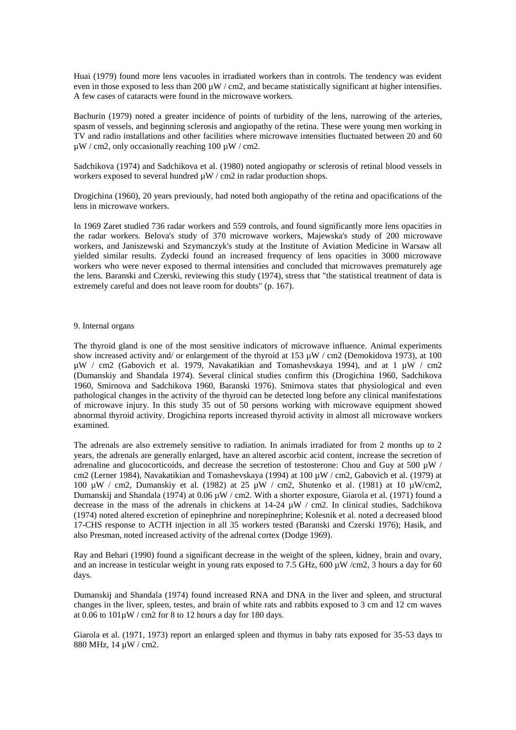Huai (1979) found more lens vacuoles in irradiated workers than in controls. The tendency was evident even in those exposed to less than 200 µW / cm2, and became statistically significant at higher intensifies. A few cases of cataracts were found in the microwave workers.

Bachurin (1979) noted a greater incidence of points of turbidity of the lens, narrowing of the arteries, spasm of vessels, and beginning sclerosis and angiopathy of the retina. These were young men working in TV and radio installations and other facilities where microwave intensities fluctuated between 20 and 60 µW / cm2, only occasionally reaching 100 µW / cm2.

Sadchikova (1974) and Sadchikova et al. (1980) noted angiopathy or sclerosis of retinal blood vessels in workers exposed to several hundred µW / cm2 in radar production shops.

Drogichina (1960), 20 years previously, had noted both angiopathy of the retina and opacifications of the lens in microwave workers.

In 1969 Zaret studied 736 radar workers and 559 controls, and found significantly more lens opacities in the radar workers. Belova's study of 370 microwave workers, Majewska's study of 200 microwave workers, and Janiszewski and Szymanczyk's study at the Institute of Aviation Medicine in Warsaw all yielded similar results. Zydecki found an increased frequency of lens opacities in 3000 microwave workers who were never exposed to thermal intensities and concluded that microwaves prematurely age the lens. Baranski and Czerski, reviewing this study (1974), stress that "the statistical treatment of data is extremely careful and does not leave room for doubts" (p. 167).

## 9. Internal organs

The thyroid gland is one of the most sensitive indicators of microwave influence. Animal experiments show increased activity and/ or enlargement of the thyroid at 153 µW / cm2 (Demokidova 1973), at 100 µW / cm2 (Gabovich et al. 1979, Navakatikian and Tomashevskaya 1994), and at 1 µW / cm2 (Dumanskiy and Shandala 1974). Several clinical studies confirm this (Drogichina 1960, Sadchikova 1960, Smirnova and Sadchikova 1960, Baranski 1976). Smirnova states that physiological and even pathological changes in the activity of the thyroid can be detected long before any clinical manifestations of microwave injury. In this study 35 out of 50 persons working with microwave equipment showed abnormal thyroid activity. Drogichina reports increased thyroid activity in almost all microwave workers examined.

The adrenals are also extremely sensitive to radiation. In animals irradiated for from 2 months up to 2 years, the adrenals are generally enlarged, have an altered ascorbic acid content, increase the secretion of adrenaline and glucocorticoids, and decrease the secretion of testosterone: Chou and Guy at 500 µW / cm2 (Lerner 1984), Navakatikian and Tomashevskaya (1994) at 100 µW / cm2, Gabovich et al. (1979) at 100 µW / cm2, Dumanskiy et al. (1982) at 25 µW / cm2, Shutenko et al. (1981) at 10 µW/cm2, Dumanskij and Shandala (1974) at 0.06 µW / cm2. With a shorter exposure, Giarola et al. (1971) found a decrease in the mass of the adrenals in chickens at 14-24 µW / cm2. In clinical studies, Sadchikova (1974) noted altered excretion of epinephrine and norepinephrine; Kolesnik et al. noted a decreased blood 17-CHS response to ACTH injection in all 35 workers tested (Baranski and Czerski 1976); Hasik, and also Presman, noted increased activity of the adrenal cortex (Dodge 1969).

Ray and Behari (1990) found a significant decrease in the weight of the spleen, kidney, brain and ovary, and an increase in testicular weight in young rats exposed to 7.5 GHz, 600 µW /cm2, 3 hours a day for 60 days.

Dumanskij and Shandala (1974) found increased RNA and DNA in the liver and spleen, and structural changes in the liver, spleen, testes, and brain of white rats and rabbits exposed to 3 cm and 12 cm waves at 0.06 to 101µW / cm2 for 8 to 12 hours a day for 180 days.

Giarola et al. (1971, 1973) report an enlarged spleen and thymus in baby rats exposed for 35-53 days to 880 MHz, 14 µW / cm2.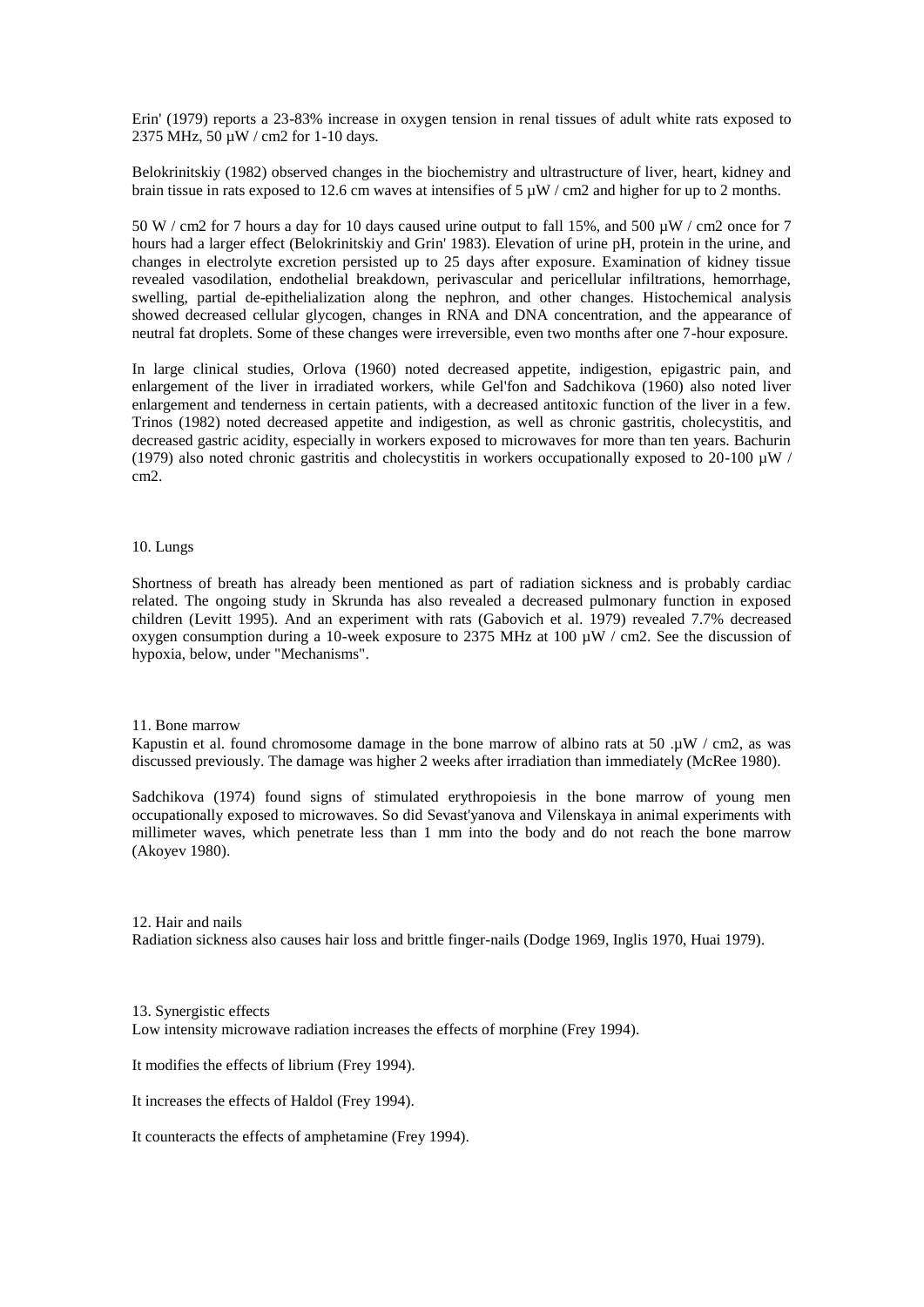Erin' (1979) reports a 23-83% increase in oxygen tension in renal tissues of adult white rats exposed to 2375 MHz, 50 µW / cm2 for 1-10 days.

Belokrinitskiy (1982) observed changes in the biochemistry and ultrastructure of liver, heart, kidney and brain tissue in rats exposed to 12.6 cm waves at intensifies of 5 µW / cm2 and higher for up to 2 months.

50 W / cm2 for 7 hours a day for 10 days caused urine output to fall 15%, and 500 µW / cm2 once for 7 hours had a larger effect (Belokrinitskiy and Grin' 1983). Elevation of urine pH, protein in the urine, and changes in electrolyte excretion persisted up to 25 days after exposure. Examination of kidney tissue revealed vasodilation, endothelial breakdown, perivascular and pericellular infiltrations, hemorrhage, swelling, partial de-epithelialization along the nephron, and other changes. Histochemical analysis showed decreased cellular glycogen, changes in RNA and DNA concentration, and the appearance of neutral fat droplets. Some of these changes were irreversible, even two months after one 7-hour exposure.

In large clinical studies, Orlova (1960) noted decreased appetite, indigestion, epigastric pain, and enlargement of the liver in irradiated workers, while Gel'fon and Sadchikova (1960) also noted liver enlargement and tenderness in certain patients, with a decreased antitoxic function of the liver in a few. Trinos (1982) noted decreased appetite and indigestion, as well as chronic gastritis, cholecystitis, and decreased gastric acidity, especially in workers exposed to microwaves for more than ten years. Bachurin (1979) also noted chronic gastritis and cholecystitis in workers occupationally exposed to 20-100 µW / cm2.

## 10. Lungs

Shortness of breath has already been mentioned as part of radiation sickness and is probably cardiac related. The ongoing study in Skrunda has also revealed a decreased pulmonary function in exposed children (Levitt 1995). And an experiment with rats (Gabovich et al. 1979) revealed 7.7% decreased oxygen consumption during a 10-week exposure to 2375 MHz at 100 µW / cm2. See the discussion of hypoxia, below, under "Mechanisms".

## 11. Bone marrow

Kapustin et al. found chromosome damage in the bone marrow of albino rats at 50 .µW / cm2, as was discussed previously. The damage was higher 2 weeks after irradiation than immediately (McRee 1980).

Sadchikova (1974) found signs of stimulated erythropoiesis in the bone marrow of young men occupationally exposed to microwaves. So did Sevast'yanova and Vilenskaya in animal experiments with millimeter waves, which penetrate less than 1 mm into the body and do not reach the bone marrow (Akoyev 1980).

## 12. Hair and nails

Radiation sickness also causes hair loss and brittle finger-nails (Dodge 1969, Inglis 1970, Huai 1979).

## 13. Synergistic effects

Low intensity microwave radiation increases the effects of morphine (Frey 1994).

It modifies the effects of librium (Frey 1994).

It increases the effects of Haldol (Frey 1994).

It counteracts the effects of amphetamine (Frey 1994).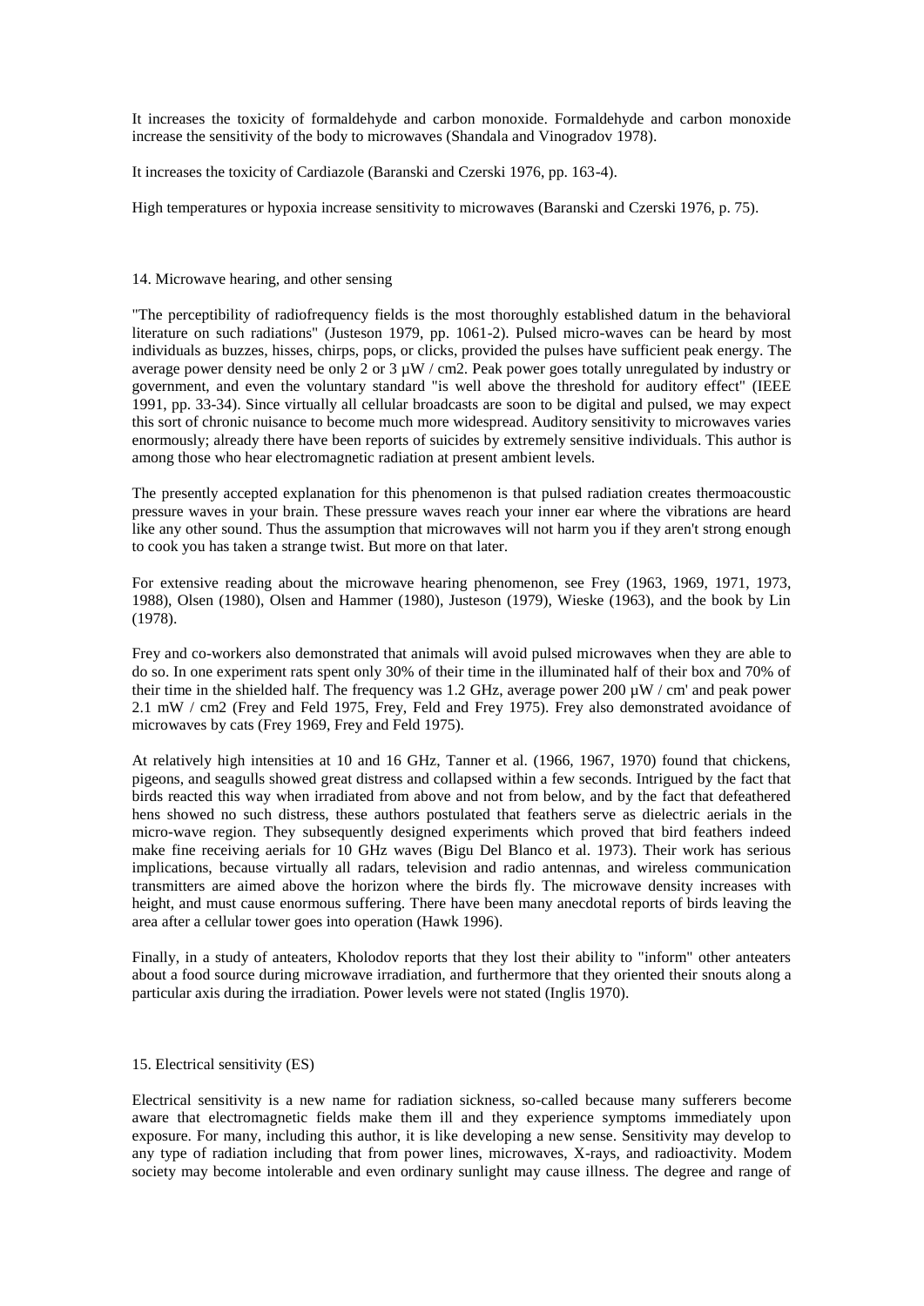It increases the toxicity of formaldehyde and carbon monoxide. Formaldehyde and carbon monoxide increase the sensitivity of the body to microwaves (Shandala and Vinogradov 1978).

It increases the toxicity of Cardiazole (Baranski and Czerski 1976, pp. 163-4).

High temperatures or hypoxia increase sensitivity to microwaves (Baranski and Czerski 1976, p. 75).

## 14. Microwave hearing, and other sensing

"The perceptibility of radiofrequency fields is the most thoroughly established datum in the behavioral literature on such radiations" (Justeson 1979, pp. 1061-2). Pulsed micro-waves can be heard by most individuals as buzzes, hisses, chirps, pops, or clicks, provided the pulses have sufficient peak energy. The average power density need be only 2 or 3 µW / cm2. Peak power goes totally unregulated by industry or government, and even the voluntary standard "is well above the threshold for auditory effect" (IEEE 1991, pp. 33-34). Since virtually all cellular broadcasts are soon to be digital and pulsed, we may expect this sort of chronic nuisance to become much more widespread. Auditory sensitivity to microwaves varies enormously; already there have been reports of suicides by extremely sensitive individuals. This author is among those who hear electromagnetic radiation at present ambient levels.

The presently accepted explanation for this phenomenon is that pulsed radiation creates thermoacoustic pressure waves in your brain. These pressure waves reach your inner ear where the vibrations are heard like any other sound. Thus the assumption that microwaves will not harm you if they aren't strong enough to cook you has taken a strange twist. But more on that later.

For extensive reading about the microwave hearing phenomenon, see Frey (1963, 1969, 1971, 1973, 1988), Olsen (1980), Olsen and Hammer (1980), Justeson (1979), Wieske (1963), and the book by Lin (1978).

Frey and co-workers also demonstrated that animals will avoid pulsed microwaves when they are able to do so. In one experiment rats spent only 30% of their time in the illuminated half of their box and 70% of their time in the shielded half. The frequency was 1.2 GHz, average power 200 µW / cm' and peak power 2.1 mW / cm2 (Frey and Feld 1975, Frey, Feld and Frey 1975). Frey also demonstrated avoidance of microwaves by cats (Frey 1969, Frey and Feld 1975).

At relatively high intensities at 10 and 16 GHz, Tanner et al. (1966, 1967, 1970) found that chickens, pigeons, and seagulls showed great distress and collapsed within a few seconds. Intrigued by the fact that birds reacted this way when irradiated from above and not from below, and by the fact that defeathered hens showed no such distress, these authors postulated that feathers serve as dielectric aerials in the micro-wave region. They subsequently designed experiments which proved that bird feathers indeed make fine receiving aerials for 10 GHz waves (Bigu Del Blanco et al. 1973). Their work has serious implications, because virtually all radars, television and radio antennas, and wireless communication transmitters are aimed above the horizon where the birds fly. The microwave density increases with height, and must cause enormous suffering. There have been many anecdotal reports of birds leaving the area after a cellular tower goes into operation (Hawk 1996).

Finally, in a study of anteaters, Kholodov reports that they lost their ability to "inform" other anteaters about a food source during microwave irradiation, and furthermore that they oriented their snouts along a particular axis during the irradiation. Power levels were not stated (Inglis 1970).

## 15. Electrical sensitivity (ES)

Electrical sensitivity is a new name for radiation sickness, so-called because many sufferers become aware that electromagnetic fields make them ill and they experience symptoms immediately upon exposure. For many, including this author, it is like developing a new sense. Sensitivity may develop to any type of radiation including that from power lines, microwaves, X-rays, and radioactivity. Modem society may become intolerable and even ordinary sunlight may cause illness. The degree and range of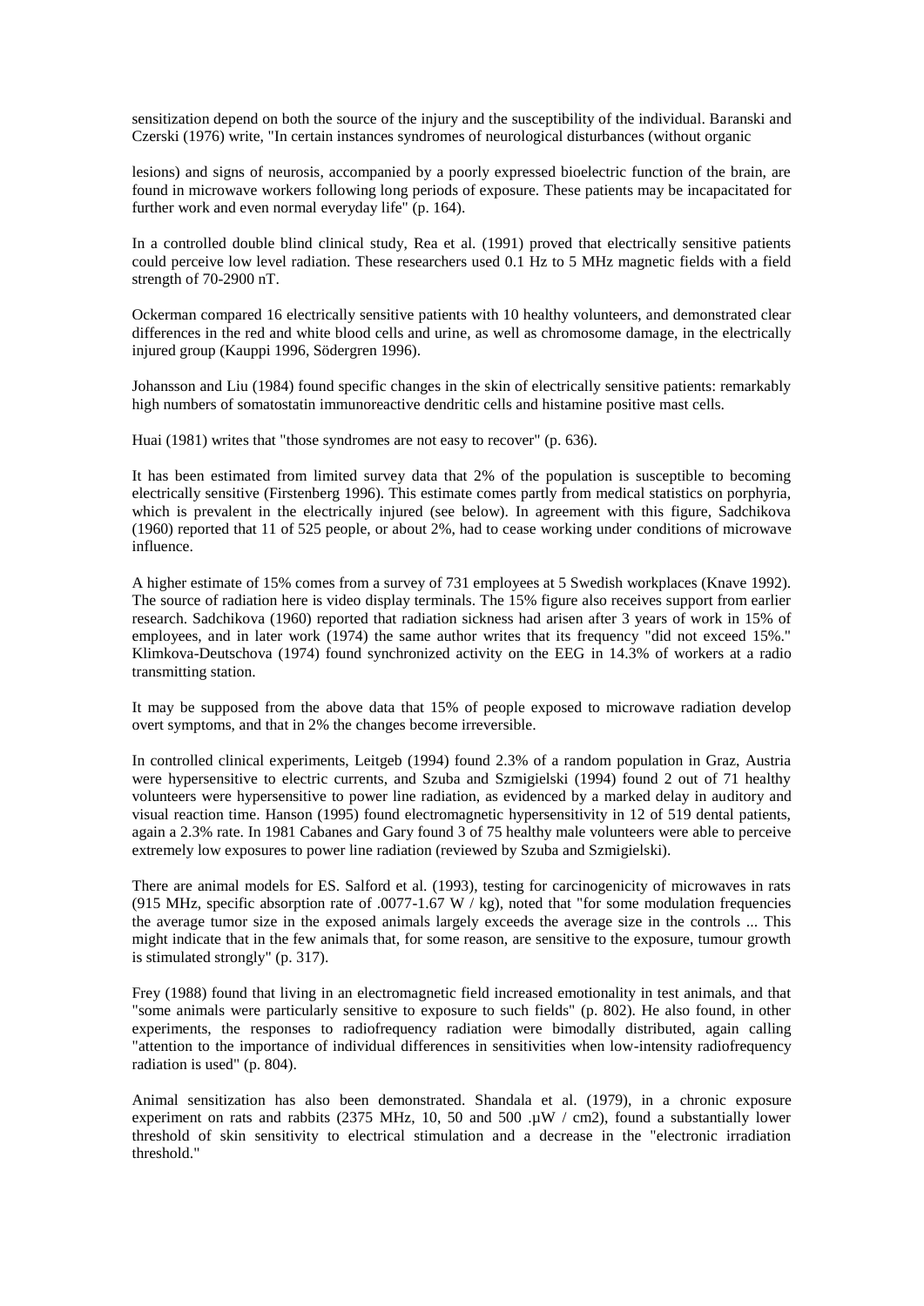sensitization depend on both the source of the injury and the susceptibility of the individual. Baranski and Czerski (1976) write, "In certain instances syndromes of neurological disturbances (without organic

lesions) and signs of neurosis, accompanied by a poorly expressed bioelectric function of the brain, are found in microwave workers following long periods of exposure. These patients may be incapacitated for further work and even normal everyday life" (p. 164).

In a controlled double blind clinical study, Rea et al. (1991) proved that electrically sensitive patients could perceive low level radiation. These researchers used 0.1 Hz to 5 MHz magnetic fields with a field strength of 70-2900 nT.

Ockerman compared 16 electrically sensitive patients with 10 healthy volunteers, and demonstrated clear differences in the red and white blood cells and urine, as well as chromosome damage, in the electrically injured group (Kauppi 1996, Södergren 1996).

Johansson and Liu (1984) found specific changes in the skin of electrically sensitive patients: remarkably high numbers of somatostatin immunoreactive dendritic cells and histamine positive mast cells.

Huai (1981) writes that "those syndromes are not easy to recover" (p. 636).

It has been estimated from limited survey data that 2% of the population is susceptible to becoming electrically sensitive (Firstenberg 1996). This estimate comes partly from medical statistics on porphyria, which is prevalent in the electrically injured (see below). In agreement with this figure, Sadchikova (1960) reported that 11 of 525 people, or about 2%, had to cease working under conditions of microwave influence.

A higher estimate of 15% comes from a survey of 731 employees at 5 Swedish workplaces (Knave 1992). The source of radiation here is video display terminals. The 15% figure also receives support from earlier research. Sadchikova (1960) reported that radiation sickness had arisen after 3 years of work in 15% of employees, and in later work (1974) the same author writes that its frequency "did not exceed 15%." Klimkova-Deutschova (1974) found synchronized activity on the EEG in 14.3% of workers at a radio transmitting station.

It may be supposed from the above data that 15% of people exposed to microwave radiation develop overt symptoms, and that in 2% the changes become irreversible.

In controlled clinical experiments, Leitgeb (1994) found 2.3% of a random population in Graz, Austria were hypersensitive to electric currents, and Szuba and Szmigielski (1994) found 2 out of 71 healthy volunteers were hypersensitive to power line radiation, as evidenced by a marked delay in auditory and visual reaction time. Hanson (1995) found electromagnetic hypersensitivity in 12 of 519 dental patients, again a 2.3% rate. In 1981 Cabanes and Gary found 3 of 75 healthy male volunteers were able to perceive extremely low exposures to power line radiation (reviewed by Szuba and Szmigielski).

There are animal models for ES. Salford et al. (1993), testing for carcinogenicity of microwaves in rats (915 MHz, specific absorption rate of .0077-1.67 W / kg), noted that "for some modulation frequencies the average tumor size in the exposed animals largely exceeds the average size in the controls ... This might indicate that in the few animals that, for some reason, are sensitive to the exposure, tumour growth is stimulated strongly" (p. 317).

Frey (1988) found that living in an electromagnetic field increased emotionality in test animals, and that "some animals were particularly sensitive to exposure to such fields" (p. 802). He also found, in other experiments, the responses to radiofrequency radiation were bimodally distributed, again calling "attention to the importance of individual differences in sensitivities when low-intensity radiofrequency radiation is used" (p. 804).

Animal sensitization has also been demonstrated. Shandala et al. (1979), in a chronic exposure experiment on rats and rabbits (2375 MHz, 10, 50 and 500 .μW / cm2), found a substantially lower threshold of skin sensitivity to electrical stimulation and a decrease in the "electronic irradiation threshold."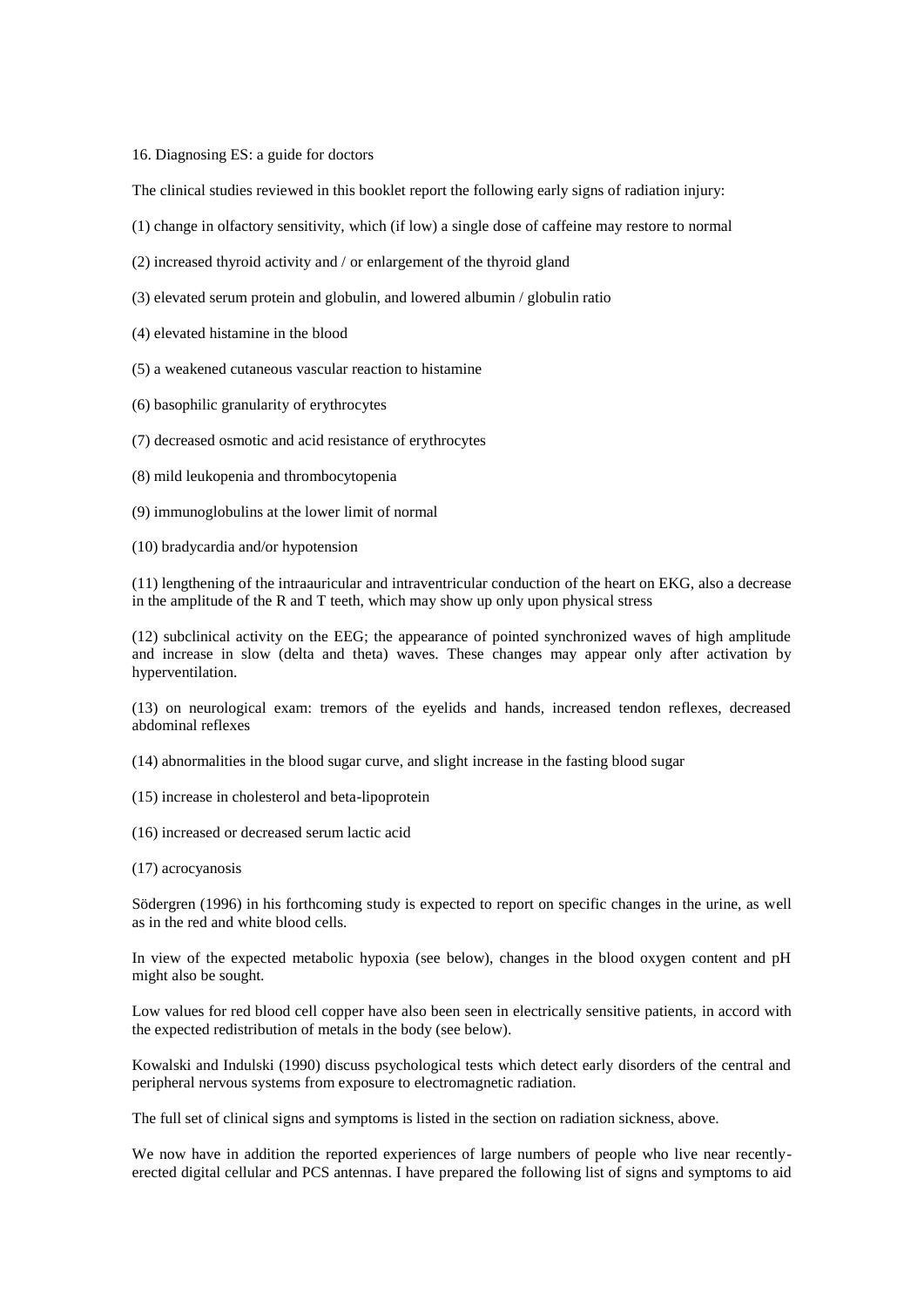## 16. Diagnosing ES: a guide for doctors

The clinical studies reviewed in this booklet report the following early signs of radiation injury:

(1) change in olfactory sensitivity, which (if low) a single dose of caffeine may restore to normal

(2) increased thyroid activity and / or enlargement of the thyroid gland

(3) elevated serum protein and globulin, and lowered albumin / globulin ratio

(4) elevated histamine in the blood

(5) a weakened cutaneous vascular reaction to histamine

(6) basophilic granularity of erythrocytes

(7) decreased osmotic and acid resistance of erythrocytes

(8) mild leukopenia and thrombocytopenia

(9) immunoglobulins at the lower limit of normal

(10) bradycardia and/or hypotension

(11) lengthening of the intraauricular and intraventricular conduction of the heart on EKG, also a decrease in the amplitude of the R and T teeth, which may show up only upon physical stress

(12) subclinical activity on the EEG; the appearance of pointed synchronized waves of high amplitude and increase in slow (delta and theta) waves. These changes may appear only after activation by hyperventilation.

(13) on neurological exam: tremors of the eyelids and hands, increased tendon reflexes, decreased abdominal reflexes

(14) abnormalities in the blood sugar curve, and slight increase in the fasting blood sugar

(15) increase in cholesterol and beta-lipoprotein

(16) increased or decreased serum lactic acid

(17) acrocyanosis

Södergren (1996) in his forthcoming study is expected to report on specific changes in the urine, as well as in the red and white blood cells.

In view of the expected metabolic hypoxia (see below), changes in the blood oxygen content and pH might also be sought.

Low values for red blood cell copper have also been seen in electrically sensitive patients, in accord with the expected redistribution of metals in the body (see below).

Kowalski and Indulski (1990) discuss psychological tests which detect early disorders of the central and peripheral nervous systems from exposure to electromagnetic radiation.

The full set of clinical signs and symptoms is listed in the section on radiation sickness, above.

We now have in addition the reported experiences of large numbers of people who live near recently-erected digital cellular and PCS antennas. I have prepared the following list of signs and symptoms to aid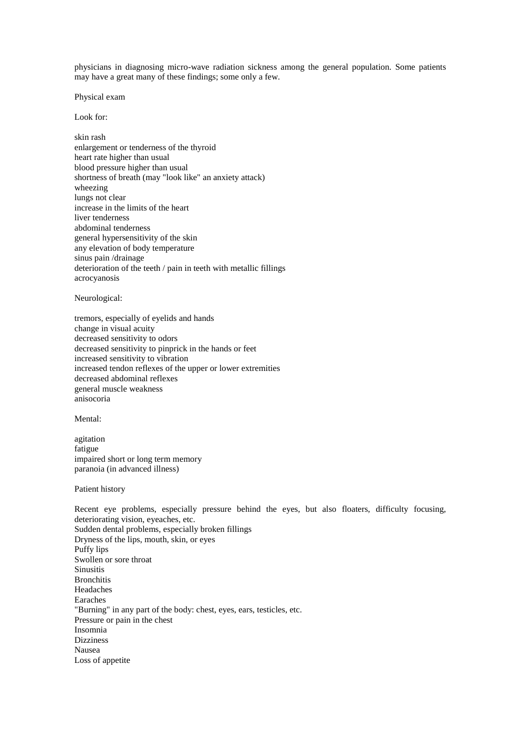physicians in diagnosing micro-wave radiation sickness among the general population. Some patients may have a great many of these findings; some only a few.

Physical exam

Look for:

skin rash
enlargement or tenderness of the thyroid
heart rate higher than usual
blood pressure higher than usual
shortness of breath (may "look like" an anxiety attack)
wheezing
lungs not clear
increase in the limits of the heart
liver tenderness
abdominal tenderness
general hypersensitivity of the skin
any elevation of body temperature
sinus pain /drainage
deterioration of the teeth / pain in teeth with metallic fillings
acrocyanosis

Neurological:

tremors, especially of eyelids and hands
change in visual acuity
decreased sensitivity to odors
decreased sensitivity to pinprick in the hands or feet
increased sensitivity to vibration
increased tendon reflexes of the upper or lower extremities
decreased abdominal reflexes
general muscle weakness
anisocoria

Mental:

agitation
fatigue
impaired short or long term memory
paranoia (in advanced illness)

Patient history

Recent eye problems, especially pressure behind the eyes, but also floaters, difficulty focusing, deteriorating vision, eyeaches, etc.
Sudden dental problems, especially broken fillings
Dryness of the lips, mouth, skin, or eyes
Puffy lips
Swollen or sore throat
Sinusitis
Bronchitis
Headaches
Earaches
"Burning" in any part of the body: chest, eyes, ears, testicles, etc.
Pressure or pain in the chest
Insomnia
Dizziness
Nausea
Loss of appetite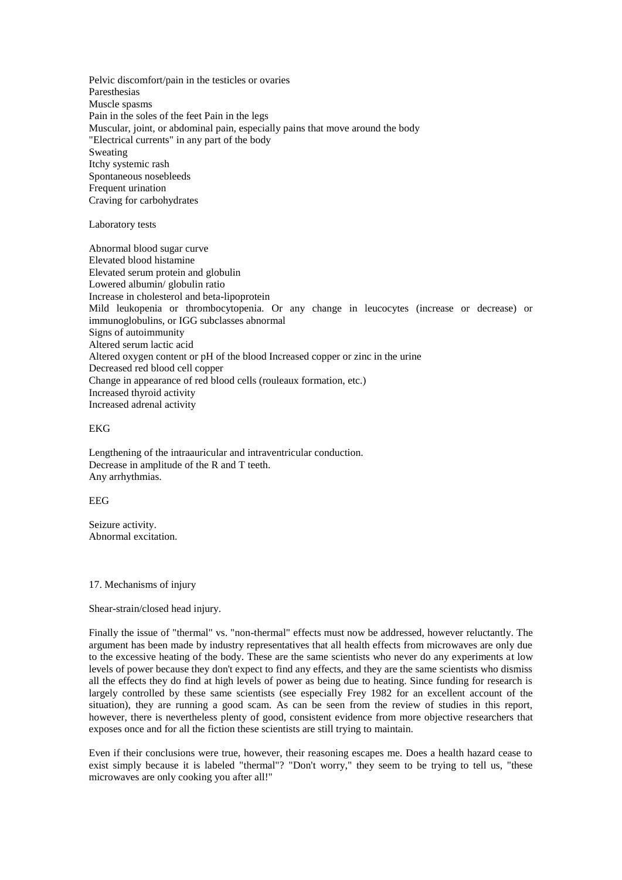Pelvic discomfort/pain in the testicles or ovaries
Paresthesias
Muscle spasms
Pain in the soles of the feet Pain in the legs
Muscular, joint, or abdominal pain, especially pains that move around the body
"Electrical currents" in any part of the body
Sweating
Itchy systemic rash
Spontaneous nosebleeds
Frequent urination
Craving for carbohydrates

Laboratory tests

Abnormal blood sugar curve
Elevated blood histamine
Elevated serum protein and globulin
Lowered albumin/ globulin ratio
Increase in cholesterol and beta-lipoprotein
Mild leukopenia or thrombocytopenia. Or any change in leucocytes (increase or decrease) or immunoglobulins, or IGG subclasses abnormal
Signs of autoimmunity
Altered serum lactic acid
Altered oxygen content or pH of the blood Increased copper or zinc in the urine
Decreased red blood cell copper
Change in appearance of red blood cells (rouleaux formation, etc.)
Increased thyroid activity
Increased adrenal activity

EKG

Lengthening of the intraauricular and intraventricular conduction.
Decrease in amplitude of the R and T teeth.
Any arrhythmias.

EEG

Seizure activity.
Abnormal excitation.

17. Mechanisms of injury

Shear-strain/closed head injury.

Finally the issue of "thermal" vs. "non-thermal" effects must now be addressed, however reluctantly. The argument has been made by industry representatives that all health effects from microwaves are only due to the excessive heating of the body. These are the same scientists who never do any experiments at low levels of power because they don't expect to find any effects, and they are the same scientists who dismiss all the effects they do find at high levels of power as being due to heating. Since funding for research is largely controlled by these same scientists (see especially Frey 1982 for an excellent account of the situation), they are running a good scam. As can be seen from the review of studies in this report, however, there is nevertheless plenty of good, consistent evidence from more objective researchers that exposes once and for all the fiction these scientists are still trying to maintain.

Even if their conclusions were true, however, their reasoning escapes me. Does a health hazard cease to exist simply because it is labeled "thermal"? "Don't worry," they seem to be trying to tell us, "these microwaves are only cooking you after all!"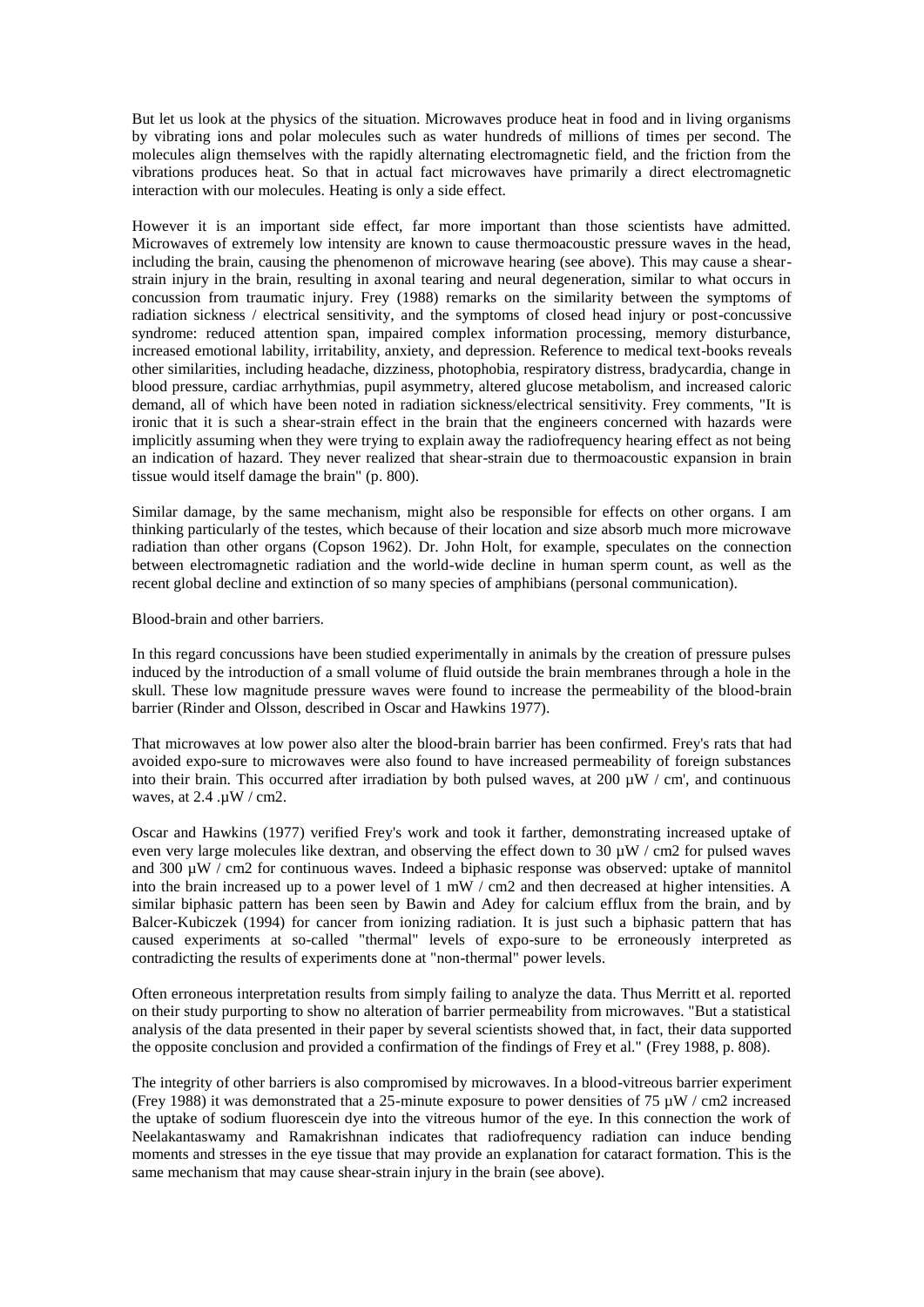But let us look at the physics of the situation. Microwaves produce heat in food and in living organisms by vibrating ions and polar molecules such as water hundreds of millions of times per second. The molecules align themselves with the rapidly alternating electromagnetic field, and the friction from the vibrations produces heat. So that in actual fact microwaves have primarily a direct electromagnetic interaction with our molecules. Heating is only a side effect.

However it is an important side effect, far more important than those scientists have admitted. Microwaves of extremely low intensity are known to cause thermoacoustic pressure waves in the head, including the brain, causing the phenomenon of microwave hearing (see above). This may cause a shear-strain injury in the brain, resulting in axonal tearing and neural degeneration, similar to what occurs in concussion from traumatic injury. Frey (1988) remarks on the similarity between the symptoms of radiation sickness / electrical sensitivity, and the symptoms of closed head injury or post-concussive syndrome: reduced attention span, impaired complex information processing, memory disturbance, increased emotional lability, irritability, anxiety, and depression. Reference to medical text-books reveals other similarities, including headache, dizziness, photophobia, respiratory distress, bradycardia, change in blood pressure, cardiac arrhythmias, pupil asymmetry, altered glucose metabolism, and increased caloric demand, all of which have been noted in radiation sickness/electrical sensitivity. Frey comments, "It is ironic that it is such a shear-strain effect in the brain that the engineers concerned with hazards were implicitly assuming when they were trying to explain away the radiofrequency hearing effect as not being an indication of hazard. They never realized that shear-strain due to thermoacoustic expansion in brain tissue would itself damage the brain" (p. 800).

Similar damage, by the same mechanism, might also be responsible for effects on other organs. I am thinking particularly of the testes, which because of their location and size absorb much more microwave radiation than other organs (Copson 1962). Dr. John Holt, for example, speculates on the connection between electromagnetic radiation and the world-wide decline in human sperm count, as well as the recent global decline and extinction of so many species of amphibians (personal communication).

Blood-brain and other barriers.

In this regard concussions have been studied experimentally in animals by the creation of pressure pulses induced by the introduction of a small volume of fluid outside the brain membranes through a hole in the skull. These low magnitude pressure waves were found to increase the permeability of the blood-brain barrier (Rinder and Olsson, described in Oscar and Hawkins 1977).

That microwaves at low power also alter the blood-brain barrier has been confirmed. Frey's rats that had avoided expo-sure to microwaves were also found to have increased permeability of foreign substances into their brain. This occurred after irradiation by both pulsed waves, at 200 µW / cm', and continuous waves, at 2.4 .µW / cm2.

Oscar and Hawkins (1977) verified Frey's work and took it farther, demonstrating increased uptake of even very large molecules like dextran, and observing the effect down to 30 µW / cm2 for pulsed waves and 300 µW / cm2 for continuous waves. Indeed a biphasic response was observed: uptake of mannitol into the brain increased up to a power level of 1 mW / cm2 and then decreased at higher intensities. A similar biphasic pattern has been seen by Bawin and Adey for calcium efflux from the brain, and by Balcer-Kubiczek (1994) for cancer from ionizing radiation. It is just such a biphasic pattern that has caused experiments at so-called "thermal" levels of expo-sure to be erroneously interpreted as contradicting the results of experiments done at "non-thermal" power levels.

Often erroneous interpretation results from simply failing to analyze the data. Thus Merritt et al. reported on their study purporting to show no alteration of barrier permeability from microwaves. "But a statistical analysis of the data presented in their paper by several scientists showed that, in fact, their data supported the opposite conclusion and provided a confirmation of the findings of Frey et al." (Frey 1988, p. 808).

The integrity of other barriers is also compromised by microwaves. In a blood-vitreous barrier experiment (Frey 1988) it was demonstrated that a 25-minute exposure to power densities of 75 µW / cm2 increased the uptake of sodium fluorescein dye into the vitreous humor of the eye. In this connection the work of Neelakantaswamy and Ramakrishnan indicates that radiofrequency radiation can induce bending moments and stresses in the eye tissue that may provide an explanation for cataract formation. This is the same mechanism that may cause shear-strain injury in the brain (see above).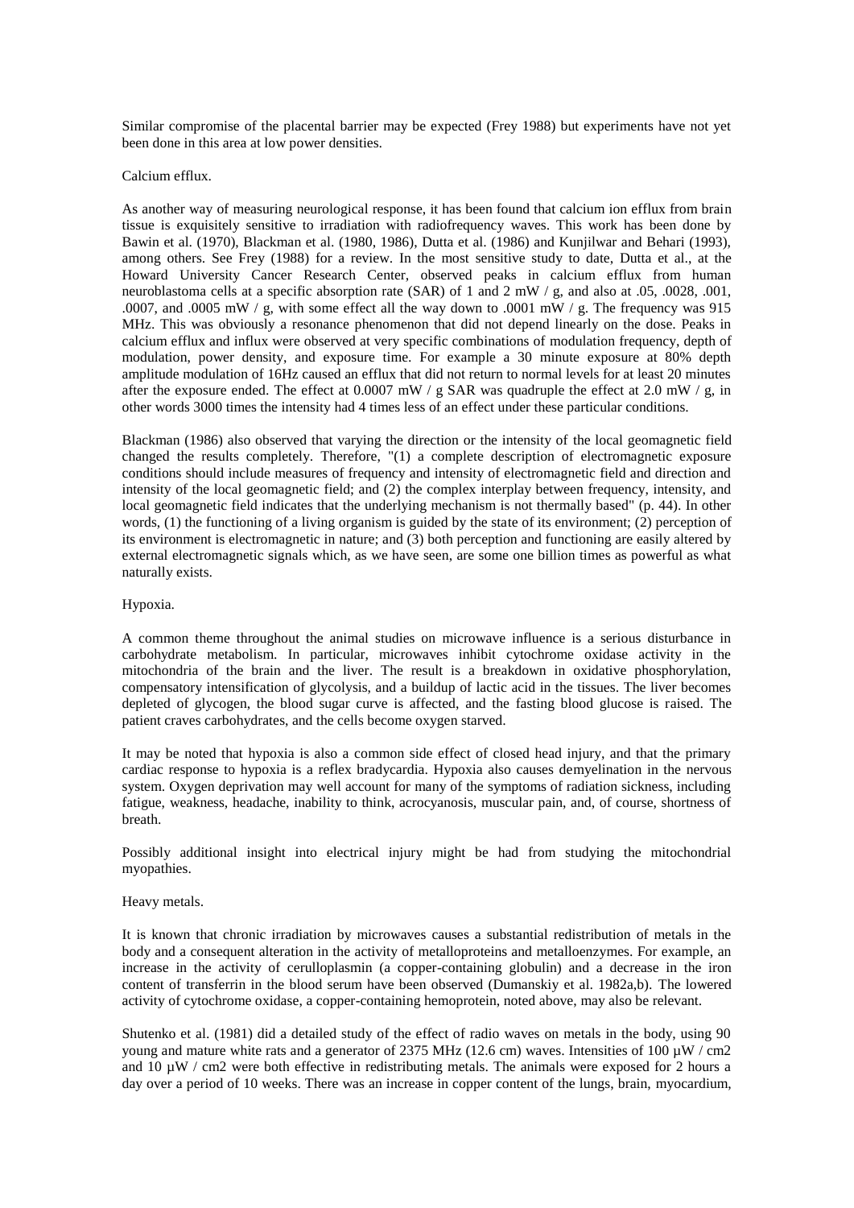Similar compromise of the placental barrier may be expected (Frey 1988) but experiments have not yet been done in this area at low power densities.

Calcium efflux.

As another way of measuring neurological response, it has been found that calcium ion efflux from brain tissue is exquisitely sensitive to irradiation with radiofrequency waves. This work has been done by Bawin et al. (1970), Blackman et al. (1980, 1986), Dutta et al. (1986) and Kunjilwar and Behari (1993), among others. See Frey (1988) for a review. In the most sensitive study to date, Dutta et al., at the Howard University Cancer Research Center, observed peaks in calcium efflux from human neuroblastoma cells at a specific absorption rate (SAR) of 1 and 2 mW / g, and also at .05, .0028, .001, .0007, and .0005 mW / g, with some effect all the way down to .0001 mW / g. The frequency was 915 MHz. This was obviously a resonance phenomenon that did not depend linearly on the dose. Peaks in calcium efflux and influx were observed at very specific combinations of modulation frequency, depth of modulation, power density, and exposure time. For example a 30 minute exposure at 80% depth amplitude modulation of 16Hz caused an efflux that did not return to normal levels for at least 20 minutes after the exposure ended. The effect at 0.0007 mW / g SAR was quadruple the effect at 2.0 mW / g, in other words 3000 times the intensity had 4 times less of an effect under these particular conditions.

Blackman (1986) also observed that varying the direction or the intensity of the local geomagnetic field changed the results completely. Therefore, "(1) a complete description of electromagnetic exposure conditions should include measures of frequency and intensity of electromagnetic field and direction and intensity of the local geomagnetic field; and (2) the complex interplay between frequency, intensity, and local geomagnetic field indicates that the underlying mechanism is not thermally based" (p. 44). In other words, (1) the functioning of a living organism is guided by the state of its environment; (2) perception of its environment is electromagnetic in nature; and (3) both perception and functioning are easily altered by external electromagnetic signals which, as we have seen, are some one billion times as powerful as what naturally exists.

Hypoxia.

A common theme throughout the animal studies on microwave influence is a serious disturbance in carbohydrate metabolism. In particular, microwaves inhibit cytochrome oxidase activity in the mitochondria of the brain and the liver. The result is a breakdown in oxidative phosphorylation, compensatory intensification of glycolysis, and a buildup of lactic acid in the tissues. The liver becomes depleted of glycogen, the blood sugar curve is affected, and the fasting blood glucose is raised. The patient craves carbohydrates, and the cells become oxygen starved.

It may be noted that hypoxia is also a common side effect of closed head injury, and that the primary cardiac response to hypoxia is a reflex bradycardia. Hypoxia also causes demyelination in the nervous system. Oxygen deprivation may well account for many of the symptoms of radiation sickness, including fatigue, weakness, headache, inability to think, acrocyanosis, muscular pain, and, of course, shortness of breath.

Possibly additional insight into electrical injury might be had from studying the mitochondrial myopathies.

Heavy metals.

It is known that chronic irradiation by microwaves causes a substantial redistribution of metals in the body and a consequent alteration in the activity of metalloproteins and metalloenzymes. For example, an increase in the activity of cerulloplasmin (a copper-containing globulin) and a decrease in the iron content of transferrin in the blood serum have been observed (Dumanskiy et al. 1982a,b). The lowered activity of cytochrome oxidase, a copper-containing hemoprotein, noted above, may also be relevant.

Shutenko et al. (1981) did a detailed study of the effect of radio waves on metals in the body, using 90 young and mature white rats and a generator of 2375 MHz (12.6 cm) waves. Intensities of 100 µW / cm2 and 10 µW / cm2 were both effective in redistributing metals. The animals were exposed for 2 hours a day over a period of 10 weeks. There was an increase in copper content of the lungs, brain, myocardium,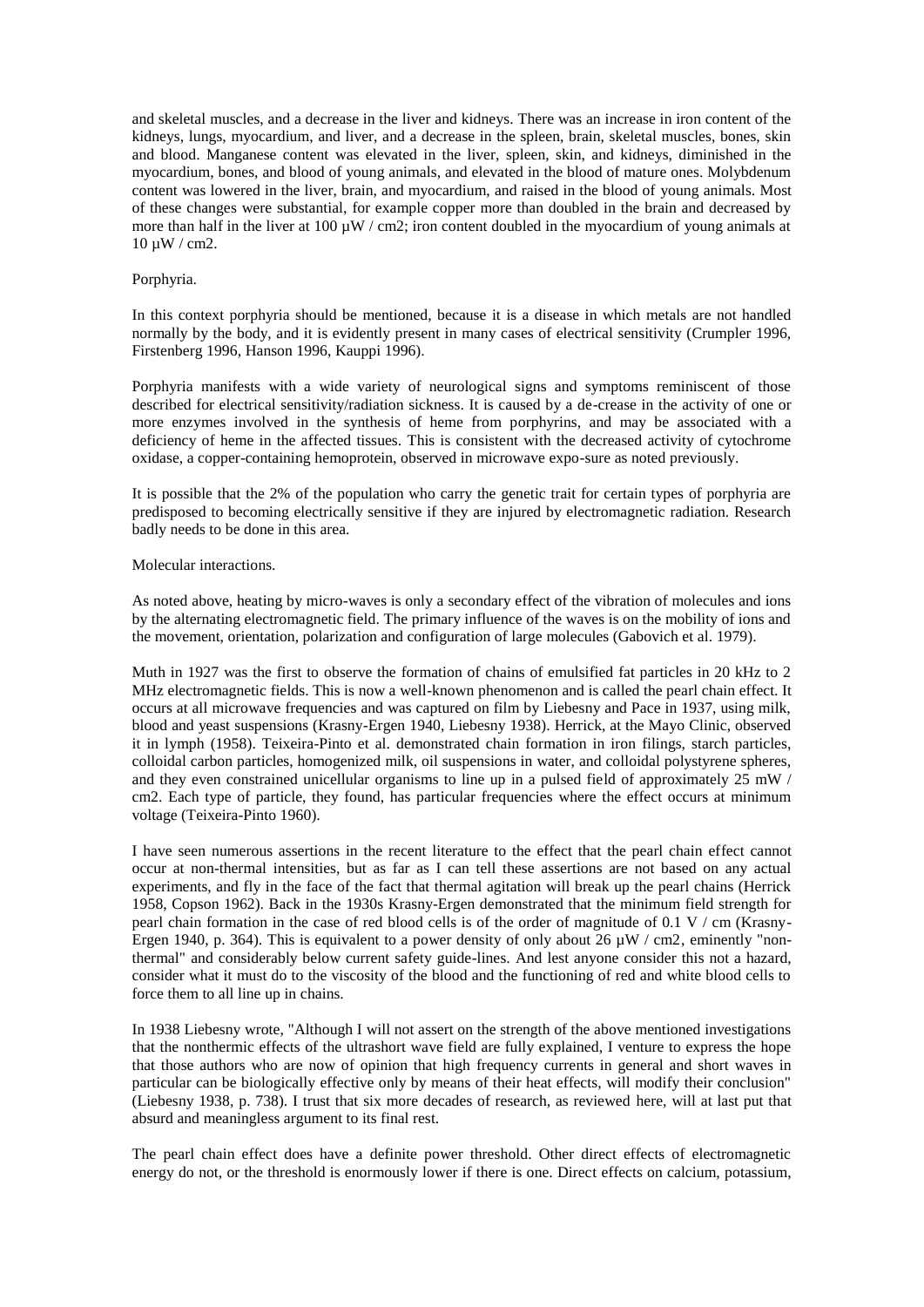and skeletal muscles, and a decrease in the liver and kidneys. There was an increase in iron content of the kidneys, lungs, myocardium, and liver, and a decrease in the spleen, brain, skeletal muscles, bones, skin and blood. Manganese content was elevated in the liver, spleen, skin, and kidneys, diminished in the myocardium, bones, and blood of young animals, and elevated in the blood of mature ones. Molybdenum content was lowered in the liver, brain, and myocardium, and raised in the blood of young animals. Most of these changes were substantial, for example copper more than doubled in the brain and decreased by more than half in the liver at 100 µW / cm2; iron content doubled in the myocardium of young animals at 10 µW / cm2.

Porphyria.

In this context porphyria should be mentioned, because it is a disease in which metals are not handled normally by the body, and it is evidently present in many cases of electrical sensitivity (Crumpler 1996, Firstenberg 1996, Hanson 1996, Kauppi 1996).

Porphyria manifests with a wide variety of neurological signs and symptoms reminiscent of those described for electrical sensitivity/radiation sickness. It is caused by a de-crease in the activity of one or more enzymes involved in the synthesis of heme from porphyrins, and may be associated with a deficiency of heme in the affected tissues. This is consistent with the decreased activity of cytochrome oxidase, a copper-containing hemoprotein, observed in microwave expo-sure as noted previously.

It is possible that the 2% of the population who carry the genetic trait for certain types of porphyria are predisposed to becoming electrically sensitive if they are injured by electromagnetic radiation. Research badly needs to be done in this area.

Molecular interactions.

As noted above, heating by micro-waves is only a secondary effect of the vibration of molecules and ions by the alternating electromagnetic field. The primary influence of the waves is on the mobility of ions and the movement, orientation, polarization and configuration of large molecules (Gabovich et al. 1979).

Muth in 1927 was the first to observe the formation of chains of emulsified fat particles in 20 kHz to 2 MHz electromagnetic fields. This is now a well-known phenomenon and is called the pearl chain effect. It occurs at all microwave frequencies and was captured on film by Liebesny and Pace in 1937, using milk, blood and yeast suspensions (Krasny-Ergen 1940, Liebesny 1938). Herrick, at the Mayo Clinic, observed it in lymph (1958). Teixeira-Pinto et al. demonstrated chain formation in iron filings, starch particles, colloidal carbon particles, homogenized milk, oil suspensions in water, and colloidal polystyrene spheres, and they even constrained unicellular organisms to line up in a pulsed field of approximately 25 mW / cm2. Each type of particle, they found, has particular frequencies where the effect occurs at minimum voltage (Teixeira-Pinto 1960).

I have seen numerous assertions in the recent literature to the effect that the pearl chain effect cannot occur at non-thermal intensities, but as far as I can tell these assertions are not based on any actual experiments, and fly in the face of the fact that thermal agitation will break up the pearl chains (Herrick 1958, Copson 1962). Back in the 1930s Krasny-Ergen demonstrated that the minimum field strength for pearl chain formation in the case of red blood cells is of the order of magnitude of 0.1 V / cm (Krasny-Ergen 1940, p. 364). This is equivalent to a power density of only about 26 µW / cm2, eminently "non-thermal" and considerably below current safety guide-lines. And lest anyone consider this not a hazard, consider what it must do to the viscosity of the blood and the functioning of red and white blood cells to force them to all line up in chains.

In 1938 Liebesny wrote, "Although I will not assert on the strength of the above mentioned investigations that the nonthermic effects of the ultrashort wave field are fully explained, I venture to express the hope that those authors who are now of opinion that high frequency currents in general and short waves in particular can be biologically effective only by means of their heat effects, will modify their conclusion" (Liebesny 1938, p. 738). I trust that six more decades of research, as reviewed here, will at last put that absurd and meaningless argument to its final rest.

The pearl chain effect does have a definite power threshold. Other direct effects of electromagnetic energy do not, or the threshold is enormously lower if there is one. Direct effects on calcium, potassium,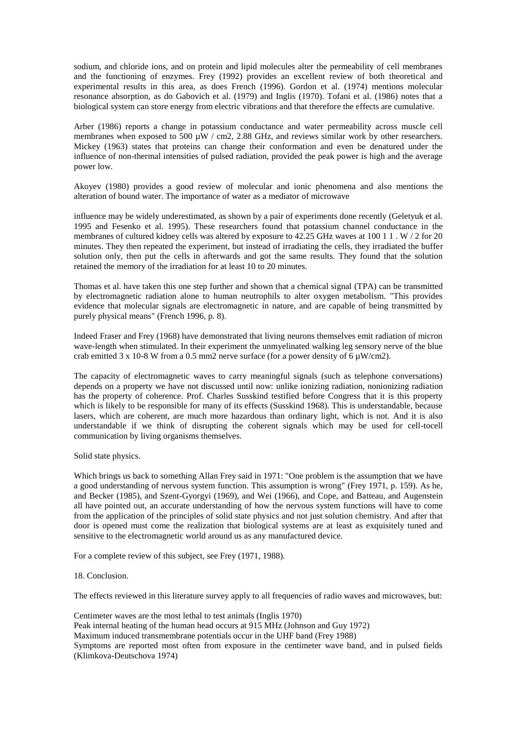sodium, and chloride ions, and on protein and lipid molecules alter the permeability of cell membranes and the functioning of enzymes. Frey (1992) provides an excellent review of both theoretical and experimental results in this area, as does French (1996). Gordon et al. (1974) mentions molecular resonance absorption, as do Gabovich et al. (1979) and Inglis (1970). Tofani et al. (1986) notes that a biological system can store energy from electric vibrations and that therefore the effects are cumulative.

Arber (1986) reports a change in potassium conductance and water permeability across muscle cell membranes when exposed to 500 µW / cm2, 2.88 GHz, and reviews similar work by other researchers. Mickey (1963) states that proteins can change their conformation and even be denatured under the influence of non-thermal intensities of pulsed radiation, provided the peak power is high and the average power low.

Akoyev (1980) provides a good review of molecular and ionic phenomena and also mentions the alteration of bound water. The importance of water as a mediator of microwave

influence may be widely underestimated, as shown by a pair of experiments done recently (Geletyuk et al. 1995 and Fesenko et al. 1995). These researchers found that potassium channel conductance in the membranes of cultured kidney cells was altered by exposure to 42.25 GHz waves at 100 1 1 . W / 2 for 20 minutes. They then repeated the experiment, but instead of irradiating the cells, they irradiated the buffer solution only, then put the cells in afterwards and got the same results. They found that the solution retained the memory of the irradiation for at least 10 to 20 minutes.

Thomas et al. have taken this one step further and shown that a chemical signal (TPA) can be transmitted by electromagnetic radiation alone to human neutrophils to alter oxygen metabolism. "This provides evidence that molecular signals are electromagnetic in nature, and are capable of being transmitted by purely physical means" (French 1996, p. 8).

Indeed Fraser and Frey (1968) have demonstrated that living neurons themselves emit radiation of micron wave-length when stimulated. In their experiment the unmyelinated walking leg sensory nerve of the blue crab emitted 3 x 10-8 W from a 0.5 mm2 nerve surface (for a power density of 6 µW/cm2).

The capacity of electromagnetic waves to carry meaningful signals (such as telephone conversations) depends on a property we have not discussed until now: unlike ionizing radiation, nonionizing radiation has the property of coherence. Prof. Charles Susskind testified before Congress that it is this property which is likely to be responsible for many of its effects (Susskind 1968). This is understandable, because lasers, which are coherent, are much more hazardous than ordinary light, which is not. And it is also understandable if we think of disrupting the coherent signals which may be used for cell-tocell communication by living organisms themselves.

Solid state physics.

Which brings us back to something Allan Frey said in 1971: "One problem is the assumption that we have a good understanding of nervous system function. This assumption is wrong" (Frey 1971, p. 159). As he, and Becker (1985), and Szent-Gyorgyi (1969), and Wei (1966), and Cope, and Batteau, and Augenstein all have pointed out, an accurate understanding of how the nervous system functions will have to come from the application of the principles of solid state physics and not just solution chemistry. And after that door is opened must come the realization that biological systems are at least as exquisitely tuned and sensitive to the electromagnetic world around us as any manufactured device.

For a complete review of this subject, see Frey (1971, 1988).

18. Conclusion.

The effects reviewed in this literature survey apply to all frequencies of radio waves and microwaves, but:

Centimeter waves are the most lethal to test animals (Inglis 1970)
Peak internal heating of the human head occurs at 915 MHz (Johnson and Guy 1972)
Maximum induced transmembrane potentials occur in the UHF band (Frey 1988)
Symptoms are reported most often from exposure in the centimeter wave band, and in pulsed fields (Klimkova-Deutschova 1974)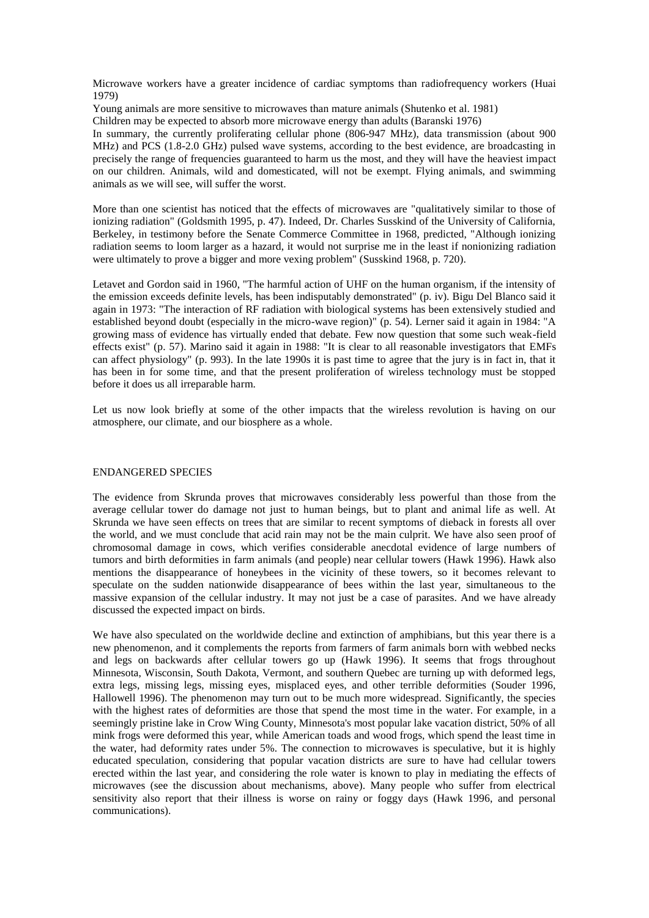Microwave workers have a greater incidence of cardiac symptoms than radiofrequency workers (Huai 1979)

Young animals are more sensitive to microwaves than mature animals (Shutenko et al. 1981)

Children may be expected to absorb more microwave energy than adults (Baranski 1976)

In summary, the currently proliferating cellular phone (806-947 MHz), data transmission (about 900 MHz) and PCS (1.8-2.0 GHz) pulsed wave systems, according to the best evidence, are broadcasting in precisely the range of frequencies guaranteed to harm us the most, and they will have the heaviest impact on our children. Animals, wild and domesticated, will not be exempt. Flying animals, and swimming animals as we will see, will suffer the worst.

More than one scientist has noticed that the effects of microwaves are "qualitatively similar to those of ionizing radiation" (Goldsmith 1995, p. 47). Indeed, Dr. Charles Susskind of the University of California, Berkeley, in testimony before the Senate Commerce Committee in 1968, predicted, "Although ionizing radiation seems to loom larger as a hazard, it would not surprise me in the least if nonionizing radiation were ultimately to prove a bigger and more vexing problem" (Susskind 1968, p. 720).

Letavet and Gordon said in 1960, "The harmful action of UHF on the human organism, if the intensity of the emission exceeds definite levels, has been indisputably demonstrated" (p. iv). Bigu Del Blanco said it again in 1973: "The interaction of RF radiation with biological systems has been extensively studied and established beyond doubt (especially in the micro-wave region)" (p. 54). Lerner said it again in 1984: "A growing mass of evidence has virtually ended that debate. Few now question that some such weak-field effects exist" (p. 57). Marino said it again in 1988: "It is clear to all reasonable investigators that EMFs can affect physiology" (p. 993). In the late 1990s it is past time to agree that the jury is in fact in, that it has been in for some time, and that the present proliferation of wireless technology must be stopped before it does us all irreparable harm.

Let us now look briefly at some of the other impacts that the wireless revolution is having on our atmosphere, our climate, and our biosphere as a whole.

## ENDANGERED SPECIES

The evidence from Skrunda proves that microwaves considerably less powerful than those from the average cellular tower do damage not just to human beings, but to plant and animal life as well. At Skrunda we have seen effects on trees that are similar to recent symptoms of dieback in forests all over the world, and we must conclude that acid rain may not be the main culprit. We have also seen proof of chromosomal damage in cows, which verifies considerable anecdotal evidence of large numbers of tumors and birth deformities in farm animals (and people) near cellular towers (Hawk 1996). Hawk also mentions the disappearance of honeybees in the vicinity of these towers, so it becomes relevant to speculate on the sudden nationwide disappearance of bees within the last year, simultaneous to the massive expansion of the cellular industry. It may not just be a case of parasites. And we have already discussed the expected impact on birds.

We have also speculated on the worldwide decline and extinction of amphibians, but this year there is a new phenomenon, and it complements the reports from farmers of farm animals born with webbed necks and legs on backwards after cellular towers go up (Hawk 1996). It seems that frogs throughout Minnesota, Wisconsin, South Dakota, Vermont, and southern Quebec are turning up with deformed legs, extra legs, missing legs, missing eyes, misplaced eyes, and other terrible deformities (Souder 1996, Hallowell 1996). The phenomenon may turn out to be much more widespread. Significantly, the species with the highest rates of deformities are those that spend the most time in the water. For example, in a seemingly pristine lake in Crow Wing County, Minnesota's most popular lake vacation district, 50% of all mink frogs were deformed this year, while American toads and wood frogs, which spend the least time in the water, had deformity rates under 5%. The connection to microwaves is speculative, but it is highly educated speculation, considering that popular vacation districts are sure to have had cellular towers erected within the last year, and considering the role water is known to play in mediating the effects of microwaves (see the discussion about mechanisms, above). Many people who suffer from electrical sensitivity also report that their illness is worse on rainy or foggy days (Hawk 1996, and personal communications).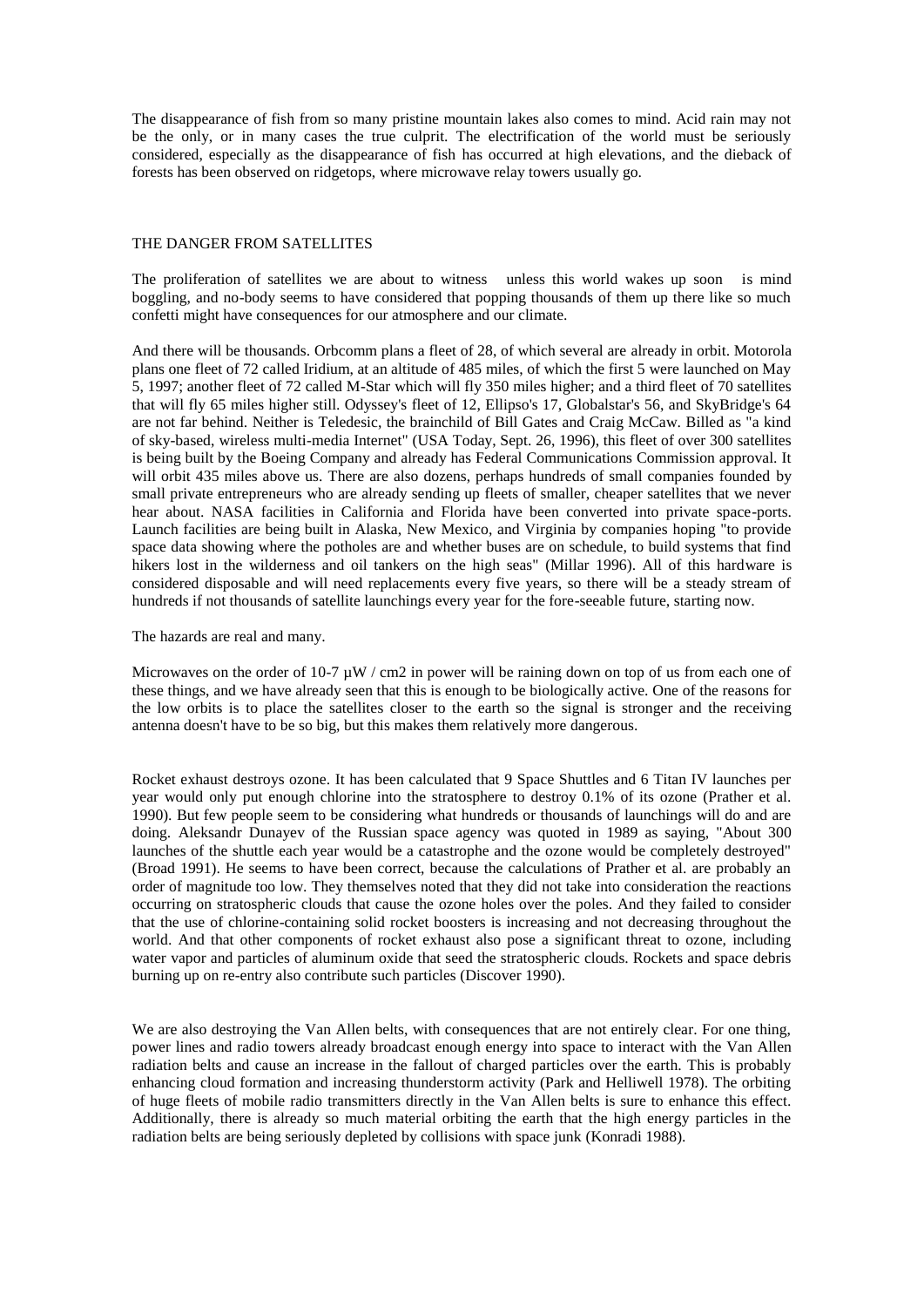The disappearance of fish from so many pristine mountain lakes also comes to mind. Acid rain may not be the only, or in many cases the true culprit. The electrification of the world must be seriously considered, especially as the disappearance of fish has occurred at high elevations, and the dieback of forests has been observed on ridgetops, where microwave relay towers usually go.

## THE DANGER FROM SATELLITES

The proliferation of satellites we are about to witness unless this world wakes up soon is mind boggling, and no-body seems to have considered that popping thousands of them up there like so much confetti might have consequences for our atmosphere and our climate.

And there will be thousands. Orbcomm plans a fleet of 28, of which several are already in orbit. Motorola plans one fleet of 72 called Iridium, at an altitude of 485 miles, of which the first 5 were launched on May 5, 1997; another fleet of 72 called M-Star which will fly 350 miles higher; and a third fleet of 70 satellites that will fly 65 miles higher still. Odyssey's fleet of 12, Ellipso's 17, Globalstar's 56, and SkyBridge's 64 are not far behind. Neither is Teledesic, the brainchild of Bill Gates and Craig McCaw. Billed as "a kind of sky-based, wireless multi-media Internet" (USA Today, Sept. 26, 1996), this fleet of over 300 satellites is being built by the Boeing Company and already has Federal Communications Commission approval. It will orbit 435 miles above us. There are also dozens, perhaps hundreds of small companies founded by small private entrepreneurs who are already sending up fleets of smaller, cheaper satellites that we never hear about. NASA facilities in California and Florida have been converted into private space-ports. Launch facilities are being built in Alaska, New Mexico, and Virginia by companies hoping "to provide space data showing where the potholes are and whether buses are on schedule, to build systems that find hikers lost in the wilderness and oil tankers on the high seas" (Millar 1996). All of this hardware is considered disposable and will need replacements every five years, so there will be a steady stream of hundreds if not thousands of satellite launchings every year for the fore-seeable future, starting now.

The hazards are real and many.

Microwaves on the order of $10^{-7}$ µW / cm2 in power will be raining down on top of us from each one of these things, and we have already seen that this is enough to be biologically active. One of the reasons for the low orbits is to place the satellites closer to the earth so the signal is stronger and the receiving antenna doesn't have to be so big, but this makes them relatively more dangerous.

Rocket exhaust destroys ozone. It has been calculated that 9 Space Shuttles and 6 Titan IV launches per year would only put enough chlorine into the stratosphere to destroy 0.1% of its ozone (Prather et al. 1990). But few people seem to be considering what hundreds or thousands of launchings will do and are doing. Aleksandr Dunayev of the Russian space agency was quoted in 1989 as saying, "About 300 launches of the shuttle each year would be a catastrophe and the ozone would be completely destroyed" (Broad 1991). He seems to have been correct, because the calculations of Prather et al. are probably an order of magnitude too low. They themselves noted that they did not take into consideration the reactions occurring on stratospheric clouds that cause the ozone holes over the poles. And they failed to consider that the use of chlorine-containing solid rocket boosters is increasing and not decreasing throughout the world. And that other components of rocket exhaust also pose a significant threat to ozone, including water vapor and particles of aluminum oxide that seed the stratospheric clouds. Rockets and space debris burning up on re-entry also contribute such particles (Discover 1990).

We are also destroying the Van Allen belts, with consequences that are not entirely clear. For one thing, power lines and radio towers already broadcast enough energy into space to interact with the Van Allen radiation belts and cause an increase in the fallout of charged particles over the earth. This is probably enhancing cloud formation and increasing thunderstorm activity (Park and Helliwell 1978). The orbiting of huge fleets of mobile radio transmitters directly in the Van Allen belts is sure to enhance this effect. Additionally, there is already so much material orbiting the earth that the high energy particles in the radiation belts are being seriously depleted by collisions with space junk (Konradi 1988).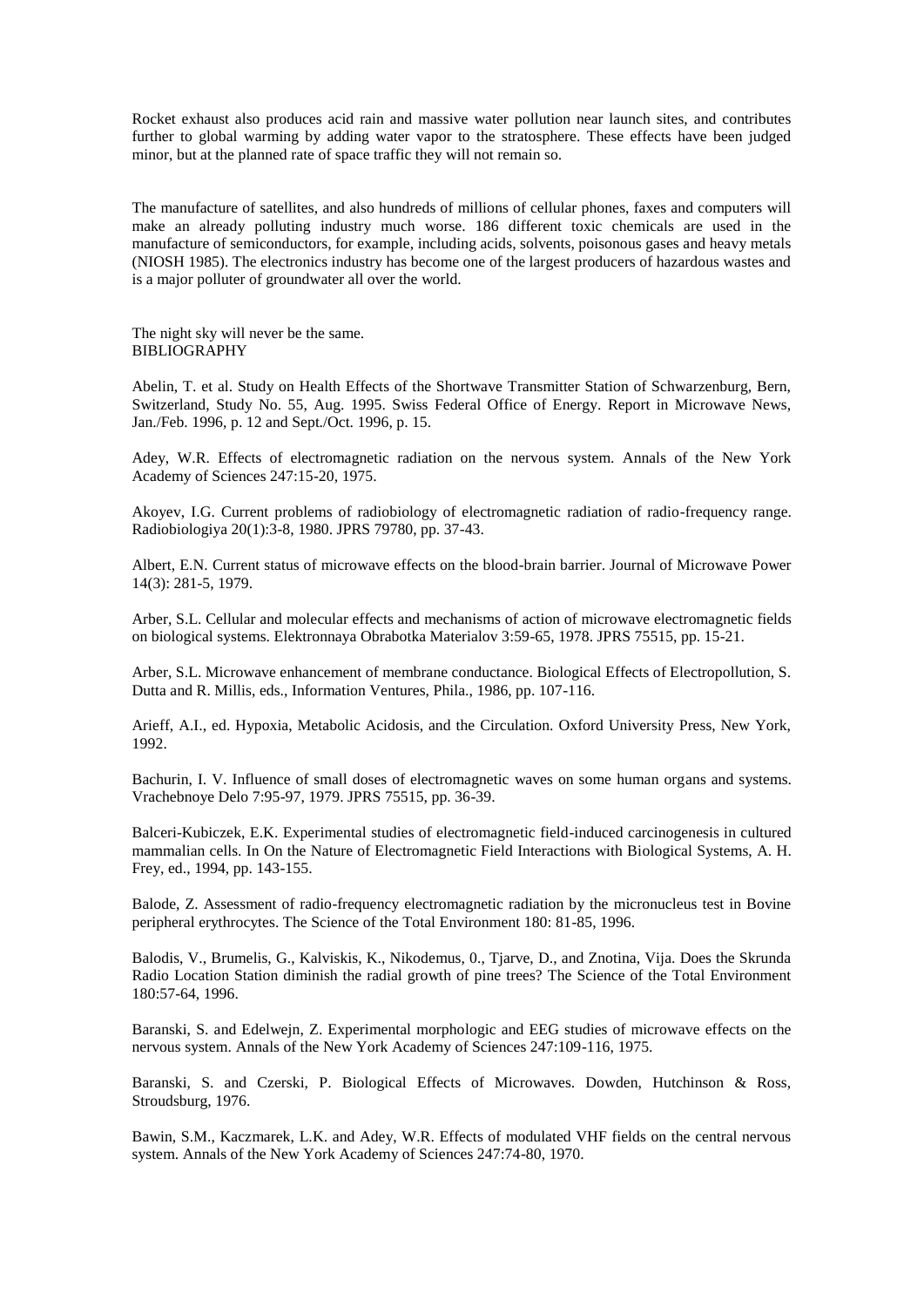Rocket exhaust also produces acid rain and massive water pollution near launch sites, and contributes further to global warming by adding water vapor to the stratosphere. These effects have been judged minor, but at the planned rate of space traffic they will not remain so.

The manufacture of satellites, and also hundreds of millions of cellular phones, faxes and computers will make an already polluting industry much worse. 186 different toxic chemicals are used in the manufacture of semiconductors, for example, including acids, solvents, poisonous gases and heavy metals (NIOSH 1985). The electronics industry has become one of the largest producers of hazardous wastes and is a major polluter of groundwater all over the world.

The night sky will never be the same.

## BIBLIOGRAPHY

Abelin, T. et al. Study on Health Effects of the Shortwave Transmitter Station of Schwarzenburg, Bern, Switzerland, Study No. 55, Aug. 1995. Swiss Federal Office of Energy. Report in Microwave News, Jan./Feb. 1996, p. 12 and Sept./Oct. 1996, p. 15.

Adey, W.R. Effects of electromagnetic radiation on the nervous system. Annals of the New York Academy of Sciences 247:15-20, 1975.

Akoyev, I.G. Current problems of radiobiology of electromagnetic radiation of radio-frequency range. Radiobiologiya 20(1):3-8, 1980. JPRS 79780, pp. 37-43.

Albert, E.N. Current status of microwave effects on the blood-brain barrier. Journal of Microwave Power 14(3): 281-5, 1979.

Arber, S.L. Cellular and molecular effects and mechanisms of action of microwave electromagnetic fields on biological systems. Elektronnaya Obrabotka Materialov 3:59-65, 1978. JPRS 75515, pp. 15-21.

Arber, S.L. Microwave enhancement of membrane conductance. Biological Effects of Electropollution, S. Dutta and R. Millis, eds., Information Ventures, Phila., 1986, pp. 107-116.

Arieff, A.I., ed. Hypoxia, Metabolic Acidosis, and the Circulation. Oxford University Press, New York, 1992.

Bachurin, I. V. Influence of small doses of electromagnetic waves on some human organs and systems. Vrachebnoye Delo 7:95-97, 1979. JPRS 75515, pp. 36-39.

Balceri-Kubiczek, E.K. Experimental studies of electromagnetic field-induced carcinogenesis in cultured mammalian cells. In On the Nature of Electromagnetic Field Interactions with Biological Systems, A. H. Frey, ed., 1994, pp. 143-155.

Balode, Z. Assessment of radio-frequency electromagnetic radiation by the micronucleus test in Bovine peripheral erythrocytes. The Science of the Total Environment 180: 81-85, 1996.

Balodis, V., Brumelis, G., Kalviskis, K., Nikodemus, 0., Tjarve, D., and Znotina, Vija. Does the Skrunda Radio Location Station diminish the radial growth of pine trees? The Science of the Total Environment 180:57-64, 1996.

Baranski, S. and Edelwejn, Z. Experimental morphologic and EEG studies of microwave effects on the nervous system. Annals of the New York Academy of Sciences 247:109-116, 1975.

Baranski, S. and Czerski, P. Biological Effects of Microwaves. Dowden, Hutchinson & Ross, Stroudsburg, 1976.

Bawin, S.M., Kaczmarek, L.K. and Adey, W.R. Effects of modulated VHF fields on the central nervous system. Annals of the New York Academy of Sciences 247:74-80, 1970.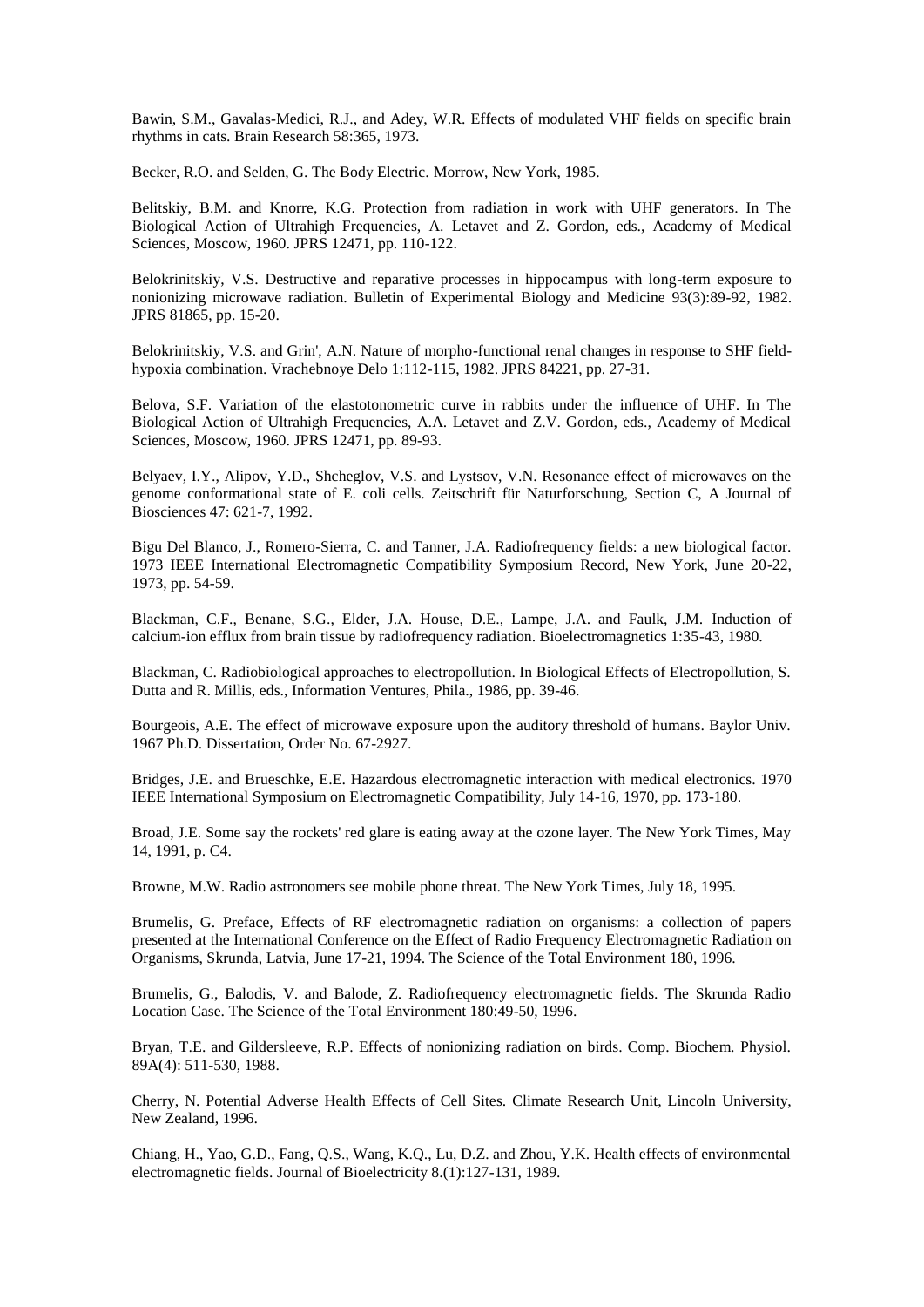Bawin, S.M., Gavalas-Medici, R.J., and Adey, W.R. Effects of modulated VHF fields on specific brain rhythms in cats. Brain Research 58:365, 1973.

Becker, R.O. and Selden, G. The Body Electric. Morrow, New York, 1985.

Belitskiy, B.M. and Knorre, K.G. Protection from radiation in work with UHF generators. In The Biological Action of Ultrahigh Frequencies, A. Letavet and Z. Gordon, eds., Academy of Medical Sciences, Moscow, 1960. JPRS 12471, pp. 110-122.

Belokrinitskiy, V.S. Destructive and reparative processes in hippocampus with long-term exposure to nonionizing microwave radiation. Bulletin of Experimental Biology and Medicine 93(3):89-92, 1982. JPRS 81865, pp. 15-20.

Belokrinitskiy, V.S. and Grin', A.N. Nature of morpho-functional renal changes in response to SHF field-hypoxia combination. Vrachebnoye Delo 1:112-115, 1982. JPRS 84221, pp. 27-31.

Belova, S.F. Variation of the elastotonometric curve in rabbits under the influence of UHF. In The Biological Action of Ultrahigh Frequencies, A.A. Letavet and Z.V. Gordon, eds., Academy of Medical Sciences, Moscow, 1960. JPRS 12471, pp. 89-93.

Belyaev, I.Y., Alipov, Y.D., Shcheglov, V.S. and Lystsov, V.N. Resonance effect of microwaves on the genome conformational state of E. coli cells. Zeitschrift für Naturforschung, Section C, A Journal of Biosciences 47: 621-7, 1992.

Bigu Del Blanco, J., Romero-Sierra, C. and Tanner, J.A. Radiofrequency fields: a new biological factor. 1973 IEEE International Electromagnetic Compatibility Symposium Record, New York, June 20-22, 1973, pp. 54-59.

Blackman, C.F., Benane, S.G., Elder, J.A. House, D.E., Lampe, J.A. and Faulk, J.M. Induction of calcium-ion efflux from brain tissue by radiofrequency radiation. Bioelectromagnetics 1:35-43, 1980.

Blackman, C. Radiobiological approaches to electropollution. In Biological Effects of Electropollution, S. Dutta and R. Millis, eds., Information Ventures, Phila., 1986, pp. 39-46.

Bourgeois, A.E. The effect of microwave exposure upon the auditory threshold of humans. Baylor Univ. 1967 Ph.D. Dissertation, Order No. 67-2927.

Bridges, J.E. and Brueschke, E.E. Hazardous electromagnetic interaction with medical electronics. 1970 IEEE International Symposium on Electromagnetic Compatibility, July 14-16, 1970, pp. 173-180.

Broad, J.E. Some say the rockets' red glare is eating away at the ozone layer. The New York Times, May 14, 1991, p. C4.

Browne, M.W. Radio astronomers see mobile phone threat. The New York Times, July 18, 1995.

Brumelis, G. Preface, Effects of RF electromagnetic radiation on organisms: a collection of papers presented at the International Conference on the Effect of Radio Frequency Electromagnetic Radiation on Organisms, Skrunda, Latvia, June 17-21, 1994. The Science of the Total Environment 180, 1996.

Brumelis, G., Balodis, V. and Balode, Z. Radiofrequency electromagnetic fields. The Skrunda Radio Location Case. The Science of the Total Environment 180:49-50, 1996.

Bryan, T.E. and Gildersleeve, R.P. Effects of nonionizing radiation on birds. Comp. Biochem. Physiol. 89A(4): 511-530, 1988.

Cherry, N. Potential Adverse Health Effects of Cell Sites. Climate Research Unit, Lincoln University, New Zealand, 1996.

Chiang, H., Yao, G.D., Fang, Q.S., Wang, K.Q., Lu, D.Z. and Zhou, Y.K. Health effects of environmental electromagnetic fields. Journal of Bioelectricity 8.(1):127-131, 1989.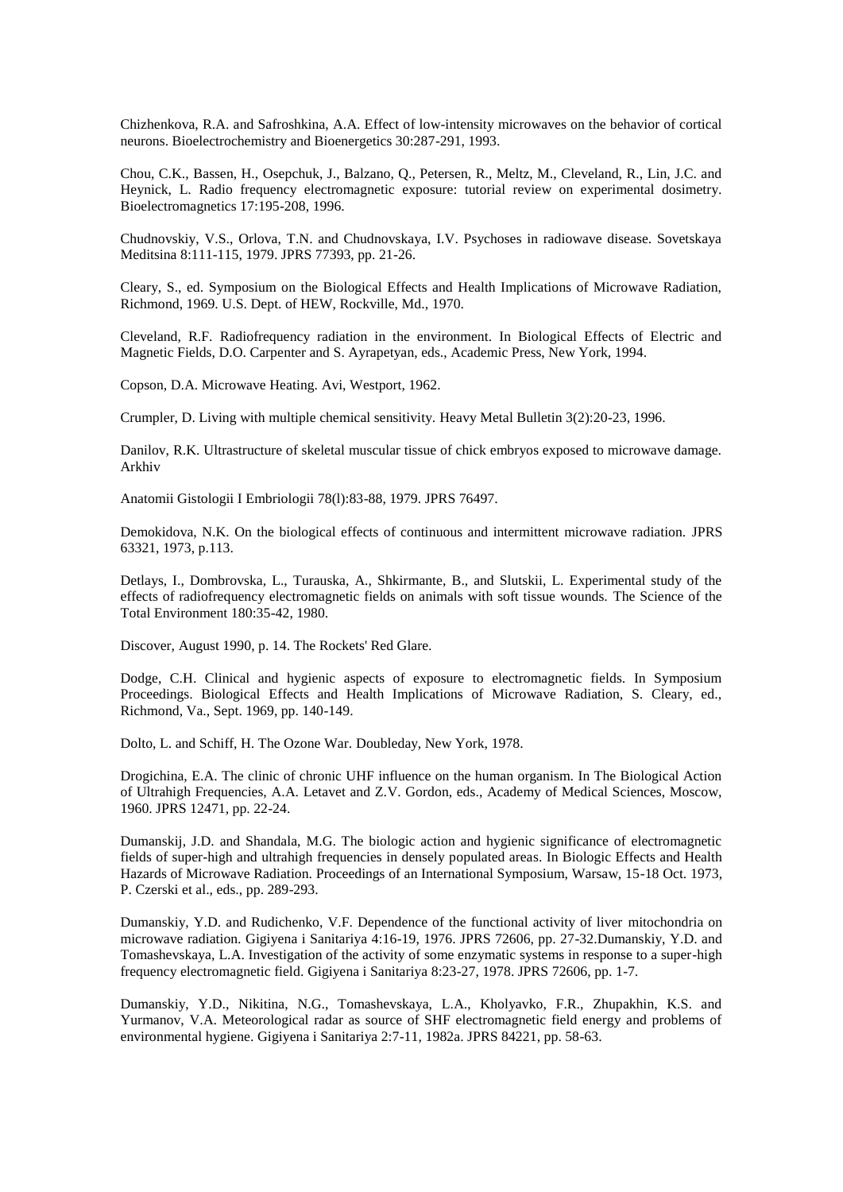Chizhenkova, R.A. and Safroshkina, A.A. Effect of low-intensity microwaves on the behavior of cortical neurons. Bioelectrochemistry and Bioenergetics 30:287-291, 1993.

Chou, C.K., Bassen, H., Osepchuk, J., Balzano, Q., Petersen, R., Meltz, M., Cleveland, R., Lin, J.C. and Heynick, L. Radio frequency electromagnetic exposure: tutorial review on experimental dosimetry. Bioelectromagnetics 17:195-208, 1996.

Chudnovskiy, V.S., Orlova, T.N. and Chudnovskaya, I.V. Psychoses in radiowave disease. Sovetskaya Meditsina 8:111-115, 1979. JPRS 77393, pp. 21-26.

Cleary, S., ed. Symposium on the Biological Effects and Health Implications of Microwave Radiation, Richmond, 1969. U.S. Dept. of HEW, Rockville, Md., 1970.

Cleveland, R.F. Radiofrequency radiation in the environment. In Biological Effects of Electric and Magnetic Fields, D.O. Carpenter and S. Ayrapetyan, eds., Academic Press, New York, 1994.

Copson, D.A. Microwave Heating. Avi, Westport, 1962.

Crumpler, D. Living with multiple chemical sensitivity. Heavy Metal Bulletin 3(2):20-23, 1996.

Danilov, R.K. Ultrastructure of skeletal muscular tissue of chick embryos exposed to microwave damage. Arkhiv

Anatomii Gistologii I Embriologii 78(l):83-88, 1979. JPRS 76497.

Demokidova, N.K. On the biological effects of continuous and intermittent microwave radiation. JPRS 63321, 1973, p.113.

Detlays, I., Dombrovska, L., Turauska, A., Shkirmante, B., and Slutskii, L. Experimental study of the effects of radiofrequency electromagnetic fields on animals with soft tissue wounds. The Science of the Total Environment 180:35-42, 1980.

Discover, August 1990, p. 14. The Rockets' Red Glare.

Dodge, C.H. Clinical and hygienic aspects of exposure to electromagnetic fields. In Symposium Proceedings. Biological Effects and Health Implications of Microwave Radiation, S. Cleary, ed., Richmond, Va., Sept. 1969, pp. 140-149.

Dolto, L. and Schiff, H. The Ozone War. Doubleday, New York, 1978.

Drogichina, E.A. The clinic of chronic UHF influence on the human organism. In The Biological Action of Ultrahigh Frequencies, A.A. Letavet and Z.V. Gordon, eds., Academy of Medical Sciences, Moscow, 1960. JPRS 12471, pp. 22-24.

Dumanskij, J.D. and Shandala, M.G. The biologic action and hygienic significance of electromagnetic fields of super-high and ultrahigh frequencies in densely populated areas. In Biologic Effects and Health Hazards of Microwave Radiation. Proceedings of an International Symposium, Warsaw, 15-18 Oct. 1973, P. Czerski et al., eds., pp. 289-293.

Dumanskiy, Y.D. and Rudichenko, V.F. Dependence of the functional activity of liver mitochondria on microwave radiation. Gigiyena i Sanitariya 4:16-19, 1976. JPRS 72606, pp. 27-32.Dumanskiy, Y.D. and Tomashevskaya, L.A. Investigation of the activity of some enzymatic systems in response to a super-high frequency electromagnetic field. Gigiyena i Sanitariya 8:23-27, 1978. JPRS 72606, pp. 1-7.

Dumanskiy, Y.D., Nikitina, N.G., Tomashevskaya, L.A., Kholyavko, F.R., Zhupakhin, K.S. and Yurmanov, V.A. Meteorological radar as source of SHF electromagnetic field energy and problems of environmental hygiene. Gigiyena i Sanitariya 2:7-11, 1982a. JPRS 84221, pp. 58-63.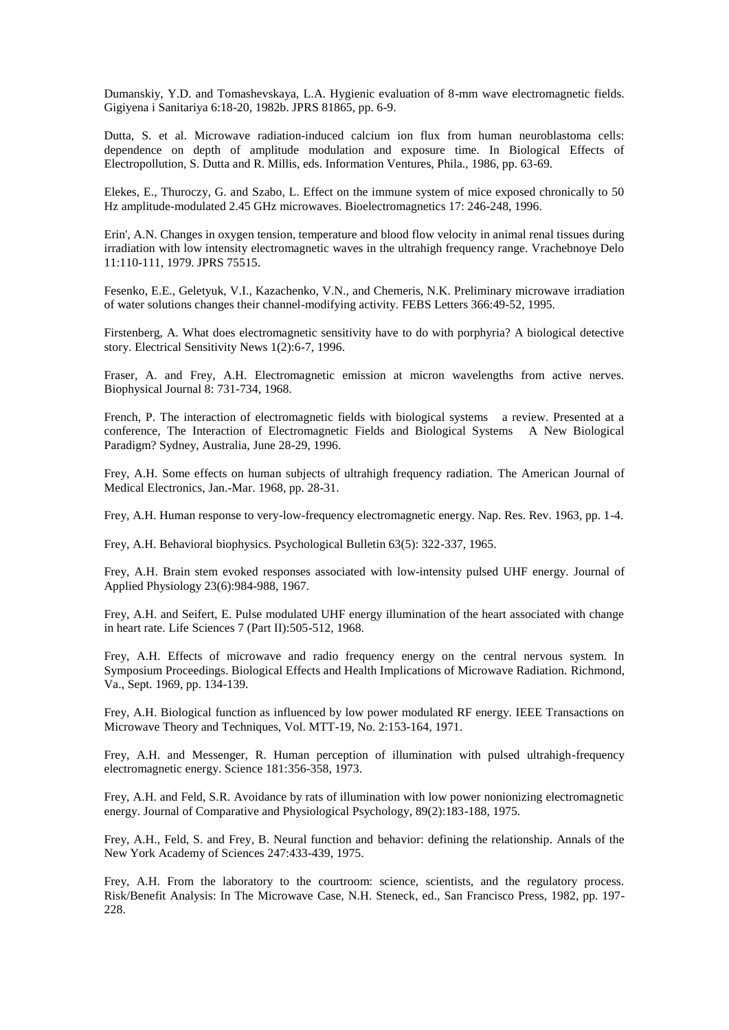Dumanskiy, Y.D. and Tomashevskaya, L.A. Hygienic evaluation of 8-mm wave electromagnetic fields. Gigiyena i Sanitariya 6:18-20, 1982b. JPRS 81865, pp. 6-9.

Dutta, S. et al. Microwave radiation-induced calcium ion flux from human neuroblastoma cells: dependence on depth of amplitude modulation and exposure time. In Biological Effects of Electropollution, S. Dutta and R. Millis, eds. Information Ventures, Phila., 1986, pp. 63-69.

Elekes, E., Thuroczy, G. and Szabo, L. Effect on the immune system of mice exposed chronically to 50 Hz amplitude-modulated 2.45 GHz microwaves. Bioelectromagnetics 17: 246-248, 1996.

Erin', A.N. Changes in oxygen tension, temperature and blood flow velocity in animal renal tissues during irradiation with low intensity electromagnetic waves in the ultrahigh frequency range. Vrachebnoye Delo 11:110-111, 1979. JPRS 75515.

Fesenko, E.E., Geletyuk, V.I., Kazachenko, V.N., and Chemeris, N.K. Preliminary microwave irradiation of water solutions changes their channel-modifying activity. FEBS Letters 366:49-52, 1995.

Firstenberg, A. What does electromagnetic sensitivity have to do with porphyria? A biological detective story. Electrical Sensitivity News 1(2):6-7, 1996.

Fraser, A. and Frey, A.H. Electromagnetic emission at micron wavelengths from active nerves. Biophysical Journal 8: 731-734, 1968.

French, P. The interaction of electromagnetic fields with biological systems a review. Presented at a conference, The Interaction of Electromagnetic Fields and Biological Systems A New Biological Paradigm? Sydney, Australia, June 28-29, 1996.

Frey, A.H. Some effects on human subjects of ultrahigh frequency radiation. The American Journal of Medical Electronics, Jan.-Mar. 1968, pp. 28-31.

Frey, A.H. Human response to very-low-frequency electromagnetic energy. Nap. Res. Rev. 1963, pp. 1-4.

Frey, A.H. Behavioral biophysics. Psychological Bulletin 63(5): 322-337, 1965.

Frey, A.H. Brain stem evoked responses associated with low-intensity pulsed UHF energy. Journal of Applied Physiology 23(6):984-988, 1967.

Frey, A.H. and Seifert, E. Pulse modulated UHF energy illumination of the heart associated with change in heart rate. Life Sciences 7 (Part II):505-512, 1968.

Frey, A.H. Effects of microwave and radio frequency energy on the central nervous system. In Symposium Proceedings. Biological Effects and Health Implications of Microwave Radiation. Richmond, Va., Sept. 1969, pp. 134-139.

Frey, A.H. Biological function as influenced by low power modulated RF energy. IEEE Transactions on Microwave Theory and Techniques, Vol. MTT-19, No. 2:153-164, 1971.

Frey, A.H. and Messenger, R. Human perception of illumination with pulsed ultrahigh-frequency electromagnetic energy. Science 181:356-358, 1973.

Frey, A.H. and Feld, S.R. Avoidance by rats of illumination with low power nonionizing electromagnetic energy. Journal of Comparative and Physiological Psychology, 89(2):183-188, 1975.

Frey, A.H., Feld, S. and Frey, B. Neural function and behavior: defining the relationship. Annals of the New York Academy of Sciences 247:433-439, 1975.

Frey, A.H. From the laboratory to the courtroom: science, scientists, and the regulatory process. Risk/Benefit Analysis: In The Microwave Case, N.H. Steneck, ed., San Francisco Press, 1982, pp. 197-228.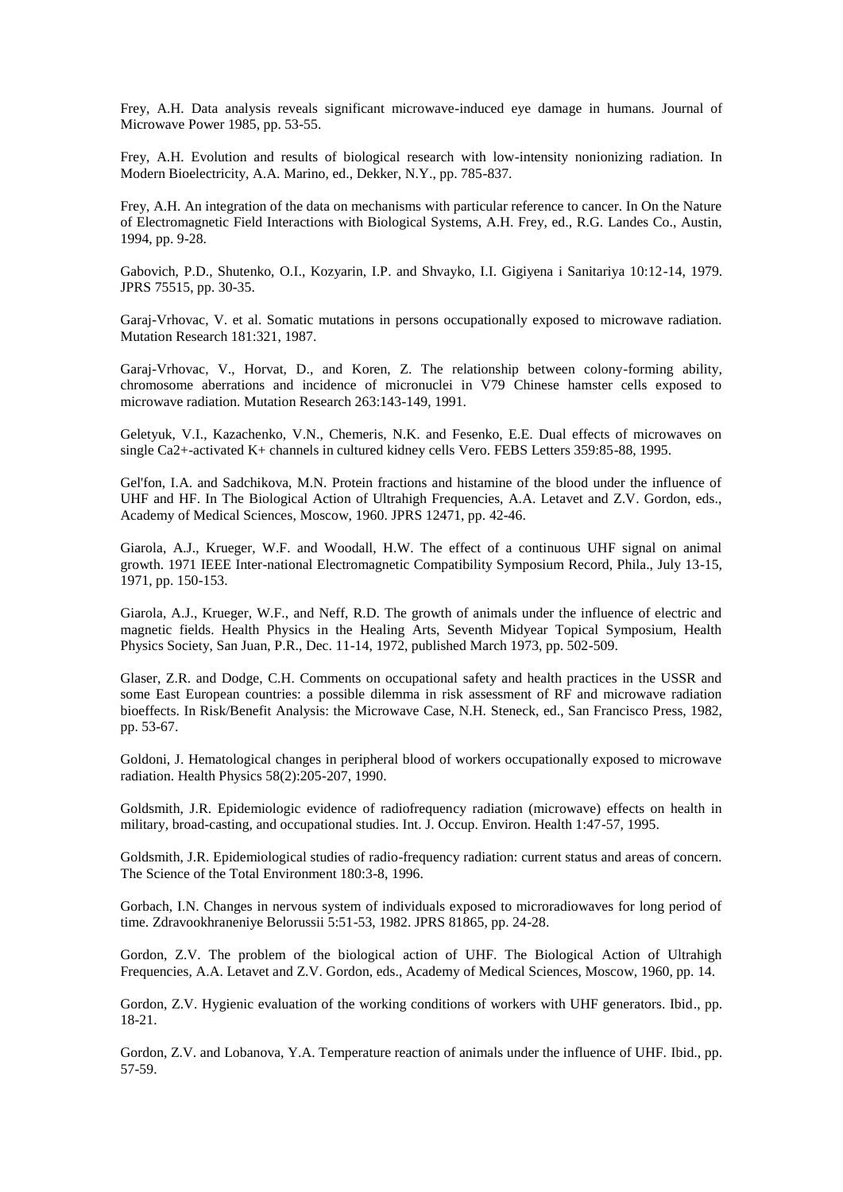Frey, A.H. Data analysis reveals significant microwave-induced eye damage in humans. Journal of Microwave Power 1985, pp. 53-55.

Frey, A.H. Evolution and results of biological research with low-intensity nonionizing radiation. In Modern Bioelectricity, A.A. Marino, ed., Dekker, N.Y., pp. 785-837.

Frey, A.H. An integration of the data on mechanisms with particular reference to cancer. In On the Nature of Electromagnetic Field Interactions with Biological Systems, A.H. Frey, ed., R.G. Landes Co., Austin, 1994, pp. 9-28.

Gabovich, P.D., Shutenko, O.I., Kozyarin, I.P. and Shvayko, I.I. Gigiyena i Sanitariya 10:12-14, 1979. JPRS 75515, pp. 30-35.

Garaj-Vrhovac, V. et al. Somatic mutations in persons occupationally exposed to microwave radiation. Mutation Research 181:321, 1987.

Garaj-Vrhovac, V., Horvat, D., and Koren, Z. The relationship between colony-forming ability, chromosome aberrations and incidence of micronuclei in V79 Chinese hamster cells exposed to microwave radiation. Mutation Research 263:143-149, 1991.

Geletyuk, V.I., Kazachenko, V.N., Chemeris, N.K. and Fesenko, E.E. Dual effects of microwaves on single Ca2+-activated K+ channels in cultured kidney cells Vero. FEBS Letters 359:85-88, 1995.

Gel'fon, I.A. and Sadchikova, M.N. Protein fractions and histamine of the blood under the influence of UHF and HF. In The Biological Action of Ultrahigh Frequencies, A.A. Letavet and Z.V. Gordon, eds., Academy of Medical Sciences, Moscow, 1960. JPRS 12471, pp. 42-46.

Giarola, A.J., Krueger, W.F. and Woodall, H.W. The effect of a continuous UHF signal on animal growth. 1971 IEEE Inter-national Electromagnetic Compatibility Symposium Record, Phila., July 13-15, 1971, pp. 150-153.

Giarola, A.J., Krueger, W.F., and Neff, R.D. The growth of animals under the influence of electric and magnetic fields. Health Physics in the Healing Arts, Seventh Midyear Topical Symposium, Health Physics Society, San Juan, P.R., Dec. 11-14, 1972, published March 1973, pp. 502-509.

Glaser, Z.R. and Dodge, C.H. Comments on occupational safety and health practices in the USSR and some East European countries: a possible dilemma in risk assessment of RF and microwave radiation bioeffects. In Risk/Benefit Analysis: the Microwave Case, N.H. Steneck, ed., San Francisco Press, 1982, pp. 53-67.

Goldoni, J. Hematological changes in peripheral blood of workers occupationally exposed to microwave radiation. Health Physics 58(2):205-207, 1990.

Goldsmith, J.R. Epidemiologic evidence of radiofrequency radiation (microwave) effects on health in military, broad-casting, and occupational studies. Int. J. Occup. Environ. Health 1:47-57, 1995.

Goldsmith, J.R. Epidemiological studies of radio-frequency radiation: current status and areas of concern. The Science of the Total Environment 180:3-8, 1996.

Gorbach, I.N. Changes in nervous system of individuals exposed to microradiowaves for long period of time. Zdravookhraneniye Belorussii 5:51-53, 1982. JPRS 81865, pp. 24-28.

Gordon, Z.V. The problem of the biological action of UHF. The Biological Action of Ultrahigh Frequencies, A.A. Letavet and Z.V. Gordon, eds., Academy of Medical Sciences, Moscow, 1960, pp. 14.

Gordon, Z.V. Hygienic evaluation of the working conditions of workers with UHF generators. Ibid., pp. 18-21.

Gordon, Z.V. and Lobanova, Y.A. Temperature reaction of animals under the influence of UHF. Ibid., pp. 57-59.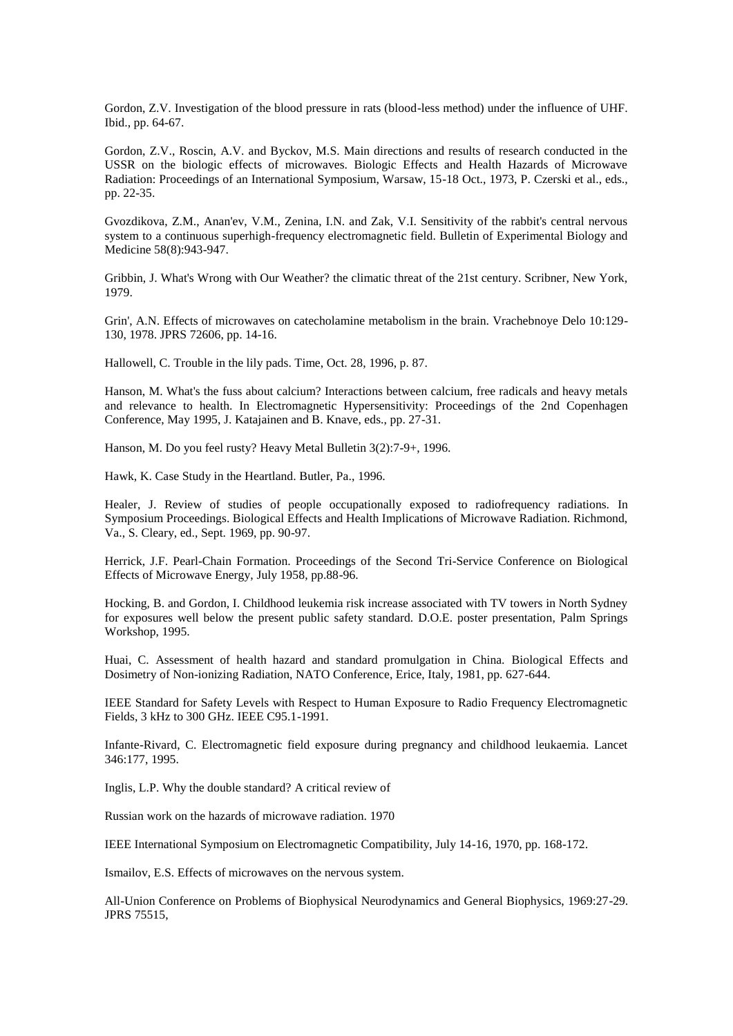Gordon, Z.V. Investigation of the blood pressure in rats (blood-less method) under the influence of UHF. Ibid., pp. 64-67.

Gordon, Z.V., Roscin, A.V. and Byckov, M.S. Main directions and results of research conducted in the USSR on the biologic effects of microwaves. Biologic Effects and Health Hazards of Microwave Radiation: Proceedings of an International Symposium, Warsaw, 15-18 Oct., 1973, P. Czerski et al., eds., pp. 22-35.

Gvozdikova, Z.M., Anan'ev, V.M., Zenina, I.N. and Zak, V.I. Sensitivity of the rabbit's central nervous system to a continuous superhigh-frequency electromagnetic field. Bulletin of Experimental Biology and Medicine 58(8):943-947.

Gribbin, J. What's Wrong with Our Weather? the climatic threat of the 21st century. Scribner, New York, 1979.

Grin', A.N. Effects of microwaves on catecholamine metabolism in the brain. Vrachebnoye Delo 10:129-130, 1978. JPRS 72606, pp. 14-16.

Hallowell, C. Trouble in the lily pads. Time, Oct. 28, 1996, p. 87.

Hanson, M. What's the fuss about calcium? Interactions between calcium, free radicals and heavy metals and relevance to health. In Electromagnetic Hypersensitivity: Proceedings of the 2nd Copenhagen Conference, May 1995, J. Katajainen and B. Knave, eds., pp. 27-31.

Hanson, M. Do you feel rusty? Heavy Metal Bulletin 3(2):7-9+, 1996.

Hawk, K. Case Study in the Heartland. Butler, Pa., 1996.

Healer, J. Review of studies of people occupationally exposed to radiofrequency radiations. In Symposium Proceedings. Biological Effects and Health Implications of Microwave Radiation. Richmond, Va., S. Cleary, ed., Sept. 1969, pp. 90-97.

Herrick, J.F. Pearl-Chain Formation. Proceedings of the Second Tri-Service Conference on Biological Effects of Microwave Energy, July 1958, pp.88-96.

Hocking, B. and Gordon, I. Childhood leukemia risk increase associated with TV towers in North Sydney for exposures well below the present public safety standard. D.O.E. poster presentation, Palm Springs Workshop, 1995.

Huai, C. Assessment of health hazard and standard promulgation in China. Biological Effects and Dosimetry of Non-ionizing Radiation, NATO Conference, Erice, Italy, 1981, pp. 627-644.

IEEE Standard for Safety Levels with Respect to Human Exposure to Radio Frequency Electromagnetic Fields, 3 kHz to 300 GHz. IEEE C95.1-1991.

Infante-Rivard, C. Electromagnetic field exposure during pregnancy and childhood leukaemia. Lancet 346:177, 1995.

Inglis, L.P. Why the double standard? A critical review of

Russian work on the hazards of microwave radiation. 1970

IEEE International Symposium on Electromagnetic Compatibility, July 14-16, 1970, pp. 168-172.

Ismailov, E.S. Effects of microwaves on the nervous system.

All-Union Conference on Problems of Biophysical Neurodynamics and General Biophysics, 1969:27-29. JPRS 75515,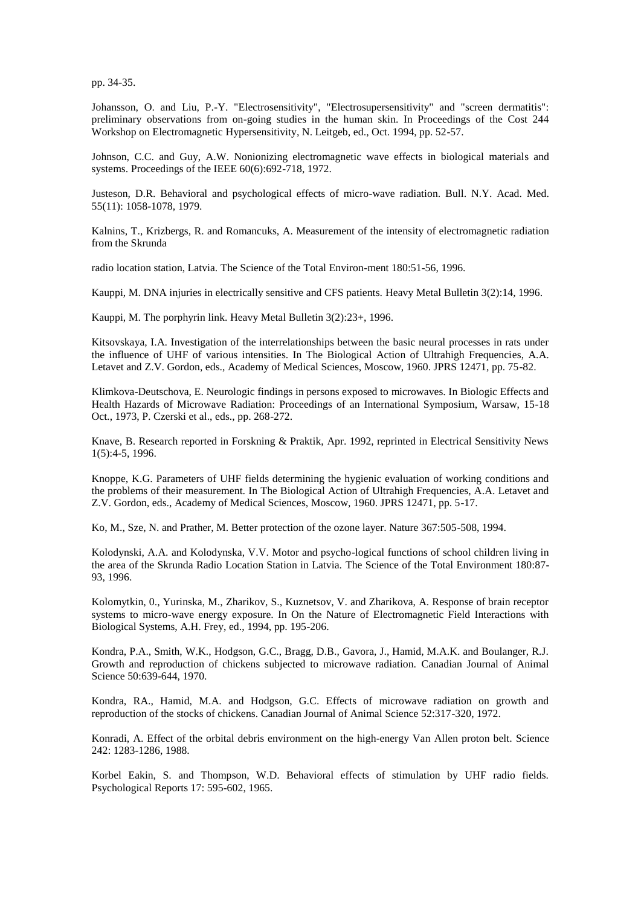pp. 34-35.

Johansson, O. and Liu, P.-Y. "Electrosensitivity", "Electrosupersensitivity" and "screen dermatitis": preliminary observations from on-going studies in the human skin. In Proceedings of the Cost 244 Workshop on Electromagnetic Hypersensitivity, N. Leitgeb, ed., Oct. 1994, pp. 52-57.

Johnson, C.C. and Guy, A.W. Nonionizing electromagnetic wave effects in biological materials and systems. Proceedings of the IEEE 60(6):692-718, 1972.

Justeson, D.R. Behavioral and psychological effects of micro-wave radiation. Bull. N.Y. Acad. Med. 55(11): 1058-1078, 1979.

Kalnins, T., Krizbergs, R. and Romancuks, A. Measurement of the intensity of electromagnetic radiation from the Skrunda

radio location station, Latvia. The Science of the Total Environ-ment 180:51-56, 1996.

Kauppi, M. DNA injuries in electrically sensitive and CFS patients. Heavy Metal Bulletin 3(2):14, 1996.

Kauppi, M. The porphyrin link. Heavy Metal Bulletin 3(2):23+, 1996.

Kitsovskaya, I.A. Investigation of the interrelationships between the basic neural processes in rats under the influence of UHF of various intensities. In The Biological Action of Ultrahigh Frequencies, A.A. Letavet and Z.V. Gordon, eds., Academy of Medical Sciences, Moscow, 1960. JPRS 12471, pp. 75-82.

Klimkova-Deutschova, E. Neurologic findings in persons exposed to microwaves. In Biologic Effects and Health Hazards of Microwave Radiation: Proceedings of an International Symposium, Warsaw, 15-18 Oct., 1973, P. Czerski et al., eds., pp. 268-272.

Knave, B. Research reported in Forskning & Praktik, Apr. 1992, reprinted in Electrical Sensitivity News 1(5):4-5, 1996.

Knoppe, K.G. Parameters of UHF fields determining the hygienic evaluation of working conditions and the problems of their measurement. In The Biological Action of Ultrahigh Frequencies, A.A. Letavet and Z.V. Gordon, eds., Academy of Medical Sciences, Moscow, 1960. JPRS 12471, pp. 5-17.

Ko, M., Sze, N. and Prather, M. Better protection of the ozone layer. Nature 367:505-508, 1994.

Kolodynski, A.A. and Kolodynska, V.V. Motor and psycho-logical functions of school children living in the area of the Skrunda Radio Location Station in Latvia. The Science of the Total Environment 180:87-93, 1996.

Kolomytkin, 0., Yurinska, M., Zharikov, S., Kuznetsov, V. and Zharikova, A. Response of brain receptor systems to micro-wave energy exposure. In On the Nature of Electromagnetic Field Interactions with Biological Systems, A.H. Frey, ed., 1994, pp. 195-206.

Kondra, P.A., Smith, W.K., Hodgson, G.C., Bragg, D.B., Gavora, J., Hamid, M.A.K. and Boulanger, R.J. Growth and reproduction of chickens subjected to microwave radiation. Canadian Journal of Animal Science 50:639-644, 1970.

Kondra, RA., Hamid, M.A. and Hodgson, G.C. Effects of microwave radiation on growth and reproduction of the stocks of chickens. Canadian Journal of Animal Science 52:317-320, 1972.

Konradi, A. Effect of the orbital debris environment on the high-energy Van Allen proton belt. Science 242: 1283-1286, 1988.

Korbel Eakin, S. and Thompson, W.D. Behavioral effects of stimulation by UHF radio fields. Psychological Reports 17: 595-602, 1965.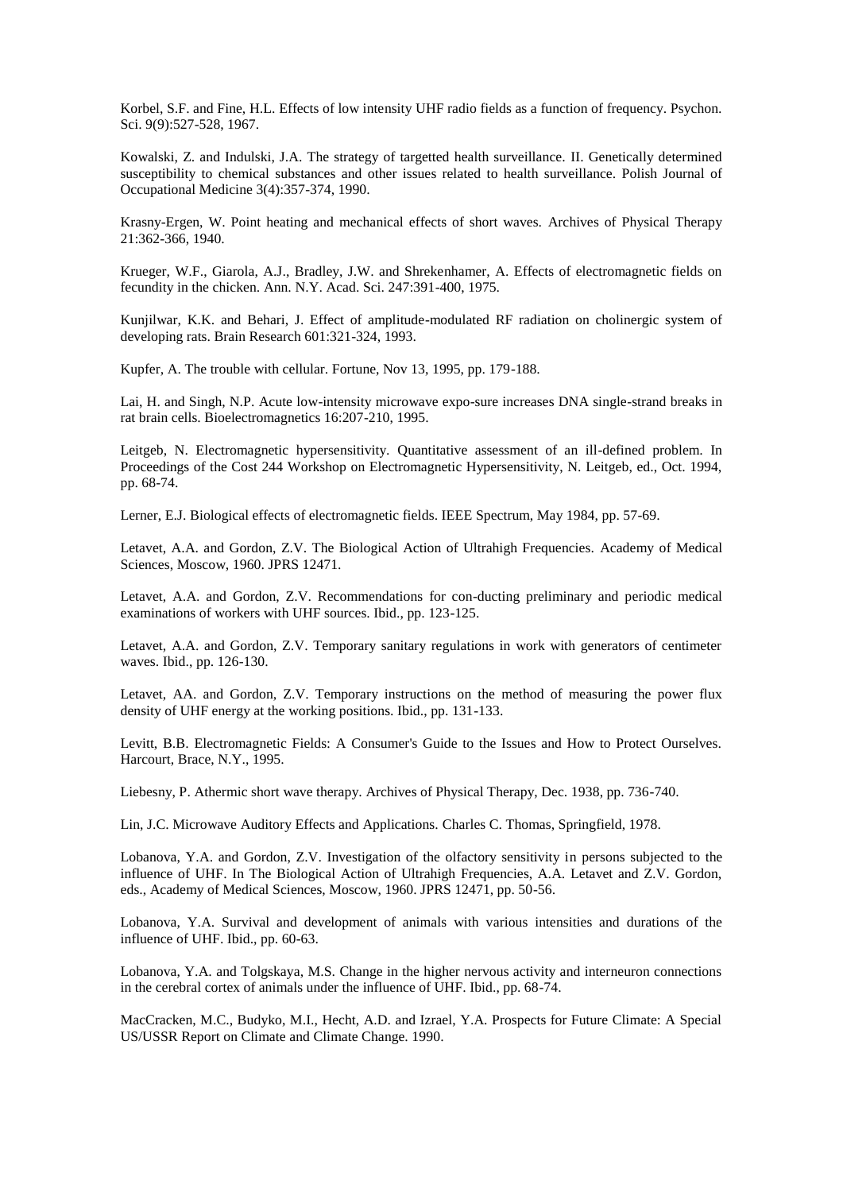Korbel, S.F. and Fine, H.L. Effects of low intensity UHF radio fields as a function of frequency. Psychon. Sci. 9(9):527-528, 1967.

Kowalski, Z. and Indulski, J.A. The strategy of targetted health surveillance. II. Genetically determined susceptibility to chemical substances and other issues related to health surveillance. Polish Journal of Occupational Medicine 3(4):357-374, 1990.

Krasny-Ergen, W. Point heating and mechanical effects of short waves. Archives of Physical Therapy 21:362-366, 1940.

Krueger, W.F., Giarola, A.J., Bradley, J.W. and Shrekenhamer, A. Effects of electromagnetic fields on fecundity in the chicken. Ann. N.Y. Acad. Sci. 247:391-400, 1975.

Kunjilwar, K.K. and Behari, J. Effect of amplitude-modulated RF radiation on cholinergic system of developing rats. Brain Research 601:321-324, 1993.

Kupfer, A. The trouble with cellular. Fortune, Nov 13, 1995, pp. 179-188.

Lai, H. and Singh, N.P. Acute low-intensity microwave expo-sure increases DNA single-strand breaks in rat brain cells. Bioelectromagnetics 16:207-210, 1995.

Leitgeb, N. Electromagnetic hypersensitivity. Quantitative assessment of an ill-defined problem. In Proceedings of the Cost 244 Workshop on Electromagnetic Hypersensitivity, N. Leitgeb, ed., Oct. 1994, pp. 68-74.

Lerner, E.J. Biological effects of electromagnetic fields. IEEE Spectrum, May 1984, pp. 57-69.

Letavet, A.A. and Gordon, Z.V. The Biological Action of Ultrahigh Frequencies. Academy of Medical Sciences, Moscow, 1960. JPRS 12471.

Letavet, A.A. and Gordon, Z.V. Recommendations for con-ducting preliminary and periodic medical examinations of workers with UHF sources. Ibid., pp. 123-125.

Letavet, A.A. and Gordon, Z.V. Temporary sanitary regulations in work with generators of centimeter waves. Ibid., pp. 126-130.

Letavet, AA. and Gordon, Z.V. Temporary instructions on the method of measuring the power flux density of UHF energy at the working positions. Ibid., pp. 131-133.

Levitt, B.B. Electromagnetic Fields: A Consumer's Guide to the Issues and How to Protect Ourselves. Harcourt, Brace, N.Y., 1995.

Liebesny, P. Athermic short wave therapy. Archives of Physical Therapy, Dec. 1938, pp. 736-740.

Lin, J.C. Microwave Auditory Effects and Applications. Charles C. Thomas, Springfield, 1978.

Lobanova, Y.A. and Gordon, Z.V. Investigation of the olfactory sensitivity in persons subjected to the influence of UHF. In The Biological Action of Ultrahigh Frequencies, A.A. Letavet and Z.V. Gordon, eds., Academy of Medical Sciences, Moscow, 1960. JPRS 12471, pp. 50-56.

Lobanova, Y.A. Survival and development of animals with various intensities and durations of the influence of UHF. Ibid., pp. 60-63.

Lobanova, Y.A. and Tolgskaya, M.S. Change in the higher nervous activity and interneuron connections in the cerebral cortex of animals under the influence of UHF. Ibid., pp. 68-74.

MacCracken, M.C., Budyko, M.I., Hecht, A.D. and Izrael, Y.A. Prospects for Future Climate: A Special US/USSR Report on Climate and Climate Change. 1990.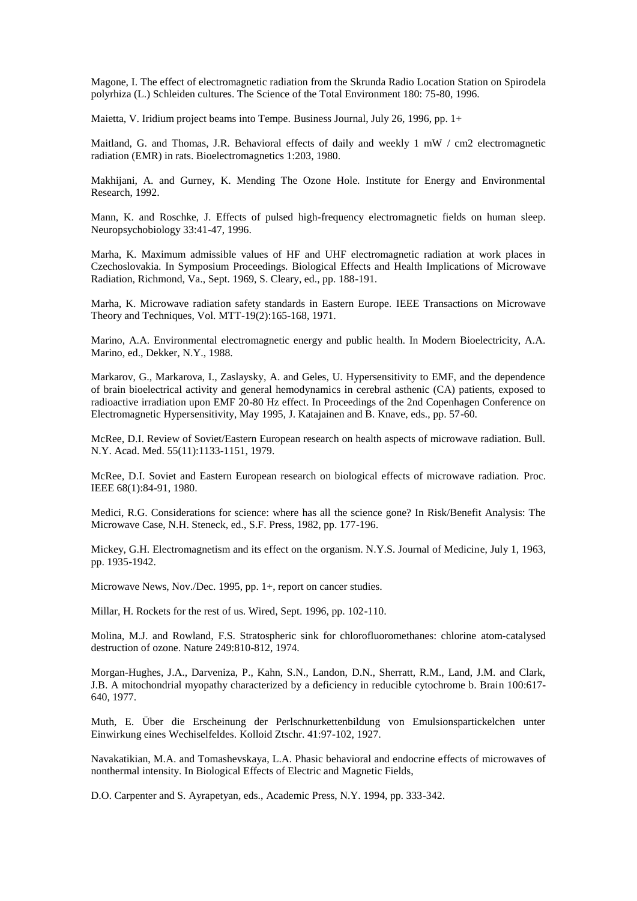Magone, I. The effect of electromagnetic radiation from the Skrunda Radio Location Station on Spirodela polyrhiza (L.) Schleiden cultures. The Science of the Total Environment 180: 75-80, 1996.

Maietta, V. Iridium project beams into Tempe. Business Journal, July 26, 1996, pp. 1+

Maitland, G. and Thomas, J.R. Behavioral effects of daily and weekly 1 mW / cm2 electromagnetic radiation (EMR) in rats. Bioelectromagnetics 1:203, 1980.

Makhijani, A. and Gurney, K. Mending The Ozone Hole. Institute for Energy and Environmental Research, 1992.

Mann, K. and Roschke, J. Effects of pulsed high-frequency electromagnetic fields on human sleep. Neuropsychobiology 33:41-47, 1996.

Marha, K. Maximum admissible values of HF and UHF electromagnetic radiation at work places in Czechoslovakia. In Symposium Proceedings. Biological Effects and Health Implications of Microwave Radiation, Richmond, Va., Sept. 1969, S. Cleary, ed., pp. 188-191.

Marha, K. Microwave radiation safety standards in Eastern Europe. IEEE Transactions on Microwave Theory and Techniques, Vol. MTT-19(2):165-168, 1971.

Marino, A.A. Environmental electromagnetic energy and public health. In Modern Bioelectricity, A.A. Marino, ed., Dekker, N.Y., 1988.

Markarov, G., Markarova, I., Zaslaysky, A. and Geles, U. Hypersensitivity to EMF, and the dependence of brain bioelectrical activity and general hemodynamics in cerebral asthenic (CA) patients, exposed to radioactive irradiation upon EMF 20-80 Hz effect. In Proceedings of the 2nd Copenhagen Conference on Electromagnetic Hypersensitivity, May 1995, J. Katajainen and B. Knave, eds., pp. 57-60.

McRee, D.I. Review of Soviet/Eastern European research on health aspects of microwave radiation. Bull. N.Y. Acad. Med. 55(11):1133-1151, 1979.

McRee, D.I. Soviet and Eastern European research on biological effects of microwave radiation. Proc. IEEE 68(1):84-91, 1980.

Medici, R.G. Considerations for science: where has all the science gone? In Risk/Benefit Analysis: The Microwave Case, N.H. Steneck, ed., S.F. Press, 1982, pp. 177-196.

Mickey, G.H. Electromagnetism and its effect on the organism. N.Y.S. Journal of Medicine, July 1, 1963, pp. 1935-1942.

Microwave News, Nov./Dec. 1995, pp. 1+, report on cancer studies.

Millar, H. Rockets for the rest of us. Wired, Sept. 1996, pp. 102-110.

Molina, M.J. and Rowland, F.S. Stratospheric sink for chlorofluoromethanes: chlorine atom-catalysed destruction of ozone. Nature 249:810-812, 1974.

Morgan-Hughes, J.A., Darveniza, P., Kahn, S.N., Landon, D.N., Sherratt, R.M., Land, J.M. and Clark, J.B. A mitochondrial myopathy characterized by a deficiency in reducible cytochrome b. Brain 100:617-640, 1977.

Muth, E. Über die Erscheinung der Perlschnurkettenbildung von Emulsionspartickelchen unter Einwirkung eines Wechiselfeldes. Kolloid Ztschr. 41:97-102, 1927.

Navakatikian, M.A. and Tomashevskaya, L.A. Phasic behavioral and endocrine effects of microwaves of nonthermal intensity. In Biological Effects of Electric and Magnetic Fields,

D.O. Carpenter and S. Ayrapetyan, eds., Academic Press, N.Y. 1994, pp. 333-342.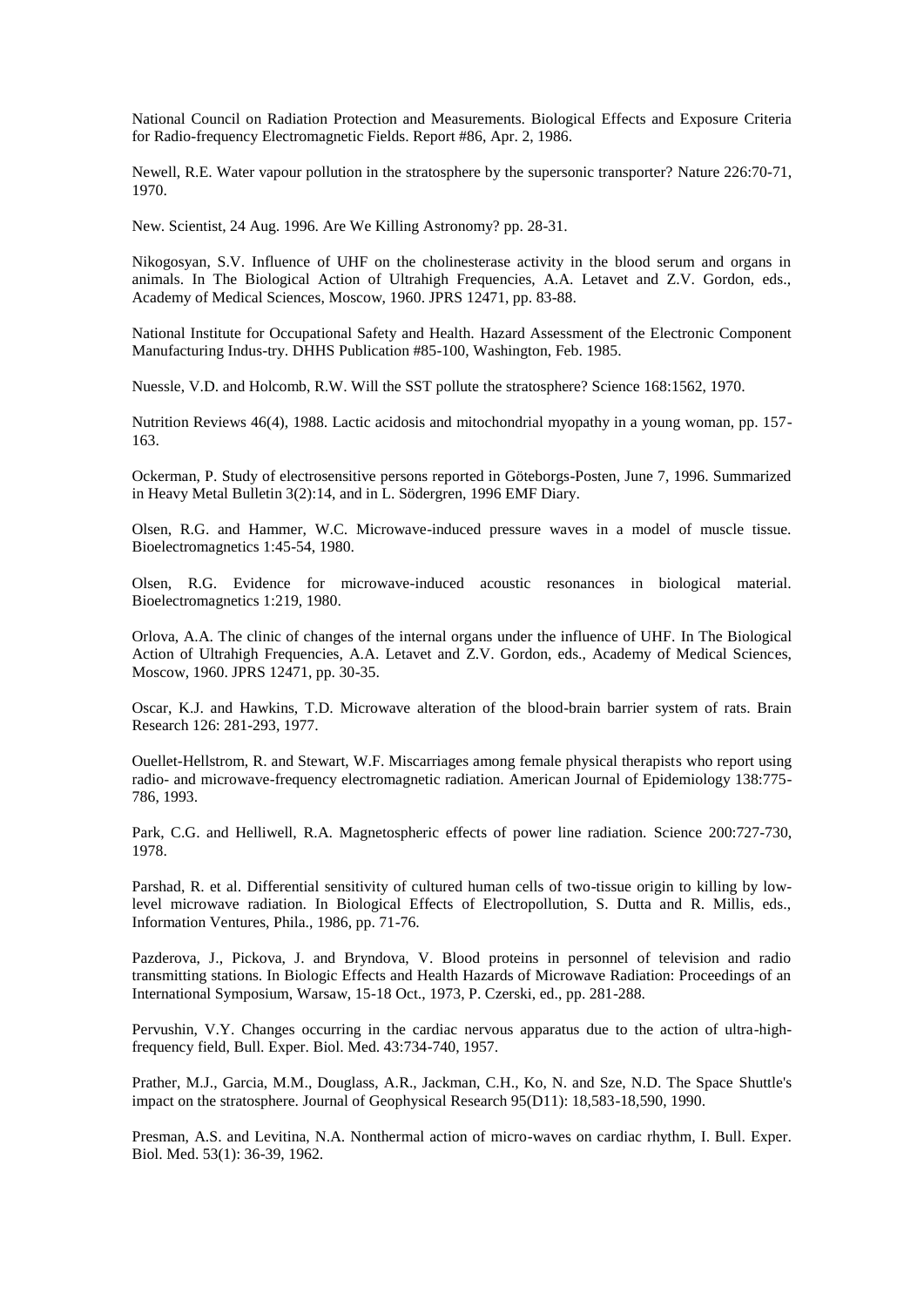National Council on Radiation Protection and Measurements. Biological Effects and Exposure Criteria for Radio-frequency Electromagnetic Fields. Report #86, Apr. 2, 1986.

Newell, R.E. Water vapour pollution in the stratosphere by the supersonic transporter? Nature 226:70-71, 1970.

New. Scientist, 24 Aug. 1996. Are We Killing Astronomy? pp. 28-31.

Nikogosyan, S.V. Influence of UHF on the cholinesterase activity in the blood serum and organs in animals. In The Biological Action of Ultrahigh Frequencies, A.A. Letavet and Z.V. Gordon, eds., Academy of Medical Sciences, Moscow, 1960. JPRS 12471, pp. 83-88.

National Institute for Occupational Safety and Health. Hazard Assessment of the Electronic Component Manufacturing Indus-try. DHHS Publication #85-100, Washington, Feb. 1985.

Nuessle, V.D. and Holcomb, R.W. Will the SST pollute the stratosphere? Science 168:1562, 1970.

Nutrition Reviews 46(4), 1988. Lactic acidosis and mitochondrial myopathy in a young woman, pp. 157-163.

Ockerman, P. Study of electrosensitive persons reported in Göteborgs-Posten, June 7, 1996. Summarized in Heavy Metal Bulletin 3(2):14, and in L. Södergren, 1996 EMF Diary.

Olsen, R.G. and Hammer, W.C. Microwave-induced pressure waves in a model of muscle tissue. Bioelectromagnetics 1:45-54, 1980.

Olsen, R.G. Evidence for microwave-induced acoustic resonances in biological material. Bioelectromagnetics 1:219, 1980.

Orlova, A.A. The clinic of changes of the internal organs under the influence of UHF. In The Biological Action of Ultrahigh Frequencies, A.A. Letavet and Z.V. Gordon, eds., Academy of Medical Sciences, Moscow, 1960. JPRS 12471, pp. 30-35.

Oscar, K.J. and Hawkins, T.D. Microwave alteration of the blood-brain barrier system of rats. Brain Research 126: 281-293, 1977.

Ouellet-Hellstrom, R. and Stewart, W.F. Miscarriages among female physical therapists who report using radio- and microwave-frequency electromagnetic radiation. American Journal of Epidemiology 138:775-786, 1993.

Park, C.G. and Helliwell, R.A. Magnetospheric effects of power line radiation. Science 200:727-730, 1978.

Parshad, R. et al. Differential sensitivity of cultured human cells of two-tissue origin to killing by low-level microwave radiation. In Biological Effects of Electropollution, S. Dutta and R. Millis, eds., Information Ventures, Phila., 1986, pp. 71-76.

Pazderova, J., Pickova, J. and Bryndova, V. Blood proteins in personnel of television and radio transmitting stations. In Biologic Effects and Health Hazards of Microwave Radiation: Proceedings of an International Symposium, Warsaw, 15-18 Oct., 1973, P. Czerski, ed., pp. 281-288.

Pervushin, V.Y. Changes occurring in the cardiac nervous apparatus due to the action of ultra-high-frequency field, Bull. Exper. Biol. Med. 43:734-740, 1957.

Prather, M.J., Garcia, M.M., Douglass, A.R., Jackman, C.H., Ko, N. and Sze, N.D. The Space Shuttle's impact on the stratosphere. Journal of Geophysical Research 95(D11): 18,583-18,590, 1990.

Presman, A.S. and Levitina, N.A. Nonthermal action of micro-waves on cardiac rhythm, I. Bull. Exper. Biol. Med. 53(1): 36-39, 1962.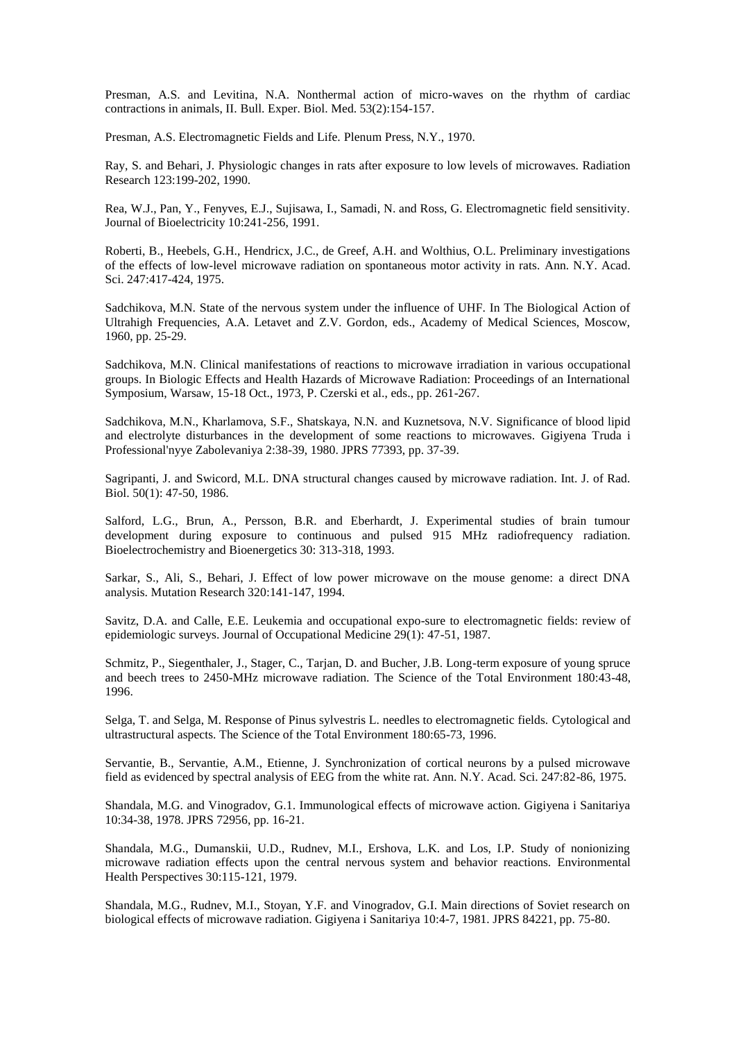Presman, A.S. and Levitina, N.A. Nonthermal action of micro-waves on the rhythm of cardiac contractions in animals, II. Bull. Exper. Biol. Med. 53(2):154-157.

Presman, A.S. Electromagnetic Fields and Life. Plenum Press, N.Y., 1970.

Ray, S. and Behari, J. Physiologic changes in rats after exposure to low levels of microwaves. Radiation Research 123:199-202, 1990.

Rea, W.J., Pan, Y., Fenyves, E.J., Sujisawa, I., Samadi, N. and Ross, G. Electromagnetic field sensitivity. Journal of Bioelectricity 10:241-256, 1991.

Roberti, B., Heebels, G.H., Hendricx, J.C., de Greef, A.H. and Wolthius, O.L. Preliminary investigations of the effects of low-level microwave radiation on spontaneous motor activity in rats. Ann. N.Y. Acad. Sci. 247:417-424, 1975.

Sadchikova, M.N. State of the nervous system under the influence of UHF. In The Biological Action of Ultrahigh Frequencies, A.A. Letavet and Z.V. Gordon, eds., Academy of Medical Sciences, Moscow, 1960, pp. 25-29.

Sadchikova, M.N. Clinical manifestations of reactions to microwave irradiation in various occupational groups. In Biologic Effects and Health Hazards of Microwave Radiation: Proceedings of an International Symposium, Warsaw, 15-18 Oct., 1973, P. Czerski et al., eds., pp. 261-267.

Sadchikova, M.N., Kharlamova, S.F., Shatskaya, N.N. and Kuznetsova, N.V. Significance of blood lipid and electrolyte disturbances in the development of some reactions to microwaves. Gigiyena Truda i Professional'nyye Zabolevaniya 2:38-39, 1980. JPRS 77393, pp. 37-39.

Sagripanti, J. and Swicord, M.L. DNA structural changes caused by microwave radiation. Int. J. of Rad. Biol. 50(1): 47-50, 1986.

Salford, L.G., Brun, A., Persson, B.R. and Eberhardt, J. Experimental studies of brain tumour development during exposure to continuous and pulsed 915 MHz radiofrequency radiation. Bioelectrochemistry and Bioenergetics 30: 313-318, 1993.

Sarkar, S., Ali, S., Behari, J. Effect of low power microwave on the mouse genome: a direct DNA analysis. Mutation Research 320:141-147, 1994.

Savitz, D.A. and Calle, E.E. Leukemia and occupational expo-sure to electromagnetic fields: review of epidemiologic surveys. Journal of Occupational Medicine 29(1): 47-51, 1987.

Schmitz, P., Siegenthaler, J., Stager, C., Tarjan, D. and Bucher, J.B. Long-term exposure of young spruce and beech trees to 2450-MHz microwave radiation. The Science of the Total Environment 180:43-48, 1996.

Selga, T. and Selga, M. Response of Pinus sylvestris L. needles to electromagnetic fields. Cytological and ultrastructural aspects. The Science of the Total Environment 180:65-73, 1996.

Servantie, B., Servantie, A.M., Etienne, J. Synchronization of cortical neurons by a pulsed microwave field as evidenced by spectral analysis of EEG from the white rat. Ann. N.Y. Acad. Sci. 247:82-86, 1975.

Shandala, M.G. and Vinogradov, G.1. Immunological effects of microwave action. Gigiyena i Sanitariya 10:34-38, 1978. JPRS 72956, pp. 16-21.

Shandala, M.G., Dumanskii, U.D., Rudnev, M.I., Ershova, L.K. and Los, I.P. Study of nonionizing microwave radiation effects upon the central nervous system and behavior reactions. Environmental Health Perspectives 30:115-121, 1979.

Shandala, M.G., Rudnev, M.I., Stoyan, Y.F. and Vinogradov, G.I. Main directions of Soviet research on biological effects of microwave radiation. Gigiyena i Sanitariya 10:4-7, 1981. JPRS 84221, pp. 75-80.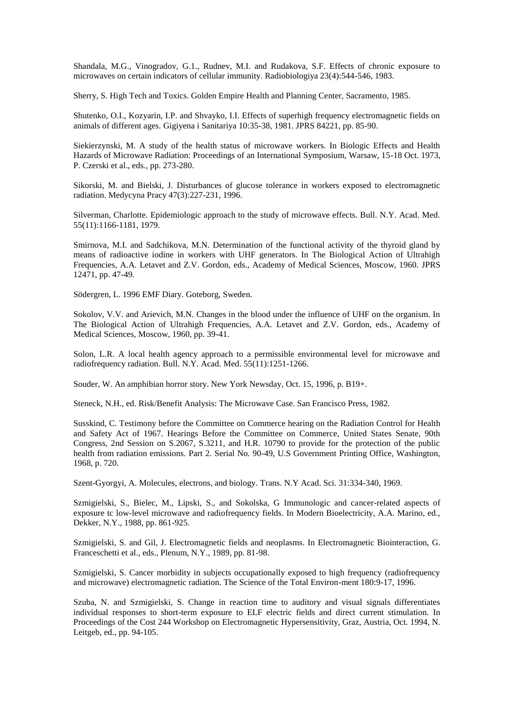Shandala, M.G., Vinogradov, G.1., Rudnev, M.I. and Rudakova, S.F. Effects of chronic exposure to microwaves on certain indicators of cellular immunity. Radiobiologiya 23(4):544-546, 1983.

Sherry, S. High Tech and Toxics. Golden Empire Health and Planning Center, Sacramento, 1985.

Shutenko, O.I., Kozyarin, I.P. and Shvayko, I.I. Effects of superhigh frequency electromagnetic fields on animals of different ages. Gigiyena i Sanitariya 10:35-38, 1981. JPRS 84221, pp. 85-90.

Siekierzynski, M. A study of the health status of microwave workers. In Biologic Effects and Health Hazards of Microwave Radiation: Proceedings of an International Symposium, Warsaw, 15-18 Oct. 1973, P. Czerski et al., eds., pp. 273-280.

Sikorski, M. and Bielski, J. Disturbances of glucose tolerance in workers exposed to electromagnetic radiation. Medycyna Pracy 47(3):227-231, 1996.

Silverman, Charlotte. Epidemiologic approach to the study of microwave effects. Bull. N.Y. Acad. Med. 55(11):1166-1181, 1979.

Smirnova, M.I. and Sadchikova, M.N. Determination of the functional activity of the thyroid gland by means of radioactive iodine in workers with UHF generators. In The Biological Action of Ultrahigh Frequencies, A.A. Letavet and Z.V. Gordon, eds., Academy of Medical Sciences, Moscow, 1960. JPRS 12471, pp. 47-49.

Södergren, L. 1996 EMF Diary. Goteborg, Sweden.

Sokolov, V.V. and Arievich, M.N. Changes in the blood under the influence of UHF on the organism. In The Biological Action of Ultrahigh Frequencies, A.A. Letavet and Z.V. Gordon, eds., Academy of Medical Sciences, Moscow, 1960, pp. 39-41.

Solon, L.R. A local health agency approach to a permissible environmental level for microwave and radiofrequency radiation. Bull. N.Y. Acad. Med. 55(11):1251-1266.

Souder, W. An amphibian horror story. New York Newsday, Oct. 15, 1996, p. B19+.

Steneck, N.H., ed. Risk/Benefit Analysis: The Microwave Case. San Francisco Press, 1982.

Susskind, C. Testimony before the Committee on Commerce hearing on the Radiation Control for Health and Safety Act of 1967. Hearings Before the Committee on Commerce, United States Senate, 90th Congress, 2nd Session on S.2067, S.3211, and H.R. 10790 to provide for the protection of the public health from radiation emissions. Part 2. Serial No. 90-49, U.S Government Printing Office, Washington, 1968, p. 720.

Szent-Gyorgyi, A. Molecules, electrons, and biology. Trans. N.Y Acad. Sci. 31:334-340, 1969.

Szmigielski, S., Bielec, M., Lipski, S., and Sokolska, G Immunologic and cancer-related aspects of exposure tc low-level microwave and radiofrequency fields. In Modern Bioelectricity, A.A. Marino, ed., Dekker, N.Y., 1988, pp. 861-925.

Szmigielski, S. and Gil, J. Electromagnetic fields and neoplasms. In Electromagnetic Biointeraction, G. Franceschetti et al., eds., Plenum, N.Y., 1989, pp. 81-98.

Szmigielski, S. Cancer morbidity in subjects occupationally exposed to high frequency (radiofrequency and microwave) electromagnetic radiation. The Science of the Total Environ-ment 180:9-17, 1996.

Szuba, N. and Szmigielski, S. Change in reaction time to auditory and visual signals differentiates individual responses to short-term exposure to ELF electric fields and direct current stimulation. In Proceedings of the Cost 244 Workshop on Electromagnetic Hypersensitivity, Graz, Austria, Oct. 1994, N. Leitgeb, ed., pp. 94-105.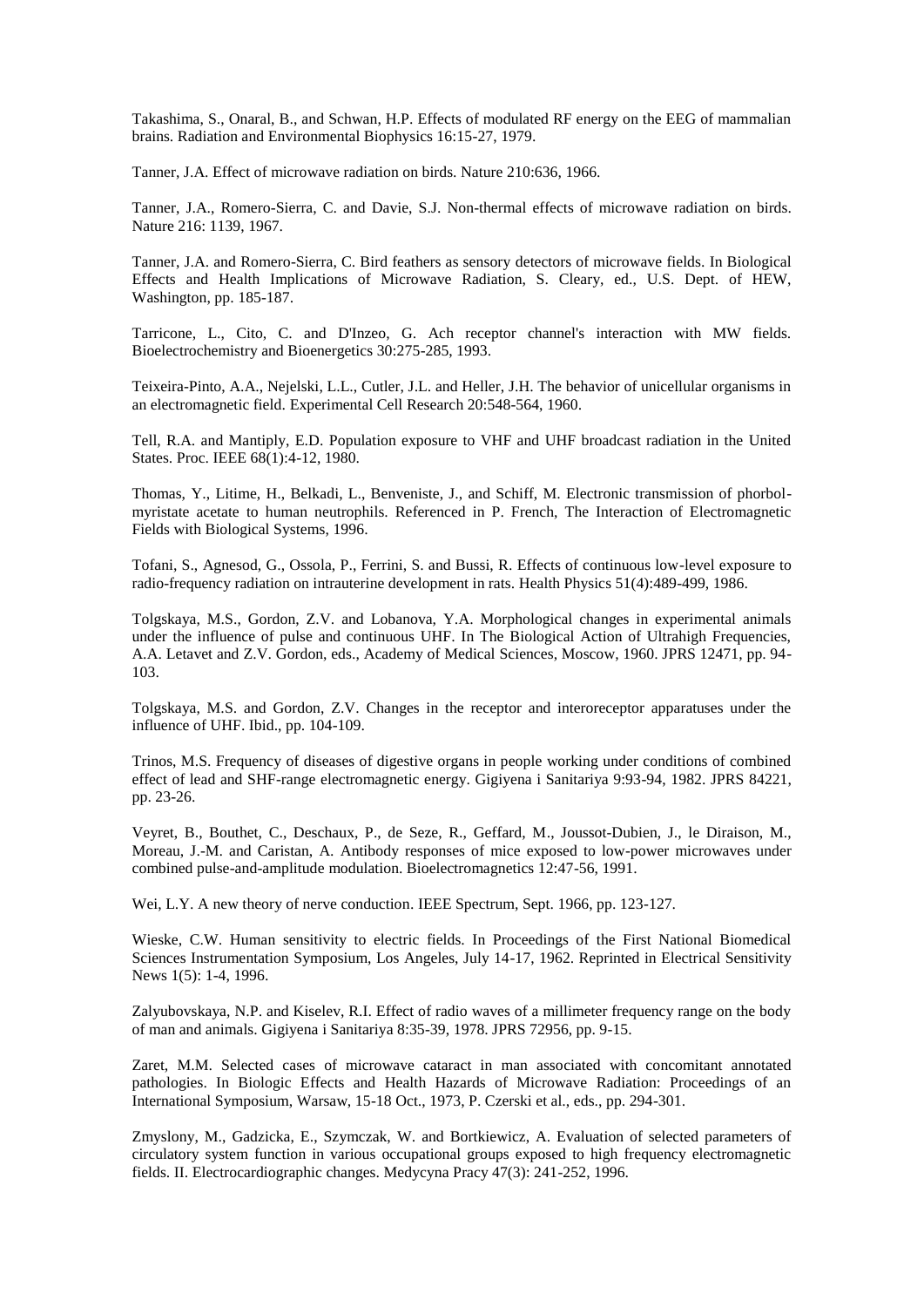Takashima, S., Onaral, B., and Schwan, H.P. Effects of modulated RF energy on the EEG of mammalian brains. Radiation and Environmental Biophysics 16:15-27, 1979.

Tanner, J.A. Effect of microwave radiation on birds. Nature 210:636, 1966.

Tanner, J.A., Romero-Sierra, C. and Davie, S.J. Non-thermal effects of microwave radiation on birds. Nature 216: 1139, 1967.

Tanner, J.A. and Romero-Sierra, C. Bird feathers as sensory detectors of microwave fields. In Biological Effects and Health Implications of Microwave Radiation, S. Cleary, ed., U.S. Dept. of HEW, Washington, pp. 185-187.

Tarricone, L., Cito, C. and D'Inzeo, G. Ach receptor channel's interaction with MW fields. Bioelectrochemistry and Bioenergetics 30:275-285, 1993.

Teixeira-Pinto, A.A., Nejelski, L.L., Cutler, J.L. and Heller, J.H. The behavior of unicellular organisms in an electromagnetic field. Experimental Cell Research 20:548-564, 1960.

Tell, R.A. and Mantiply, E.D. Population exposure to VHF and UHF broadcast radiation in the United States. Proc. IEEE 68(1):4-12, 1980.

Thomas, Y., Litime, H., Belkadi, L., Benveniste, J., and Schiff, M. Electronic transmission of phorbol-myristate acetate to human neutrophils. Referenced in P. French, The Interaction of Electromagnetic Fields with Biological Systems, 1996.

Tofani, S., Agnesod, G., Ossola, P., Ferrini, S. and Bussi, R. Effects of continuous low-level exposure to radio-frequency radiation on intrauterine development in rats. Health Physics 51(4):489-499, 1986.

Tolgskaya, M.S., Gordon, Z.V. and Lobanova, Y.A. Morphological changes in experimental animals under the influence of pulse and continuous UHF. In The Biological Action of Ultrahigh Frequencies, A.A. Letavet and Z.V. Gordon, eds., Academy of Medical Sciences, Moscow, 1960. JPRS 12471, pp. 94-103.

Tolgskaya, M.S. and Gordon, Z.V. Changes in the receptor and interoreceptor apparatuses under the influence of UHF. Ibid., pp. 104-109.

Trinos, M.S. Frequency of diseases of digestive organs in people working under conditions of combined effect of lead and SHF-range electromagnetic energy. Gigiyena i Sanitariya 9:93-94, 1982. JPRS 84221, pp. 23-26.

Veyret, B., Bouthet, C., Deschaux, P., de Seze, R., Geffard, M., Joussot-Dubien, J., le Diraison, M., Moreau, J.-M. and Caristan, A. Antibody responses of mice exposed to low-power microwaves under combined pulse-and-amplitude modulation. Bioelectromagnetics 12:47-56, 1991.

Wei, L.Y. A new theory of nerve conduction. IEEE Spectrum, Sept. 1966, pp. 123-127.

Wieske, C.W. Human sensitivity to electric fields. In Proceedings of the First National Biomedical Sciences Instrumentation Symposium, Los Angeles, July 14-17, 1962. Reprinted in Electrical Sensitivity News 1(5): 1-4, 1996.

Zalyubovskaya, N.P. and Kiselev, R.I. Effect of radio waves of a millimeter frequency range on the body of man and animals. Gigiyena i Sanitariya 8:35-39, 1978. JPRS 72956, pp. 9-15.

Zaret, M.M. Selected cases of microwave cataract in man associated with concomitant annotated pathologies. In Biologic Effects and Health Hazards of Microwave Radiation: Proceedings of an International Symposium, Warsaw, 15-18 Oct., 1973, P. Czerski et al., eds., pp. 294-301.

Zmyslony, M., Gadzicka, E., Szymczak, W. and Bortkiewicz, A. Evaluation of selected parameters of circulatory system function in various occupational groups exposed to high frequency electromagnetic fields. II. Electrocardiographic changes. Medycyna Pracy 47(3): 241-252, 1996.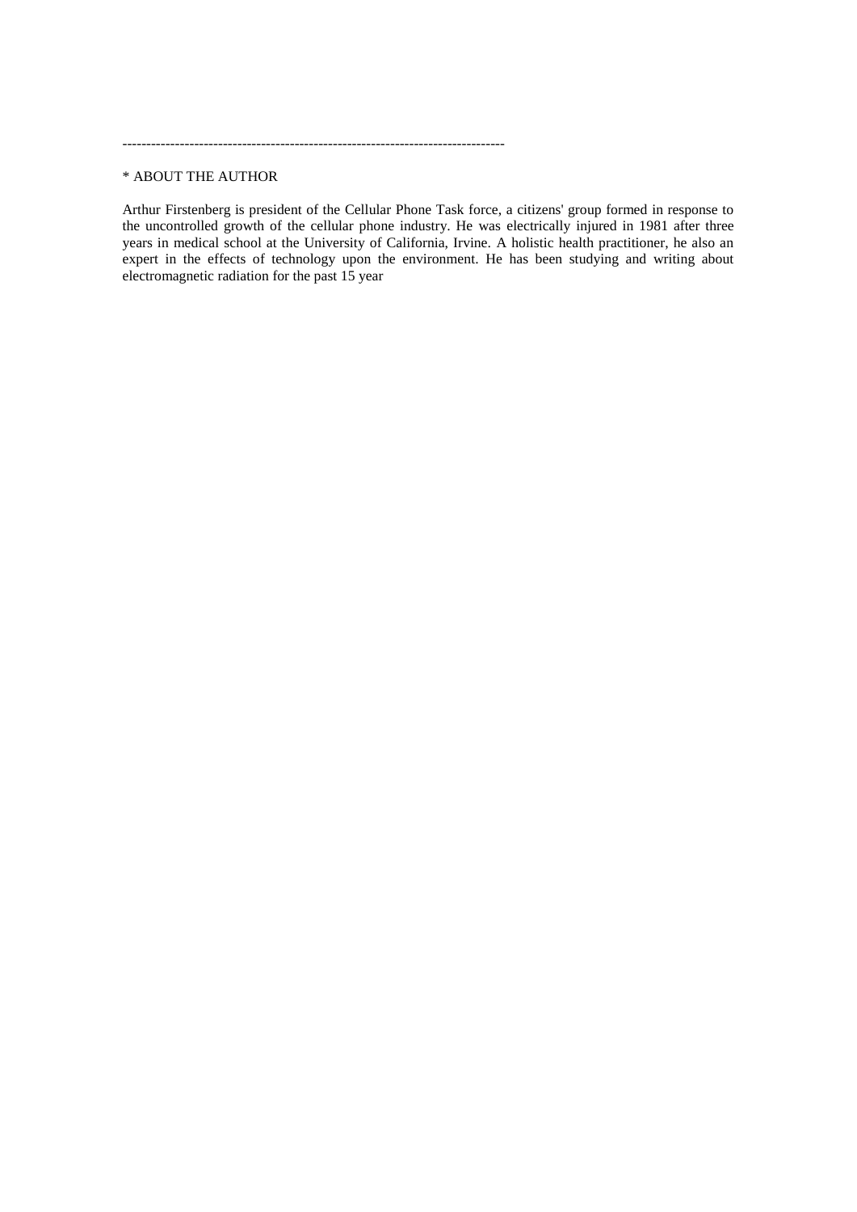--------------------------------------------------------------------------------

\* ABOUT THE AUTHOR

Arthur Firstenberg is president of the Cellular Phone Task force, a citizens' group formed in response to the uncontrolled growth of the cellular phone industry. He was electrically injured in 1981 after three years in medical school at the University of California, Irvine. A holistic health practitioner, he also an expert in the effects of technology upon the environment. He has been studying and writing about electromagnetic radiation for the past 15 year